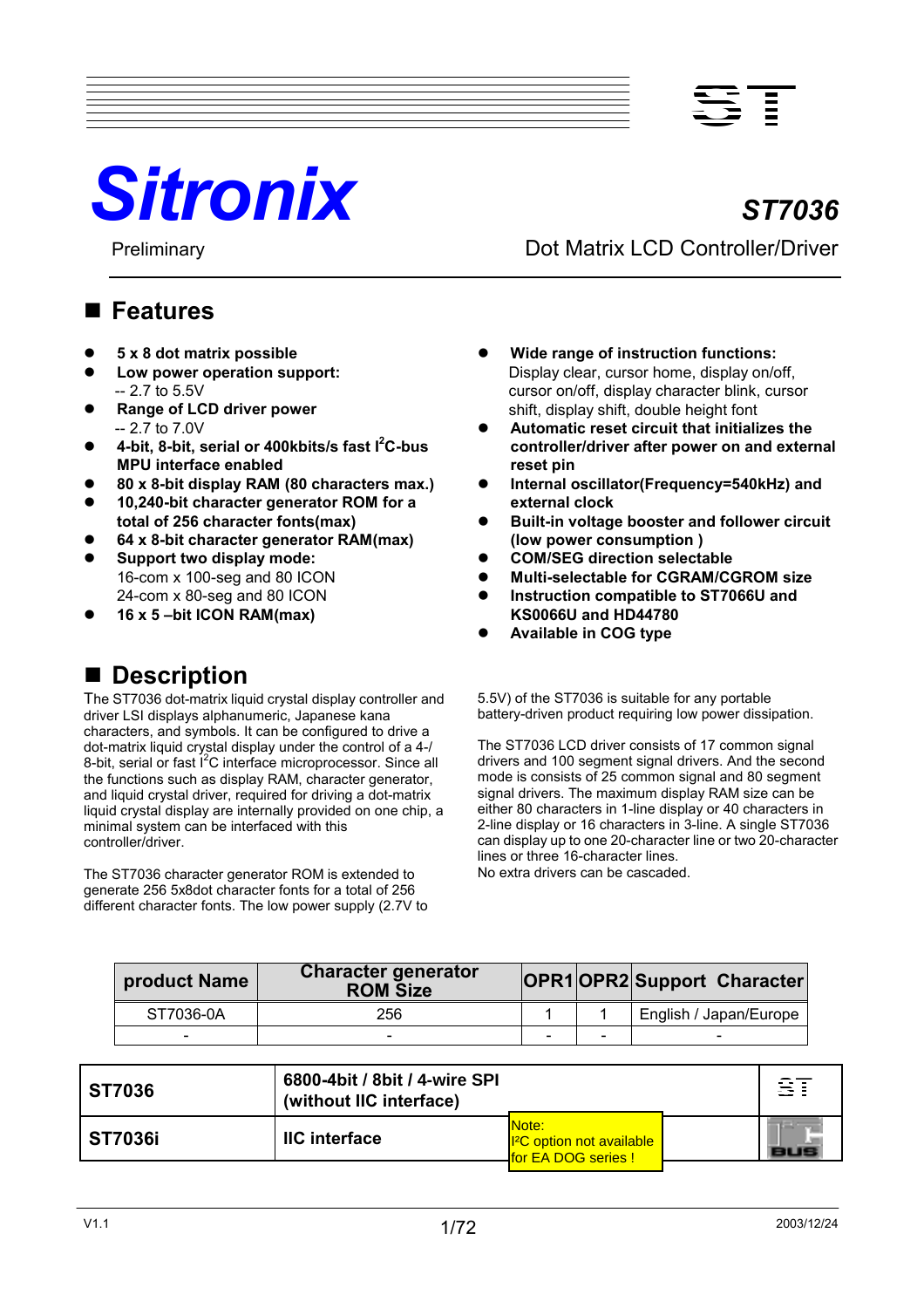# Sitronix

Preliminary

## ST7036

Dot Matrix LCD Controller/Driver

## ■ Features

- **5 x 8 dot matrix possible**
- **Low power operation support:**
  -- 2.7 to 5.5V
- **Range of LCD driver power**
  -- 2.7 to 7.0V
- **4-bit, 8-bit, serial or 400kbits/s fast I²C-bus MPU interface enabled**
- **80 x 8-bit display RAM (80 characters max.)**
- **10,240-bit character generator ROM for a total of 256 character fonts(max)**
- **64 x 8-bit character generator RAM(max)**
- **Support two display mode:**
  16-com x 100-seg and 80 ICON
  24-com x 80-seg and 80 ICON
- **16 x 5 –bit ICON RAM(max)**
- **Wide range of instruction functions:**
  Display clear, cursor home, display on/off, cursor on/off, display character blink, cursor shift, display shift, double height font
- **Automatic reset circuit that initializes the controller/driver after power on and external reset pin**
- **Internal oscillator(Frequency=540kHz) and external clock**
- **Built-in voltage booster and follower circuit (low power consumption )**
- **COM/SEG direction selectable**
- **Multi-selectable for CGRAM/CGROM size**
- **Instruction compatible to ST7066U and KS0066U and HD44780**
- **Available in COG type**

## ■ Description

The ST7036 dot-matrix liquid crystal display controller and driver LSI displays alphanumeric, Japanese kana characters, and symbols. It can be configured to drive a dot-matrix liquid crystal display under the control of a 4-/ 8-bit, serial or fast I²C interface microprocessor. Since all the functions such as display RAM, character generator, and liquid crystal driver, required for driving a dot-matrix liquid crystal display are internally provided on one chip, a minimal system can be interfaced with this controller/driver.

The ST7036 character generator ROM is extended to generate 256 5x8dot character fonts for a total of 256 different character fonts. The low power supply (2.7V to 5.5V) of the ST7036 is suitable for any portable battery-driven product requiring low power dissipation.

The ST7036 LCD driver consists of 17 common signal drivers and 100 segment signal drivers. And the second mode is consists of 25 common signal and 80 segment signal drivers. The maximum display RAM size can be either 80 characters in 1-line display or 40 characters in 2-line display or 16 characters in 3-line. A single ST7036 can display up to one 20-character line or two 20-character lines or three 16-character lines.
No extra drivers can be cascaded.

| product Name | Character generator ROM Size | OPR1 | OPR2 | Support Character |
|---|---|---|---|---|
| ST7036-0A | 256 | 1 | 1 | English / Japan/Europe |
| - | - | - | - | - |

| | | |
|---|---|---|
| **ST7036** | **6800-4bit / 8bit / 4-wire SPI (without IIC interface)** | |
| **ST7036i** | **IIC interface** | Note: I²C option not available for EA DOG series ! |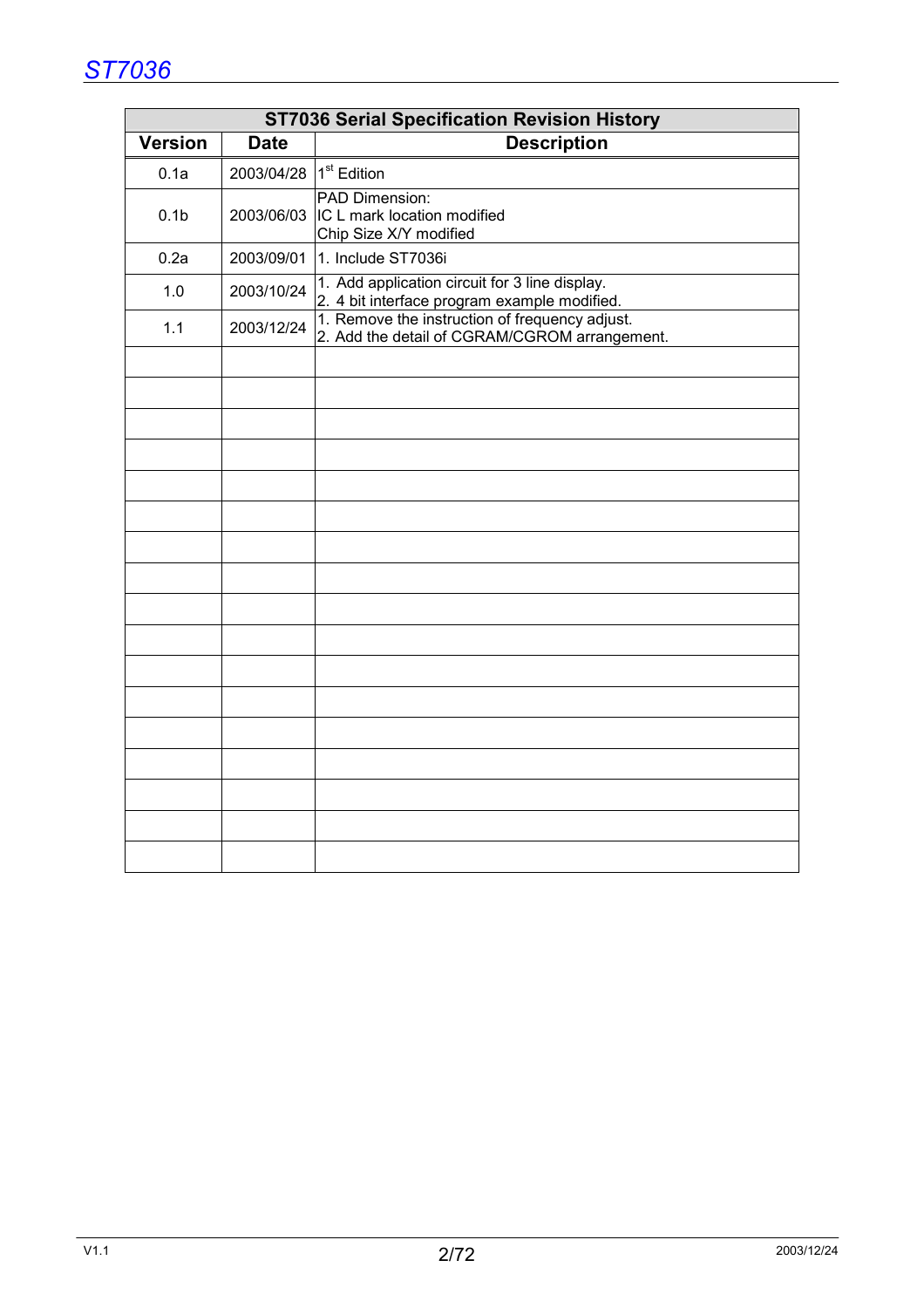| ST7036 Serial Specification Revision History | | |
|---|---|---|
| **Version** | **Date** | **Description** |
| 0.1a | 2003/04/28 | 1st Edition |
| 0.1b | 2003/06/03 | PAD Dimension:<br>IC L mark location modified<br>Chip Size X/Y modified |
| 0.2a | 2003/09/01 | 1. Include ST7036i |
| 1.0 | 2003/10/24 | 1. Add application circuit for 3 line display.<br>2. 4 bit interface program example modified. |
| 1.1 | 2003/12/24 | 1. Remove the instruction of frequency adjust.<br>2. Add the detail of CGRAM/CGROM arrangement. |
| | | |
| | | |
| | | |
| | | |
| | | |
| | | |
| | | |
| | | |
| | | |
| | | |
| | | |
| | | |
| | | |
| | | |
| | | |
| | | |
| | | |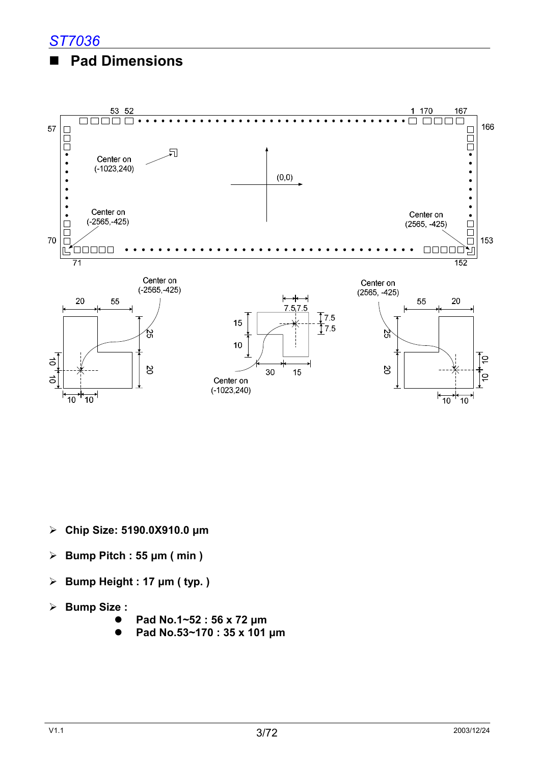## ■ Pad Dimensions

53 52
1 170 167
57
166
70
153
71
152
Center on
(-1023,240)
(0,0)
Center on
(-2565,-425)
Center on
(2565, -425)

Center on
(-2565,-425)
20 55
25
20
10
10
10 10

7.5 7.5
15
10
7.5
7.5
30 15
Center on
(-1023,240)

Center on
(2565, -425)
55 20
25
20
10
10
10 10

- **Chip Size: 5190.0X910.0 µm**
- **Bump Pitch : 55 µm ( min )**
- **Bump Height : 17 µm ( typ. )**
- **Bump Size :**
  - **Pad No.1~52 : 56 x 72 µm**
  - **Pad No.53~170 : 35 x 101 µm**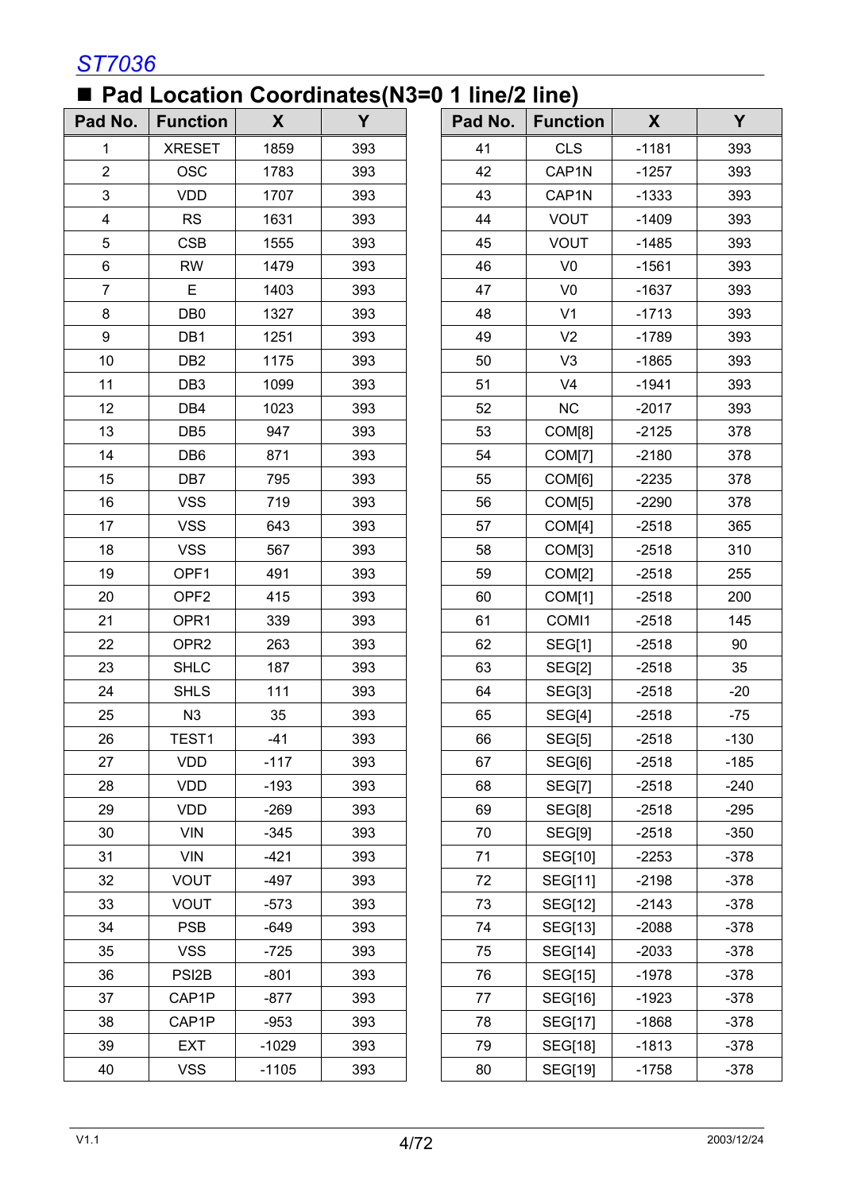## Pad Location Coordinates(N3=0 1 line/2 line)

| Pad No. | Function | X | Y |
|---|---|---|---|
| 1 | XRESET | 1859 | 393 |
| 2 | OSC | 1783 | 393 |
| 3 | VDD | 1707 | 393 |
| 4 | RS | 1631 | 393 |
| 5 | CSB | 1555 | 393 |
| 6 | RW | 1479 | 393 |
| 7 | E | 1403 | 393 |
| 8 | DB0 | 1327 | 393 |
| 9 | DB1 | 1251 | 393 |
| 10 | DB2 | 1175 | 393 |
| 11 | DB3 | 1099 | 393 |
| 12 | DB4 | 1023 | 393 |
| 13 | DB5 | 947 | 393 |
| 14 | DB6 | 871 | 393 |
| 15 | DB7 | 795 | 393 |
| 16 | VSS | 719 | 393 |
| 17 | VSS | 643 | 393 |
| 18 | VSS | 567 | 393 |
| 19 | OPF1 | 491 | 393 |
| 20 | OPF2 | 415 | 393 |
| 21 | OPR1 | 339 | 393 |
| 22 | OPR2 | 263 | 393 |
| 23 | SHLC | 187 | 393 |
| 24 | SHLS | 111 | 393 |
| 25 | N3 | 35 | 393 |
| 26 | TEST1 | -41 | 393 |
| 27 | VDD | -117 | 393 |
| 28 | VDD | -193 | 393 |
| 29 | VDD | -269 | 393 |
| 30 | VIN | -345 | 393 |
| 31 | VIN | -421 | 393 |
| 32 | VOUT | -497 | 393 |
| 33 | VOUT | -573 | 393 |
| 34 | PSB | -649 | 393 |
| 35 | VSS | -725 | 393 |
| 36 | PSI2B | -801 | 393 |
| 37 | CAP1P | -877 | 393 |
| 38 | CAP1P | -953 | 393 |
| 39 | EXT | -1029 | 393 |
| 40 | VSS | -1105 | 393 |
| 41 | CLS | -1181 | 393 |
| 42 | CAP1N | -1257 | 393 |
| 43 | CAP1N | -1333 | 393 |
| 44 | VOUT | -1409 | 393 |
| 45 | VOUT | -1485 | 393 |
| 46 | V0 | -1561 | 393 |
| 47 | V0 | -1637 | 393 |
| 48 | V1 | -1713 | 393 |
| 49 | V2 | -1789 | 393 |
| 50 | V3 | -1865 | 393 |
| 51 | V4 | -1941 | 393 |
| 52 | NC | -2017 | 393 |
| 53 | COM[8] | -2125 | 378 |
| 54 | COM[7] | -2180 | 378 |
| 55 | COM[6] | -2235 | 378 |
| 56 | COM[5] | -2290 | 378 |
| 57 | COM[4] | -2518 | 365 |
| 58 | COM[3] | -2518 | 310 |
| 59 | COM[2] | -2518 | 255 |
| 60 | COM[1] | -2518 | 200 |
| 61 | COMI1 | -2518 | 145 |
| 62 | SEG[1] | -2518 | 90 |
| 63 | SEG[2] | -2518 | 35 |
| 64 | SEG[3] | -2518 | -20 |
| 65 | SEG[4] | -2518 | -75 |
| 66 | SEG[5] | -2518 | -130 |
| 67 | SEG[6] | -2518 | -185 |
| 68 | SEG[7] | -2518 | -240 |
| 69 | SEG[8] | -2518 | -295 |
| 70 | SEG[9] | -2518 | -350 |
| 71 | SEG[10] | -2253 | -378 |
| 72 | SEG[11] | -2198 | -378 |
| 73 | SEG[12] | -2143 | -378 |
| 74 | SEG[13] | -2088 | -378 |
| 75 | SEG[14] | -2033 | -378 |
| 76 | SEG[15] | -1978 | -378 |
| 77 | SEG[16] | -1923 | -378 |
| 78 | SEG[17] | -1868 | -378 |
| 79 | SEG[18] | -1813 | -378 |
| 80 | SEG[19] | -1758 | -378 |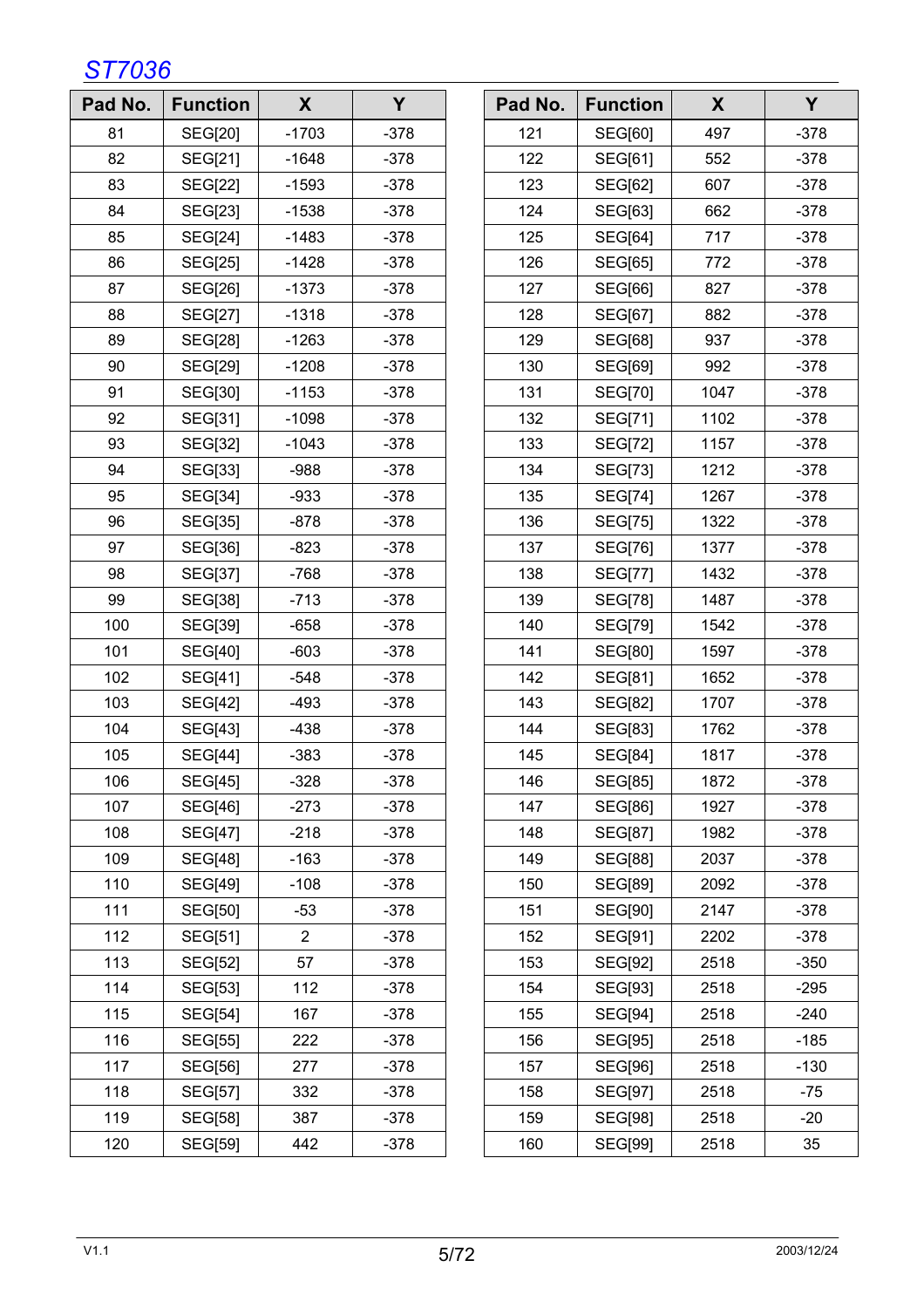| Pad No. | Function | X | Y |
|---|---|---|---|
| 81 | SEG[20] | -1703 | -378 |
| 82 | SEG[21] | -1648 | -378 |
| 83 | SEG[22] | -1593 | -378 |
| 84 | SEG[23] | -1538 | -378 |
| 85 | SEG[24] | -1483 | -378 |
| 86 | SEG[25] | -1428 | -378 |
| 87 | SEG[26] | -1373 | -378 |
| 88 | SEG[27] | -1318 | -378 |
| 89 | SEG[28] | -1263 | -378 |
| 90 | SEG[29] | -1208 | -378 |
| 91 | SEG[30] | -1153 | -378 |
| 92 | SEG[31] | -1098 | -378 |
| 93 | SEG[32] | -1043 | -378 |
| 94 | SEG[33] | -988 | -378 |
| 95 | SEG[34] | -933 | -378 |
| 96 | SEG[35] | -878 | -378 |
| 97 | SEG[36] | -823 | -378 |
| 98 | SEG[37] | -768 | -378 |
| 99 | SEG[38] | -713 | -378 |
| 100 | SEG[39] | -658 | -378 |
| 101 | SEG[40] | -603 | -378 |
| 102 | SEG[41] | -548 | -378 |
| 103 | SEG[42] | -493 | -378 |
| 104 | SEG[43] | -438 | -378 |
| 105 | SEG[44] | -383 | -378 |
| 106 | SEG[45] | -328 | -378 |
| 107 | SEG[46] | -273 | -378 |
| 108 | SEG[47] | -218 | -378 |
| 109 | SEG[48] | -163 | -378 |
| 110 | SEG[49] | -108 | -378 |
| 111 | SEG[50] | -53 | -378 |
| 112 | SEG[51] | 2 | -378 |
| 113 | SEG[52] | 57 | -378 |
| 114 | SEG[53] | 112 | -378 |
| 115 | SEG[54] | 167 | -378 |
| 116 | SEG[55] | 222 | -378 |
| 117 | SEG[56] | 277 | -378 |
| 118 | SEG[57] | 332 | -378 |
| 119 | SEG[58] | 387 | -378 |
| 120 | SEG[59] | 442 | -378 |

| Pad No. | Function | X | Y |
|---|---|---|---|
| 121 | SEG[60] | 497 | -378 |
| 122 | SEG[61] | 552 | -378 |
| 123 | SEG[62] | 607 | -378 |
| 124 | SEG[63] | 662 | -378 |
| 125 | SEG[64] | 717 | -378 |
| 126 | SEG[65] | 772 | -378 |
| 127 | SEG[66] | 827 | -378 |
| 128 | SEG[67] | 882 | -378 |
| 129 | SEG[68] | 937 | -378 |
| 130 | SEG[69] | 992 | -378 |
| 131 | SEG[70] | 1047 | -378 |
| 132 | SEG[71] | 1102 | -378 |
| 133 | SEG[72] | 1157 | -378 |
| 134 | SEG[73] | 1212 | -378 |
| 135 | SEG[74] | 1267 | -378 |
| 136 | SEG[75] | 1322 | -378 |
| 137 | SEG[76] | 1377 | -378 |
| 138 | SEG[77] | 1432 | -378 |
| 139 | SEG[78] | 1487 | -378 |
| 140 | SEG[79] | 1542 | -378 |
| 141 | SEG[80] | 1597 | -378 |
| 142 | SEG[81] | 1652 | -378 |
| 143 | SEG[82] | 1707 | -378 |
| 144 | SEG[83] | 1762 | -378 |
| 145 | SEG[84] | 1817 | -378 |
| 146 | SEG[85] | 1872 | -378 |
| 147 | SEG[86] | 1927 | -378 |
| 148 | SEG[87] | 1982 | -378 |
| 149 | SEG[88] | 2037 | -378 |
| 150 | SEG[89] | 2092 | -378 |
| 151 | SEG[90] | 2147 | -378 |
| 152 | SEG[91] | 2202 | -378 |
| 153 | SEG[92] | 2518 | -350 |
| 154 | SEG[93] | 2518 | -295 |
| 155 | SEG[94] | 2518 | -240 |
| 156 | SEG[95] | 2518 | -185 |
| 157 | SEG[96] | 2518 | -130 |
| 158 | SEG[97] | 2518 | -75 |
| 159 | SEG[98] | 2518 | -20 |
| 160 | SEG[99] | 2518 | 35 |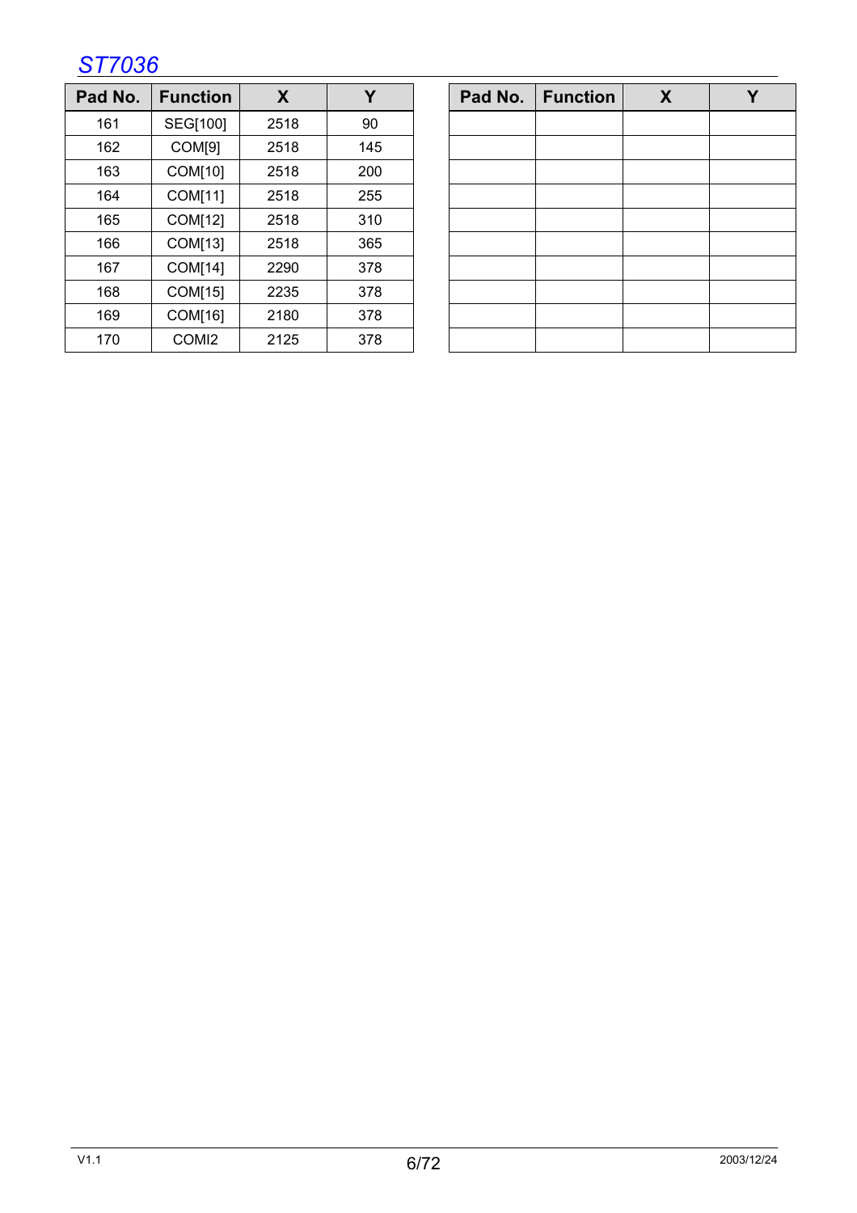| Pad No. | Function | X | Y | Pad No. | Function | X | Y |
|---|---|---|---|---|---|---|---|
| 161 | SEG[100] | 2518 | 90 | | | | |
| 162 | COM[9] | 2518 | 145 | | | | |
| 163 | COM[10] | 2518 | 200 | | | | |
| 164 | COM[11] | 2518 | 255 | | | | |
| 165 | COM[12] | 2518 | 310 | | | | |
| 166 | COM[13] | 2518 | 365 | | | | |
| 167 | COM[14] | 2290 | 378 | | | | |
| 168 | COM[15] | 2235 | 378 | | | | |
| 169 | COM[16] | 2180 | 378 | | | | |
| 170 | COMI2 | 2125 | 378 | | | | |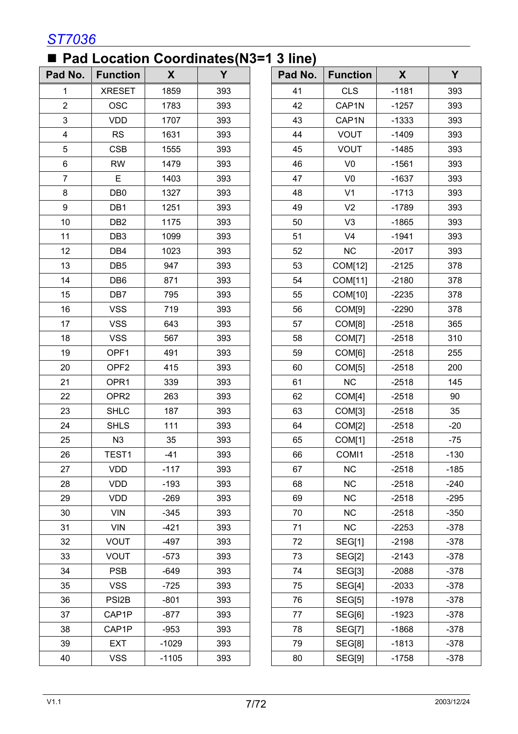## ■ Pad Location Coordinates(N3=1 3 line)

| Pad No. | Function | X | Y |
|---|---|---|---|
| 1 | XRESET | 1859 | 393 |
| 2 | OSC | 1783 | 393 |
| 3 | VDD | 1707 | 393 |
| 4 | RS | 1631 | 393 |
| 5 | CSB | 1555 | 393 |
| 6 | RW | 1479 | 393 |
| 7 | E | 1403 | 393 |
| 8 | DB0 | 1327 | 393 |
| 9 | DB1 | 1251 | 393 |
| 10 | DB2 | 1175 | 393 |
| 11 | DB3 | 1099 | 393 |
| 12 | DB4 | 1023 | 393 |
| 13 | DB5 | 947 | 393 |
| 14 | DB6 | 871 | 393 |
| 15 | DB7 | 795 | 393 |
| 16 | VSS | 719 | 393 |
| 17 | VSS | 643 | 393 |
| 18 | VSS | 567 | 393 |
| 19 | OPF1 | 491 | 393 |
| 20 | OPF2 | 415 | 393 |
| 21 | OPR1 | 339 | 393 |
| 22 | OPR2 | 263 | 393 |
| 23 | SHLC | 187 | 393 |
| 24 | SHLS | 111 | 393 |
| 25 | N3 | 35 | 393 |
| 26 | TEST1 | -41 | 393 |
| 27 | VDD | -117 | 393 |
| 28 | VDD | -193 | 393 |
| 29 | VDD | -269 | 393 |
| 30 | VIN | -345 | 393 |
| 31 | VIN | -421 | 393 |
| 32 | VOUT | -497 | 393 |
| 33 | VOUT | -573 | 393 |
| 34 | PSB | -649 | 393 |
| 35 | VSS | -725 | 393 |
| 36 | PSI2B | -801 | 393 |
| 37 | CAP1P | -877 | 393 |
| 38 | CAP1P | -953 | 393 |
| 39 | EXT | -1029 | 393 |
| 40 | VSS | -1105 | 393 |
| 41 | CLS | -1181 | 393 |
| 42 | CAP1N | -1257 | 393 |
| 43 | CAP1N | -1333 | 393 |
| 44 | VOUT | -1409 | 393 |
| 45 | VOUT | -1485 | 393 |
| 46 | V0 | -1561 | 393 |
| 47 | V0 | -1637 | 393 |
| 48 | V1 | -1713 | 393 |
| 49 | V2 | -1789 | 393 |
| 50 | V3 | -1865 | 393 |
| 51 | V4 | -1941 | 393 |
| 52 | NC | -2017 | 393 |
| 53 | COM[12] | -2125 | 378 |
| 54 | COM[11] | -2180 | 378 |
| 55 | COM[10] | -2235 | 378 |
| 56 | COM[9] | -2290 | 378 |
| 57 | COM[8] | -2518 | 365 |
| 58 | COM[7] | -2518 | 310 |
| 59 | COM[6] | -2518 | 255 |
| 60 | COM[5] | -2518 | 200 |
| 61 | NC | -2518 | 145 |
| 62 | COM[4] | -2518 | 90 |
| 63 | COM[3] | -2518 | 35 |
| 64 | COM[2] | -2518 | -20 |
| 65 | COM[1] | -2518 | -75 |
| 66 | COMI1 | -2518 | -130 |
| 67 | NC | -2518 | -185 |
| 68 | NC | -2518 | -240 |
| 69 | NC | -2518 | -295 |
| 70 | NC | -2518 | -350 |
| 71 | NC | -2253 | -378 |
| 72 | SEG[1] | -2198 | -378 |
| 73 | SEG[2] | -2143 | -378 |
| 74 | SEG[3] | -2088 | -378 |
| 75 | SEG[4] | -2033 | -378 |
| 76 | SEG[5] | -1978 | -378 |
| 77 | SEG[6] | -1923 | -378 |
| 78 | SEG[7] | -1868 | -378 |
| 79 | SEG[8] | -1813 | -378 |
| 80 | SEG[9] | -1758 | -378 |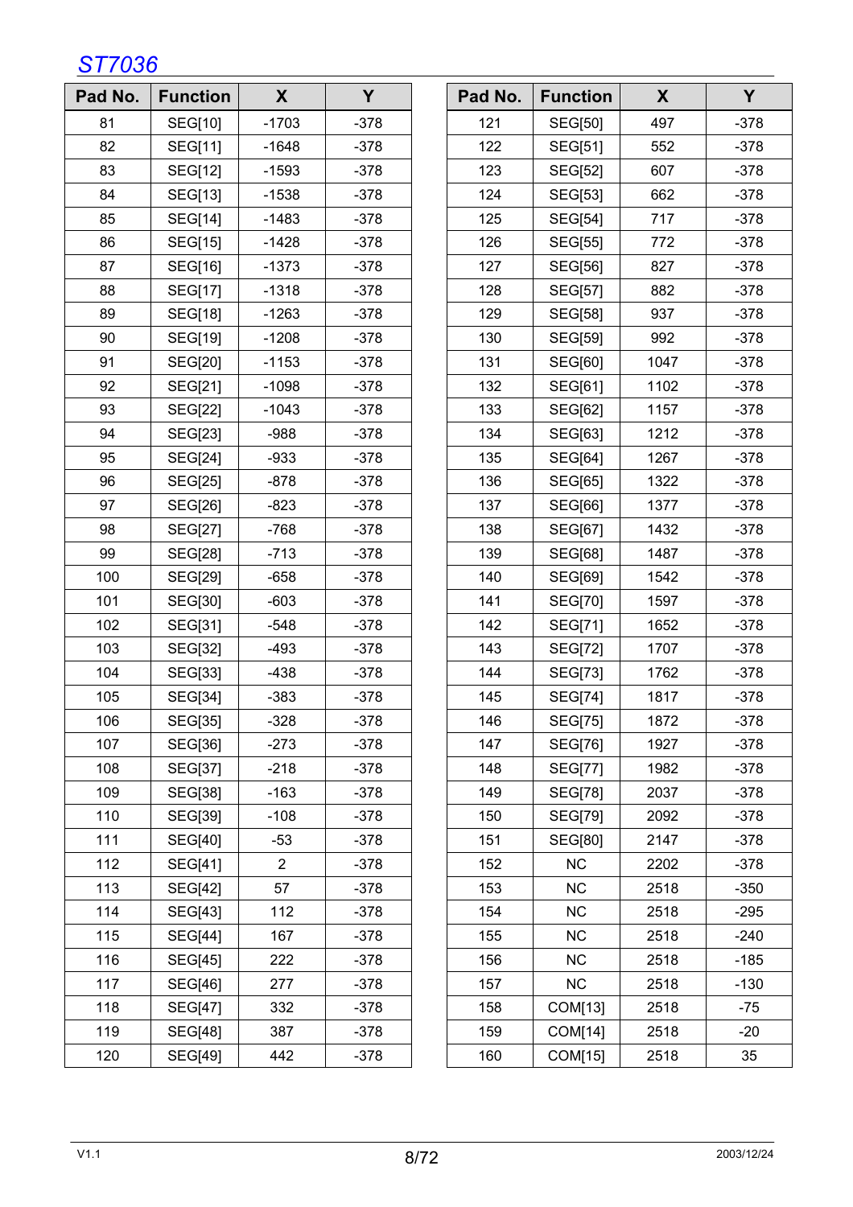| Pad No. | Function | X | Y |
|---|---|---|---|
| 81 | SEG[10] | -1703 | -378 |
| 82 | SEG[11] | -1648 | -378 |
| 83 | SEG[12] | -1593 | -378 |
| 84 | SEG[13] | -1538 | -378 |
| 85 | SEG[14] | -1483 | -378 |
| 86 | SEG[15] | -1428 | -378 |
| 87 | SEG[16] | -1373 | -378 |
| 88 | SEG[17] | -1318 | -378 |
| 89 | SEG[18] | -1263 | -378 |
| 90 | SEG[19] | -1208 | -378 |
| 91 | SEG[20] | -1153 | -378 |
| 92 | SEG[21] | -1098 | -378 |
| 93 | SEG[22] | -1043 | -378 |
| 94 | SEG[23] | -988 | -378 |
| 95 | SEG[24] | -933 | -378 |
| 96 | SEG[25] | -878 | -378 |
| 97 | SEG[26] | -823 | -378 |
| 98 | SEG[27] | -768 | -378 |
| 99 | SEG[28] | -713 | -378 |
| 100 | SEG[29] | -658 | -378 |
| 101 | SEG[30] | -603 | -378 |
| 102 | SEG[31] | -548 | -378 |
| 103 | SEG[32] | -493 | -378 |
| 104 | SEG[33] | -438 | -378 |
| 105 | SEG[34] | -383 | -378 |
| 106 | SEG[35] | -328 | -378 |
| 107 | SEG[36] | -273 | -378 |
| 108 | SEG[37] | -218 | -378 |
| 109 | SEG[38] | -163 | -378 |
| 110 | SEG[39] | -108 | -378 |
| 111 | SEG[40] | -53 | -378 |
| 112 | SEG[41] | 2 | -378 |
| 113 | SEG[42] | 57 | -378 |
| 114 | SEG[43] | 112 | -378 |
| 115 | SEG[44] | 167 | -378 |
| 116 | SEG[45] | 222 | -378 |
| 117 | SEG[46] | 277 | -378 |
| 118 | SEG[47] | 332 | -378 |
| 119 | SEG[48] | 387 | -378 |
| 120 | SEG[49] | 442 | -378 |

| Pad No. | Function | X | Y |
|---|---|---|---|
| 121 | SEG[50] | 497 | -378 |
| 122 | SEG[51] | 552 | -378 |
| 123 | SEG[52] | 607 | -378 |
| 124 | SEG[53] | 662 | -378 |
| 125 | SEG[54] | 717 | -378 |
| 126 | SEG[55] | 772 | -378 |
| 127 | SEG[56] | 827 | -378 |
| 128 | SEG[57] | 882 | -378 |
| 129 | SEG[58] | 937 | -378 |
| 130 | SEG[59] | 992 | -378 |
| 131 | SEG[60] | 1047 | -378 |
| 132 | SEG[61] | 1102 | -378 |
| 133 | SEG[62] | 1157 | -378 |
| 134 | SEG[63] | 1212 | -378 |
| 135 | SEG[64] | 1267 | -378 |
| 136 | SEG[65] | 1322 | -378 |
| 137 | SEG[66] | 1377 | -378 |
| 138 | SEG[67] | 1432 | -378 |
| 139 | SEG[68] | 1487 | -378 |
| 140 | SEG[69] | 1542 | -378 |
| 141 | SEG[70] | 1597 | -378 |
| 142 | SEG[71] | 1652 | -378 |
| 143 | SEG[72] | 1707 | -378 |
| 144 | SEG[73] | 1762 | -378 |
| 145 | SEG[74] | 1817 | -378 |
| 146 | SEG[75] | 1872 | -378 |
| 147 | SEG[76] | 1927 | -378 |
| 148 | SEG[77] | 1982 | -378 |
| 149 | SEG[78] | 2037 | -378 |
| 150 | SEG[79] | 2092 | -378 |
| 151 | SEG[80] | 2147 | -378 |
| 152 | NC | 2202 | -378 |
| 153 | NC | 2518 | -350 |
| 154 | NC | 2518 | -295 |
| 155 | NC | 2518 | -240 |
| 156 | NC | 2518 | -185 |
| 157 | NC | 2518 | -130 |
| 158 | COM[13] | 2518 | -75 |
| 159 | COM[14] | 2518 | -20 |
| 160 | COM[15] | 2518 | 35 |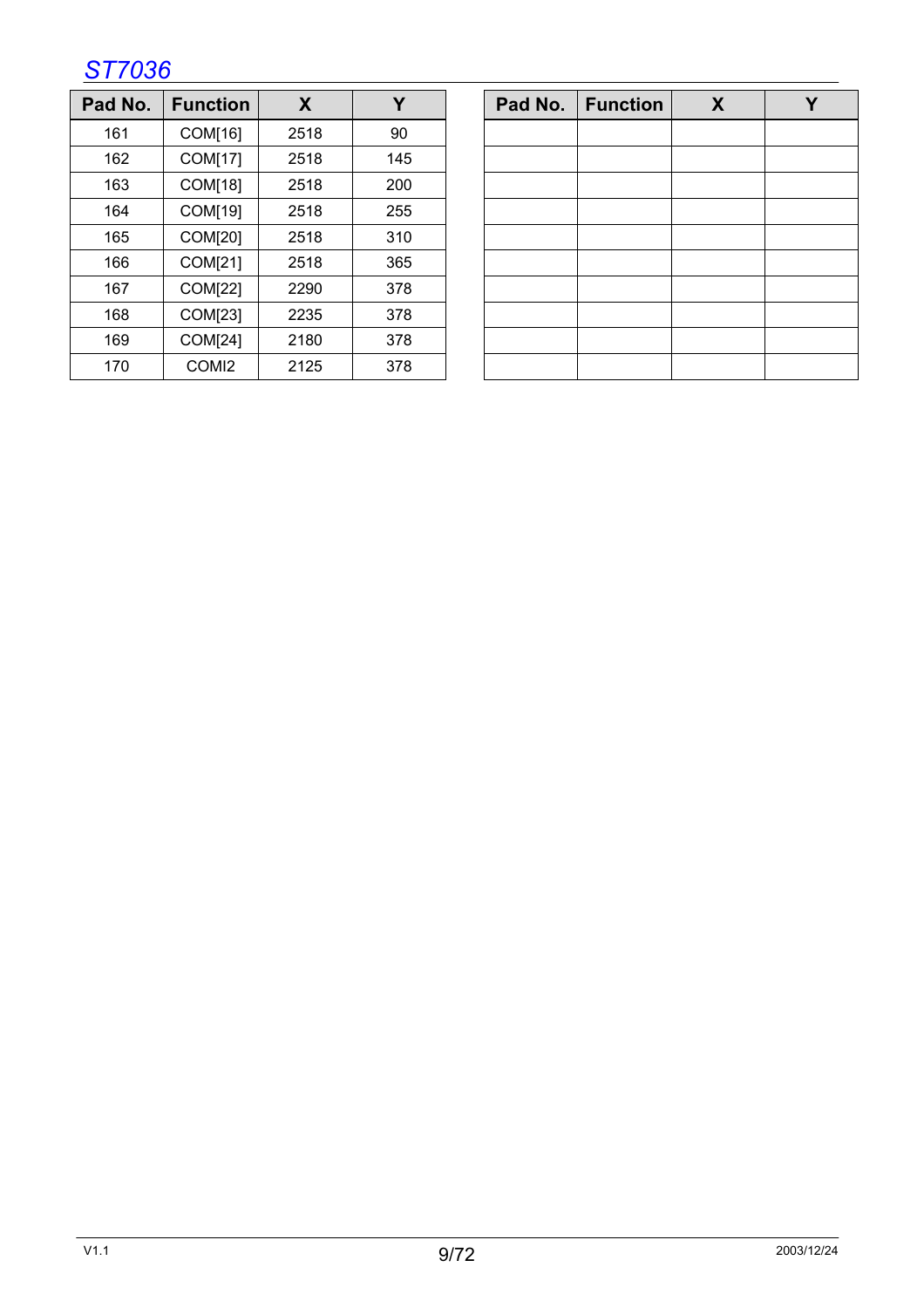| Pad No. | Function | X | Y | Pad No. | Function | X | Y |
|---|---|---|---|---|---|---|---|
| 161 | COM[16] | 2518 | 90 | | | | |
| 162 | COM[17] | 2518 | 145 | | | | |
| 163 | COM[18] | 2518 | 200 | | | | |
| 164 | COM[19] | 2518 | 255 | | | | |
| 165 | COM[20] | 2518 | 310 | | | | |
| 166 | COM[21] | 2518 | 365 | | | | |
| 167 | COM[22] | 2290 | 378 | | | | |
| 168 | COM[23] | 2235 | 378 | | | | |
| 169 | COM[24] | 2180 | 378 | | | | |
| 170 | COMI2 | 2125 | 378 | | | | |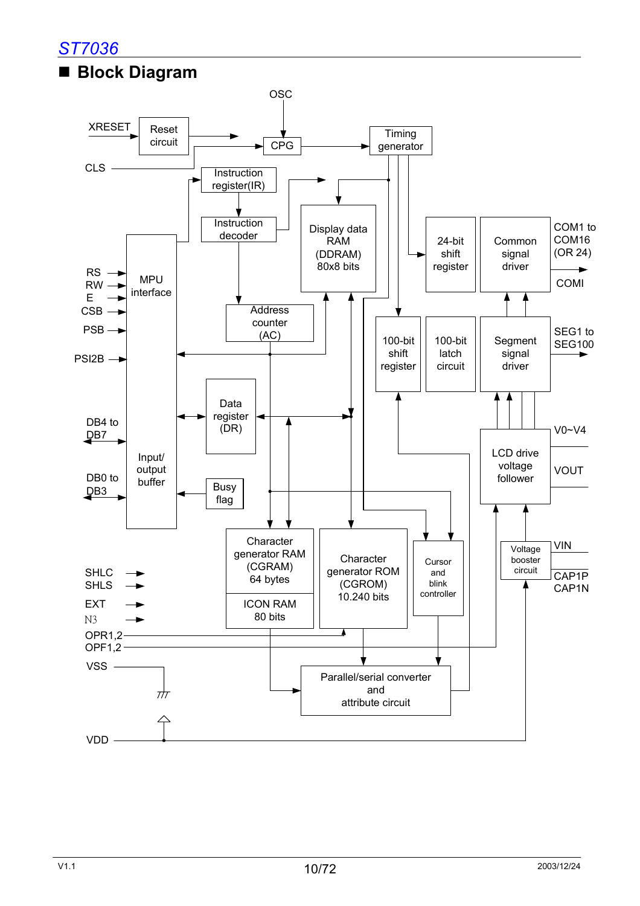## Block Diagram

OSC

XRESET

Reset circuit

CPG

Timing generator

CLS

Instruction register(IR)

Instruction decoder

Display data RAM (DDRAM) 80x8 bits

24-bit shift register

Common signal driver

COM1 to COM16 (OR 24)

COMI

RS
RW
E
CSB
PSB

MPU interface

Address counter (AC)

100-bit shift register

100-bit latch circuit

Segment signal driver

SEG1 to SEG100

PSI2B

Data register (DR)

DB4 to DB7

Input/ output buffer

LCD drive voltage follower

V0~V4

VOUT

DB0 to DB3

Busy flag

Character generator RAM (CGRAM) 64 bytes

ICON RAM 80 bits

Character generator ROM (CGROM) 10.240 bits

Cursor and blink controller

Voltage booster circuit

VIN

CAP1P
CAP1N

SHLC
SHLS
EXT
N3
OPR1,2
OPF1,2

VSS

Parallel/serial converter and attribute circuit

VDD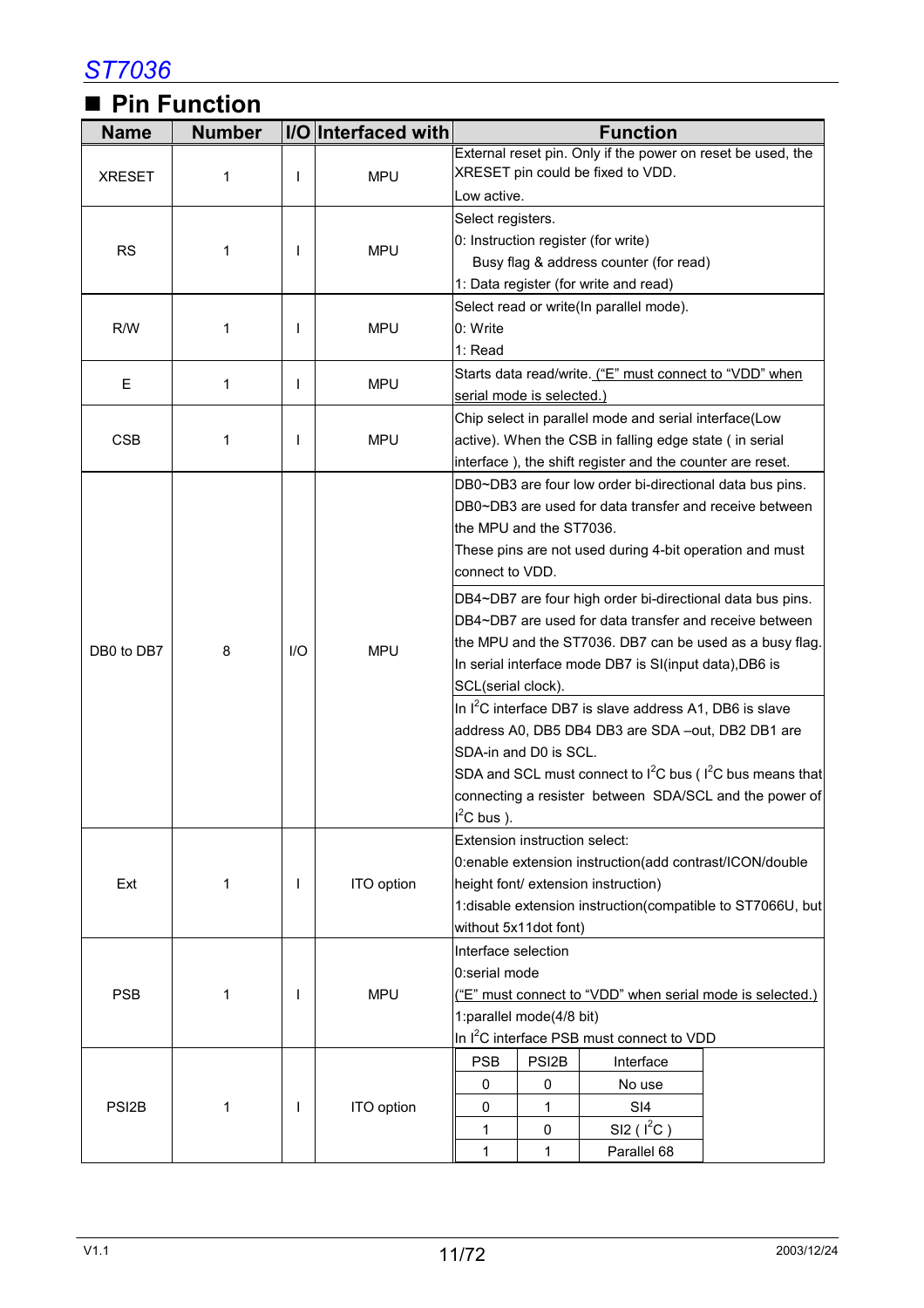## ■ Pin Function

| Name | Number | I/O | Interfaced with | Function |
|---|---|---|---|---|
| XRESET | 1 | I | MPU | External reset pin. Only if the power on reset be used, the XRESET pin could be fixed to VDD.<br>Low active. |
| RS | 1 | I | MPU | Select registers.<br>0: Instruction register (for write)<br>Busy flag & address counter (for read)<br>1: Data register (for write and read) |
| R/W | 1 | I | MPU | Select read or write(In parallel mode).<br>0: Write<br>1: Read |
| E | 1 | I | MPU | Starts data read/write. ("E" must connect to "VDD" when serial mode is selected.) |
| CSB | 1 | I | MPU | Chip select in parallel mode and serial interface(Low active). When the CSB in falling edge state ( in serial interface ), the shift register and the counter are reset. |
| DB0 to DB7 | 8 | I/O | MPU | DB0~DB3 are four low order bi-directional data bus pins. DB0~DB3 are used for data transfer and receive between the MPU and the ST7036.<br>These pins are not used during 4-bit operation and must connect to VDD.<br><br>DB4~DB7 are four high order bi-directional data bus pins. DB4~DB7 are used for data transfer and receive between the MPU and the ST7036. DB7 can be used as a busy flag. In serial interface mode DB7 is SI(input data),DB6 is SCL(serial clock).<br><br>In $I^2C$ interface DB7 is slave address A1, DB6 is slave address A0, DB5 DB4 DB3 are SDA –out, DB2 DB1 are SDA-in and D0 is SCL.<br>SDA and SCL must connect to $I^2C$ bus ( $I^2C$ bus means that connecting a resister between SDA/SCL and the power of $I^2C$ bus ). |
| Ext | 1 | I | ITO option | Extension instruction select:<br>0:enable extension instruction(add contrast/ICON/double height font/ extension instruction)<br>1:disable extension instruction(compatible to ST7066U, but without 5x11dot font) |
| PSB | 1 | I | MPU | Interface selection<br>0:serial mode<br>("E" must connect to "VDD" when serial mode is selected.)<br>1:parallel mode(4/8 bit)<br>In $I^2C$ interface PSB must connect to VDD |
| PSI2B | 1 | I | ITO option | PSB / PSI2B / Interface:<br>0 / 0 / No use<br>0 / 1 / SI4<br>1 / 0 / SI2 ( $I^2C$ )<br>1 / 1 / Parallel 68 |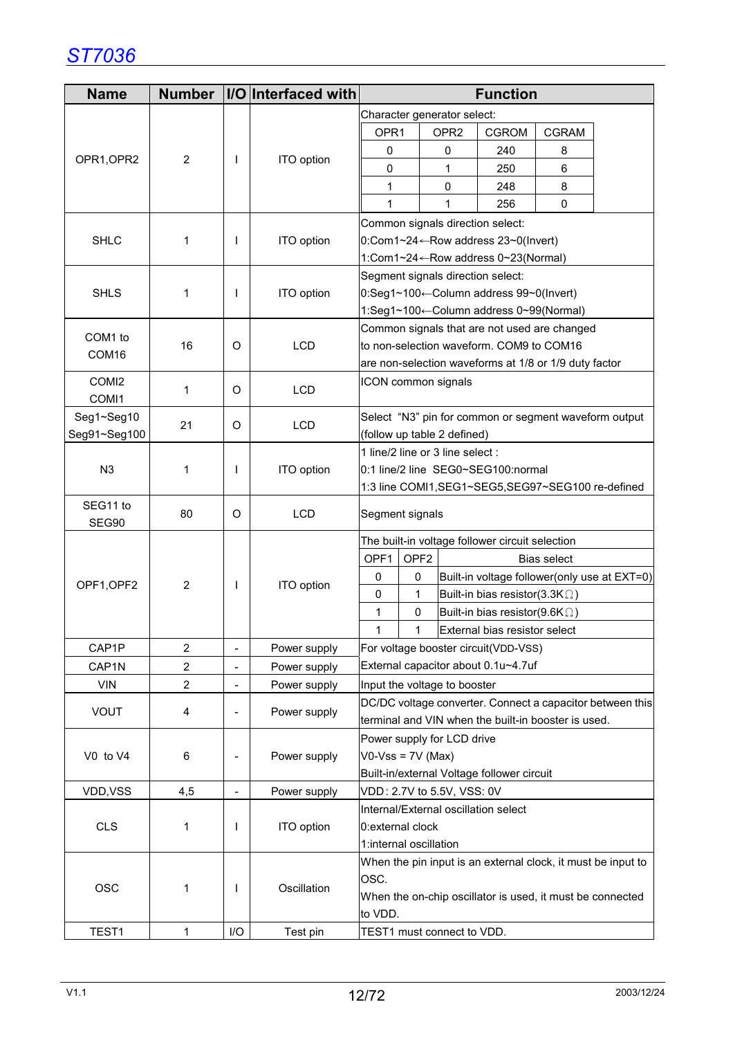| Name | Number | I/O | Interfaced with | Function |
|---|---|---|---|---|
| OPR1,OPR2 | 2 | I | ITO option | Character generator select:<br>OPR1 / OPR2 / CGROM / CGRAM<br>0 / 0 / 240 / 8<br>0 / 1 / 250 / 6<br>1 / 0 / 248 / 8<br>1 / 1 / 256 / 0 |
| SHLC | 1 | I | ITO option | Common signals direction select:<br>0:Com1~24←Row address 23~0(Invert)<br>1:Com1~24←Row address 0~23(Normal) |
| SHLS | 1 | I | ITO option | Segment signals direction select:<br>0:Seg1~100←Column address 99~0(Invert)<br>1:Seg1~100←Column address 0~99(Normal) |
| COM1 to COM16 | 16 | O | LCD | Common signals that are not used are changed to non-selection waveform. COM9 to COM16 are non-selection waveforms at 1/8 or 1/9 duty factor |
| COMI2 COMI1 | 1 | O | LCD | ICON common signals |
| Seg1~Seg10 Seg91~Seg100 | 21 | O | LCD | Select "N3" pin for common or segment waveform output (follow up table 2 defined) |
| N3 | 1 | I | ITO option | 1 line/2 line or 3 line select :<br>0:1 line/2 line SEG0~SEG100:normal<br>1:3 line COMI1,SEG1~SEG5,SEG97~SEG100 re-defined |
| SEG11 to SEG90 | 80 | O | LCD | Segment signals |
| OPF1,OPF2 | 2 | I | ITO option | The built-in voltage follower circuit selection<br>OPF1 / OPF2 / Bias select<br>0 / 0 / Built-in voltage follower(only use at EXT=0)<br>0 / 1 / Built-in bias resistor(3.3KΩ)<br>1 / 0 / Built-in bias resistor(9.6KΩ)<br>1 / 1 / External bias resistor select |
| CAP1P | 2 | - | Power supply | For voltage booster circuit(VDD-VSS) |
| CAP1N | 2 | - | Power supply | External capacitor about 0.1u~4.7uf |
| VIN | 2 | - | Power supply | Input the voltage to booster |
| VOUT | 4 | - | Power supply | DC/DC voltage converter. Connect a capacitor between this terminal and VIN when the built-in booster is used. |
| V0 to V4 | 6 | - | Power supply | Power supply for LCD drive<br>V0-Vss = 7V (Max)<br>Built-in/external Voltage follower circuit |
| VDD,VSS | 4,5 | - | Power supply | VDD: 2.7V to 5.5V, VSS: 0V |
| CLS | 1 | I | ITO option | Internal/External oscillation select<br>0:external clock<br>1:internal oscillation |
| OSC | 1 | I | Oscillation | When the pin input is an external clock, it must be input to OSC.<br>When the on-chip oscillator is used, it must be connected to VDD. |
| TEST1 | 1 | I/O | Test pin | TEST1 must connect to VDD. |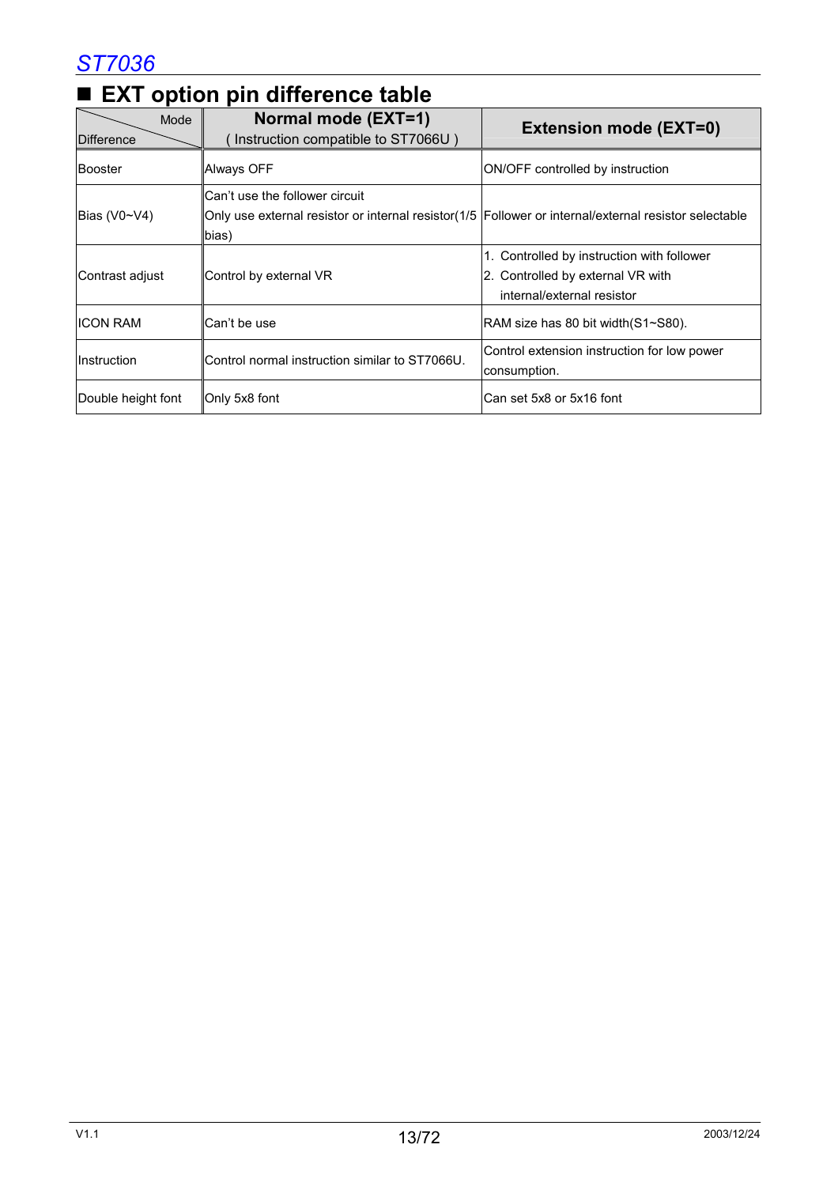## ■ EXT option pin difference table

| Mode / Difference | Normal mode (EXT=1) ( Instruction compatible to ST7066U ) | Extension mode (EXT=0) |
|---|---|---|
| Booster | Always OFF | ON/OFF controlled by instruction |
| Bias (V0~V4) | Can't use the follower circuit<br>Only use external resistor or internal resistor(1/5 bias) | Follower or internal/external resistor selectable |
| Contrast adjust | Control by external VR | 1. Controlled by instruction with follower<br>2. Controlled by external VR with internal/external resistor |
| ICON RAM | Can't be use | RAM size has 80 bit width(S1~S80). |
| Instruction | Control normal instruction similar to ST7066U. | Control extension instruction for low power consumption. |
| Double height font | Only 5x8 font | Can set 5x8 or 5x16 font |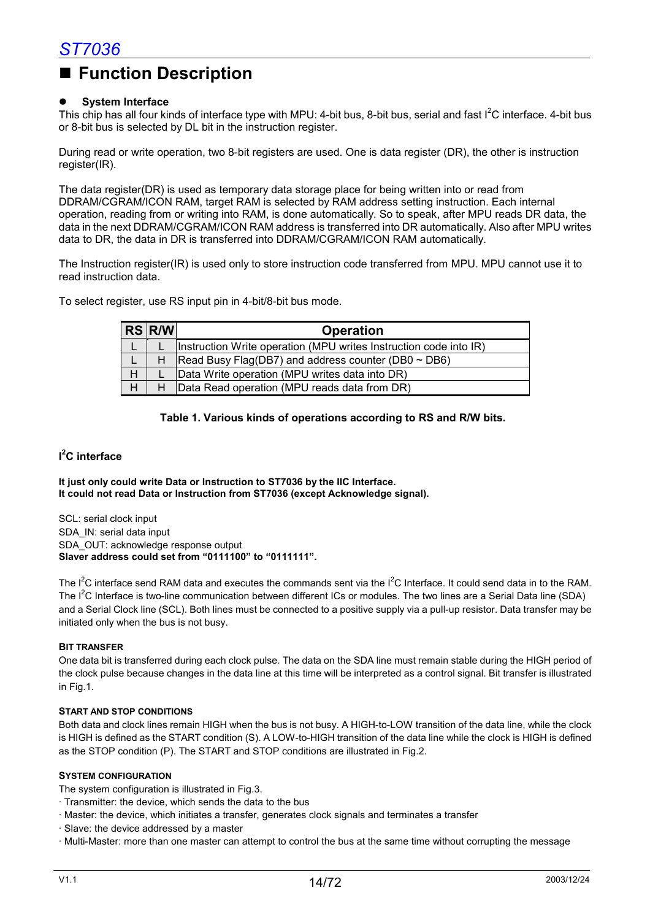# ■ Function Description

- **System Interface**

This chip has all four kinds of interface type with MPU: 4-bit bus, 8-bit bus, serial and fast I$^2$C interface. 4-bit bus or 8-bit bus is selected by DL bit in the instruction register.

During read or write operation, two 8-bit registers are used. One is data register (DR), the other is instruction register(IR).

The data register(DR) is used as temporary data storage place for being written into or read from DDRAM/CGRAM/ICON RAM, target RAM is selected by RAM address setting instruction. Each internal operation, reading from or writing into RAM, is done automatically. So to speak, after MPU reads DR data, the data in the next DDRAM/CGRAM/ICON RAM address is transferred into DR automatically. Also after MPU writes data to DR, the data in DR is transferred into DDRAM/CGRAM/ICON RAM automatically.

The Instruction register(IR) is used only to store instruction code transferred from MPU. MPU cannot use it to read instruction data.

To select register, use RS input pin in 4-bit/8-bit bus mode.

| RS | R/W | Operation |
|---|---|---|
| L | L | Instruction Write operation (MPU writes Instruction code into IR) |
| L | H | Read Busy Flag(DB7) and address counter (DB0 ~ DB6) |
| H | L | Data Write operation (MPU writes data into DR) |
| H | H | Data Read operation (MPU reads data from DR) |

**Table 1. Various kinds of operations according to RS and R/W bits.**

**I$^2$C interface**

**It just only could write Data or Instruction to ST7036 by the IIC Interface.**
**It could not read Data or Instruction from ST7036 (except Acknowledge signal).**

SCL: serial clock input
SDA_IN: serial data input
SDA_OUT: acknowledge response output
**Slaver address could set from “0111100” to “0111111”.**

The I$^2$C interface send RAM data and executes the commands sent via the I$^2$C Interface. It could send data in to the RAM. The I$^2$C Interface is two-line communication between different ICs or modules. The two lines are a Serial Data line (SDA) and a Serial Clock line (SCL). Both lines must be connected to a positive supply via a pull-up resistor. Data transfer may be initiated only when the bus is not busy.

**BIT TRANSFER**

One data bit is transferred during each clock pulse. The data on the SDA line must remain stable during the HIGH period of the clock pulse because changes in the data line at this time will be interpreted as a control signal. Bit transfer is illustrated in Fig.1.

**START AND STOP CONDITIONS**

Both data and clock lines remain HIGH when the bus is not busy. A HIGH-to-LOW transition of the data line, while the clock is HIGH is defined as the START condition (S). A LOW-to-HIGH transition of the data line while the clock is HIGH is defined as the STOP condition (P). The START and STOP conditions are illustrated in Fig.2.

**SYSTEM CONFIGURATION**

The system configuration is illustrated in Fig.3.
· Transmitter: the device, which sends the data to the bus
· Master: the device, which initiates a transfer, generates clock signals and terminates a transfer
· Slave: the device addressed by a master
· Multi-Master: more than one master can attempt to control the bus at the same time without corrupting the message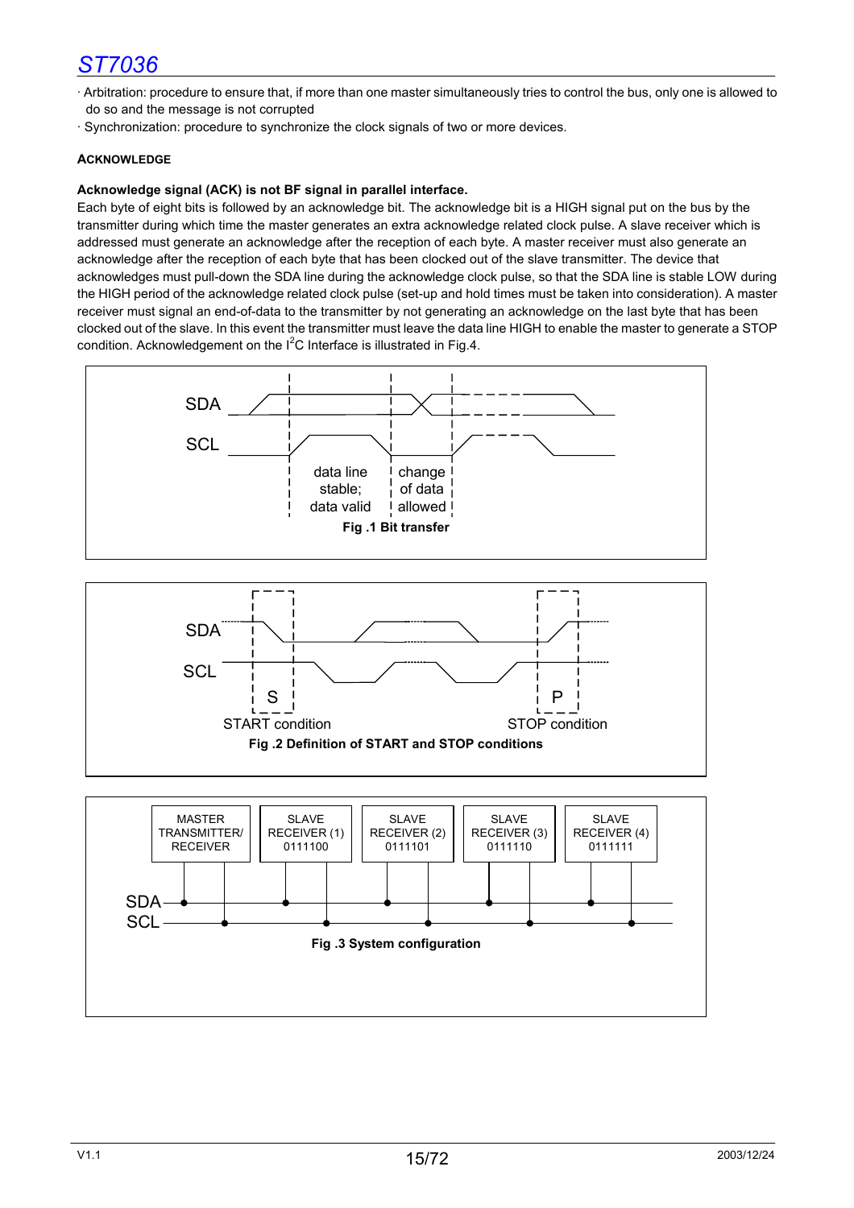· Arbitration: procedure to ensure that, if more than one master simultaneously tries to control the bus, only one is allowed to do so and the message is not corrupted
· Synchronization: procedure to synchronize the clock signals of two or more devices.

### ACKNOWLEDGE

**Acknowledge signal (ACK) is not BF signal in parallel interface.**
Each byte of eight bits is followed by an acknowledge bit. The acknowledge bit is a HIGH signal put on the bus by the transmitter during which time the master generates an extra acknowledge related clock pulse. A slave receiver which is addressed must generate an acknowledge after the reception of each byte. A master receiver must also generate an acknowledge after the reception of each byte that has been clocked out of the slave transmitter. The device that acknowledges must pull-down the SDA line during the acknowledge clock pulse, so that the SDA line is stable LOW during the HIGH period of the acknowledge related clock pulse (set-up and hold times must be taken into consideration). A master receiver must signal an end-of-data to the transmitter by not generating an acknowledge on the last byte that has been clocked out of the slave. In this event the transmitter must leave the data line HIGH to enable the master to generate a STOP condition. Acknowledgement on the $I^2C$ Interface is illustrated in Fig.4.

SDA
SCL
data line stable; data valid
change of data allowed

**Fig .1 Bit transfer**

SDA
SCL
S
START condition
P
STOP condition

**Fig .2 Definition of START and STOP conditions**

MASTER TRANSMITTER/ RECEIVER
SLAVE RECEIVER (1) 0111100
SLAVE RECEIVER (2) 0111101
SLAVE RECEIVER (3) 0111110
SLAVE RECEIVER (4) 0111111
SDA
SCL

**Fig .3 System configuration**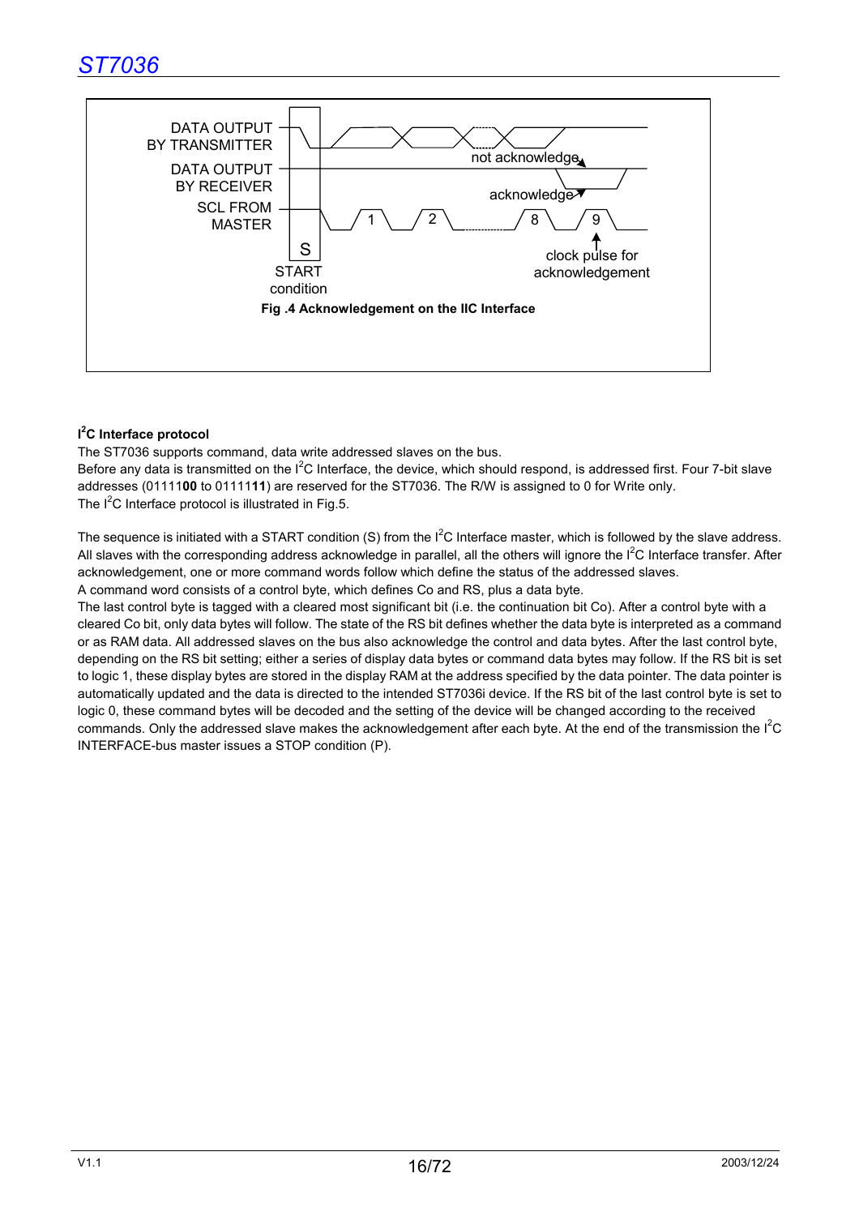DATA OUTPUT BY TRANSMITTER

DATA OUTPUT BY RECEIVER

SCL FROM MASTER

S

START condition

not acknowledge

acknowledge

1

2

8

9

clock pulse for acknowledgement

**Fig .4 Acknowledgement on the IIC Interface**

### I²C Interface protocol

The ST7036 supports command, data write addressed slaves on the bus.
Before any data is transmitted on the I²C Interface, the device, which should respond, is addressed first. Four 7-bit slave addresses (01111**00** to 01111**11**) are reserved for the ST7036. The R/W is assigned to 0 for Write only.
The I²C Interface protocol is illustrated in Fig.5.

The sequence is initiated with a START condition (S) from the I²C Interface master, which is followed by the slave address. All slaves with the corresponding address acknowledge in parallel, all the others will ignore the I²C Interface transfer. After acknowledgement, one or more command words follow which define the status of the addressed slaves.
A command word consists of a control byte, which defines Co and RS, plus a data byte.
The last control byte is tagged with a cleared most significant bit (i.e. the continuation bit Co). After a control byte with a cleared Co bit, only data bytes will follow. The state of the RS bit defines whether the data byte is interpreted as a command or as RAM data. All addressed slaves on the bus also acknowledge the control and data bytes. After the last control byte, depending on the RS bit setting; either a series of display data bytes or command data bytes may follow. If the RS bit is set to logic 1, these display bytes are stored in the display RAM at the address specified by the data pointer. The data pointer is automatically updated and the data is directed to the intended ST7036i device. If the RS bit of the last control byte is set to logic 0, these command bytes will be decoded and the setting of the device will be changed according to the received commands. Only the addressed slave makes the acknowledgement after each byte. At the end of the transmission the I²C INTERFACE-bus master issues a STOP condition (P).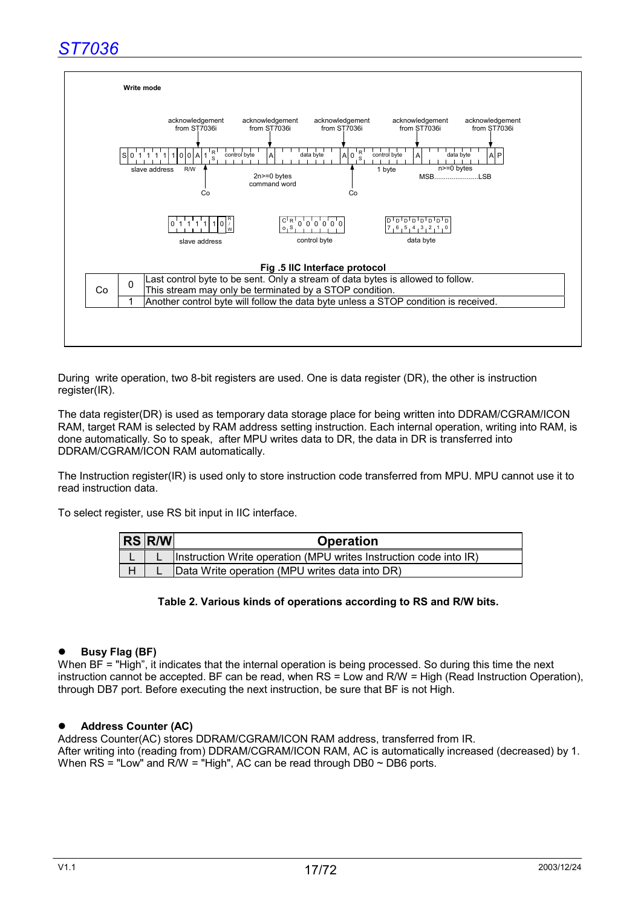Write mode

acknowledgement from ST7036i

acknowledgement from ST7036i

acknowledgement from ST7036i

acknowledgement from ST7036i

acknowledgement from ST7036i

S 0 1 1 1 1 1 0 0 A 1 RS control byte A data byte A 0 RS control byte A data byte A P

slave address R/W 2n>=0 bytes command word 1 byte n>=0 bytes MSB.......................LSB

Co Co

0 1 1 1 1 1 0 R/W — slave address

Co RS 0 0 0 0 0 0 — control byte

D7 D6 D5 D4 D3 D2 D1 D0 — data byte

**Fig .5 IIC Interface protocol**

| | | |
|---|---|---|
| Co | 0 | Last control byte to be sent. Only a stream of data bytes is allowed to follow. This stream may only be terminated by a STOP condition. |
| | 1 | Another control byte will follow the data byte unless a STOP condition is received. |

During write operation, two 8-bit registers are used. One is data register (DR), the other is instruction register(IR).

The data register(DR) is used as temporary data storage place for being written into DDRAM/CGRAM/ICON RAM, target RAM is selected by RAM address setting instruction. Each internal operation, writing into RAM, is done automatically. So to speak, after MPU writes data to DR, the data in DR is transferred into DDRAM/CGRAM/ICON RAM automatically.

The Instruction register(IR) is used only to store instruction code transferred from MPU. MPU cannot use it to read instruction data.

To select register, use RS bit input in IIC interface.

| RS | R/W | Operation |
|---|---|---|
| L | L | Instruction Write operation (MPU writes Instruction code into IR) |
| H | L | Data Write operation (MPU writes data into DR) |

**Table 2. Various kinds of operations according to RS and R/W bits.**

- **Busy Flag (BF)**

When BF = "High", it indicates that the internal operation is being processed. So during this time the next instruction cannot be accepted. BF can be read, when RS = Low and R/W = High (Read Instruction Operation), through DB7 port. Before executing the next instruction, be sure that BF is not High.

- **Address Counter (AC)**

Address Counter(AC) stores DDRAM/CGRAM/ICON RAM address, transferred from IR.
After writing into (reading from) DDRAM/CGRAM/ICON RAM, AC is automatically increased (decreased) by 1.
When RS = "Low" and R/W = "High", AC can be read through DB0 ~ DB6 ports.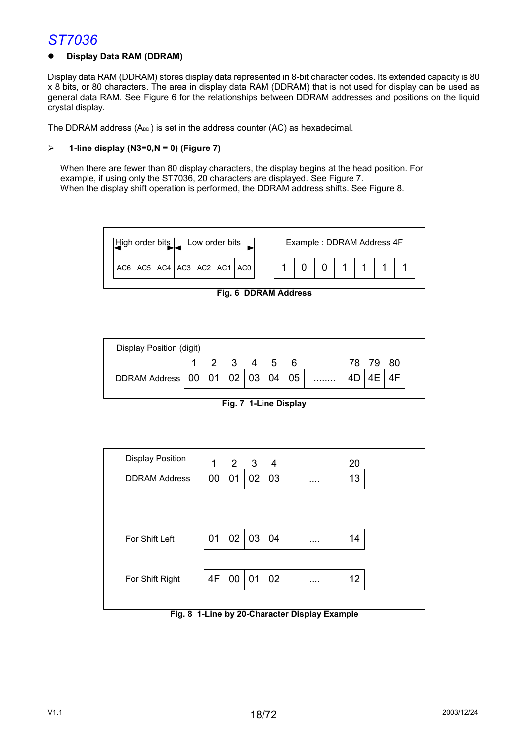- **Display Data RAM (DDRAM)**

Display data RAM (DDRAM) stores display data represented in 8-bit character codes. Its extended capacity is 80 x 8 bits, or 80 characters. The area in display data RAM (DDRAM) that is not used for display can be used as general data RAM. See Figure 6 for the relationships between DDRAM addresses and positions on the liquid crystal display.

The DDRAM address ($A_{DD}$) is set in the address counter (AC) as hexadecimal.

➢ **1-line display (N3=0,N = 0) (Figure 7)**

When there are fewer than 80 display characters, the display begins at the head position. For example, if using only the ST7036, 20 characters are displayed. See Figure 7.
When the display shift operation is performed, the DDRAM address shifts. See Figure 8.

| High order bits | | | Low order bits | | | |
|---|---|---|---|---|---|---|
| AC6 | AC5 | AC4 | AC3 | AC2 | AC1 | AC0 |

Example : DDRAM Address 4F

| | | | | | | |
|---|---|---|---|---|---|---|
| 1 | 0 | 0 | 1 | 1 | 1 | 1 |

**Fig. 6 DDRAM Address**

| Display Position (digit) | 1 | 2 | 3 | 4 | 5 | 6 | | 78 | 79 | 80 |
|---|---|---|---|---|---|---|---|---|---|---|
| DDRAM Address | 00 | 01 | 02 | 03 | 04 | 05 | ........ | 4D | 4E | 4F |

**Fig. 7 1-Line Display**

| Display Position | 1 | 2 | 3 | 4 | | 20 |
|---|---|---|---|---|---|---|
| DDRAM Address | 00 | 01 | 02 | 03 | .... | 13 |
| For Shift Left | 01 | 02 | 03 | 04 | .... | 14 |
| For Shift Right | 4F | 00 | 01 | 02 | .... | 12 |

**Fig. 8 1-Line by 20-Character Display Example**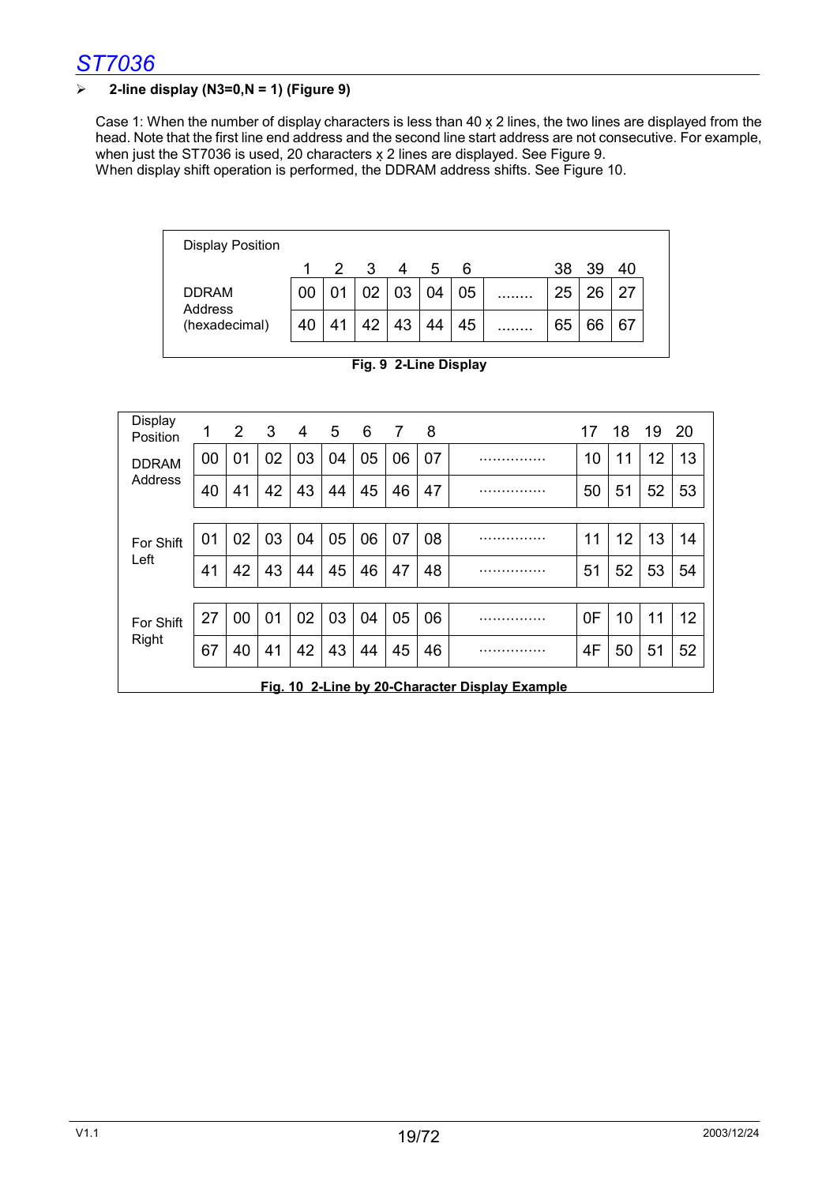- **2-line display (N3=0,N = 1) (Figure 9)**

Case 1: When the number of display characters is less than 40 x 2 lines, the two lines are displayed from the head. Note that the first line end address and the second line start address are not consecutive. For example, when just the ST7036 is used, 20 characters x 2 lines are displayed. See Figure 9.
When display shift operation is performed, the DDRAM address shifts. See Figure 10.

| Display Position | 1 | 2 | 3 | 4 | 5 | 6 | | 38 | 39 | 40 |
|---|---|---|---|---|---|---|---|---|---|---|
| DDRAM Address (hexadecimal) | 00 | 01 | 02 | 03 | 04 | 05 | ........ | 25 | 26 | 27 |
| | 40 | 41 | 42 | 43 | 44 | 45 | ........ | 65 | 66 | 67 |

**Fig. 9 2-Line Display**

| Display Position | 1 | 2 | 3 | 4 | 5 | 6 | 7 | 8 | | 17 | 18 | 19 | 20 |
|---|---|---|---|---|---|---|---|---|---|---|---|---|---|
| DDRAM Address | 00 | 01 | 02 | 03 | 04 | 05 | 06 | 07 | ............... | 10 | 11 | 12 | 13 |
| | 40 | 41 | 42 | 43 | 44 | 45 | 46 | 47 | ............... | 50 | 51 | 52 | 53 |
| For Shift Left | 01 | 02 | 03 | 04 | 05 | 06 | 07 | 08 | ............... | 11 | 12 | 13 | 14 |
| | 41 | 42 | 43 | 44 | 45 | 46 | 47 | 48 | ............... | 51 | 52 | 53 | 54 |
| For Shift Right | 27 | 00 | 01 | 02 | 03 | 04 | 05 | 06 | ............... | 0F | 10 | 11 | 12 |
| | 67 | 40 | 41 | 42 | 43 | 44 | 45 | 46 | ............... | 4F | 50 | 51 | 52 |

**Fig. 10 2-Line by 20-Character Display Example**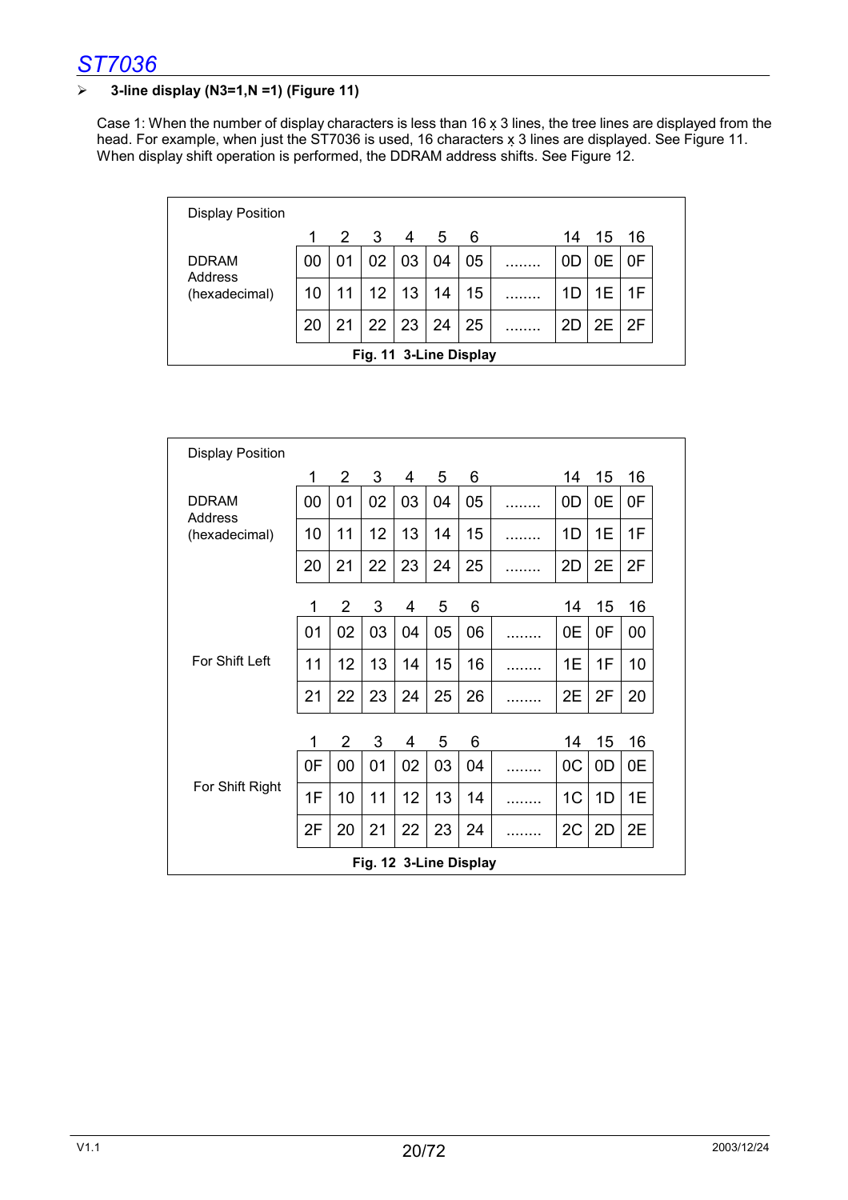- **3-line display (N3=1,N =1) (Figure 11)**

Case 1: When the number of display characters is less than 16 x 3 lines, the tree lines are displayed from the head. For example, when just the ST7036 is used, 16 characters x 3 lines are displayed. See Figure 11. When display shift operation is performed, the DDRAM address shifts. See Figure 12.

| Display Position | 1 | 2 | 3 | 4 | 5 | 6 | | 14 | 15 | 16 |
|---|---|---|---|---|---|---|---|---|---|---|
| DDRAM Address (hexadecimal) | 00 | 01 | 02 | 03 | 04 | 05 | ........ | 0D | 0E | 0F |
| | 10 | 11 | 12 | 13 | 14 | 15 | ........ | 1D | 1E | 1F |
| | 20 | 21 | 22 | 23 | 24 | 25 | ........ | 2D | 2E | 2F |

**Fig. 11 3-Line Display**

| Display Position | 1 | 2 | 3 | 4 | 5 | 6 | | 14 | 15 | 16 |
|---|---|---|---|---|---|---|---|---|---|---|
| DDRAM Address (hexadecimal) | 00 | 01 | 02 | 03 | 04 | 05 | ........ | 0D | 0E | 0F |
| | 10 | 11 | 12 | 13 | 14 | 15 | ........ | 1D | 1E | 1F |
| | 20 | 21 | 22 | 23 | 24 | 25 | ........ | 2D | 2E | 2F |
| | 1 | 2 | 3 | 4 | 5 | 6 | | 14 | 15 | 16 |
| For Shift Left | 01 | 02 | 03 | 04 | 05 | 06 | ........ | 0E | 0F | 00 |
| | 11 | 12 | 13 | 14 | 15 | 16 | ........ | 1E | 1F | 10 |
| | 21 | 22 | 23 | 24 | 25 | 26 | ........ | 2E | 2F | 20 |
| | 1 | 2 | 3 | 4 | 5 | 6 | | 14 | 15 | 16 |
| For Shift Right | 0F | 00 | 01 | 02 | 03 | 04 | ........ | 0C | 0D | 0E |
| | 1F | 10 | 11 | 12 | 13 | 14 | ........ | 1C | 1D | 1E |
| | 2F | 20 | 21 | 22 | 23 | 24 | ........ | 2C | 2D | 2E |

**Fig. 12 3-Line Display**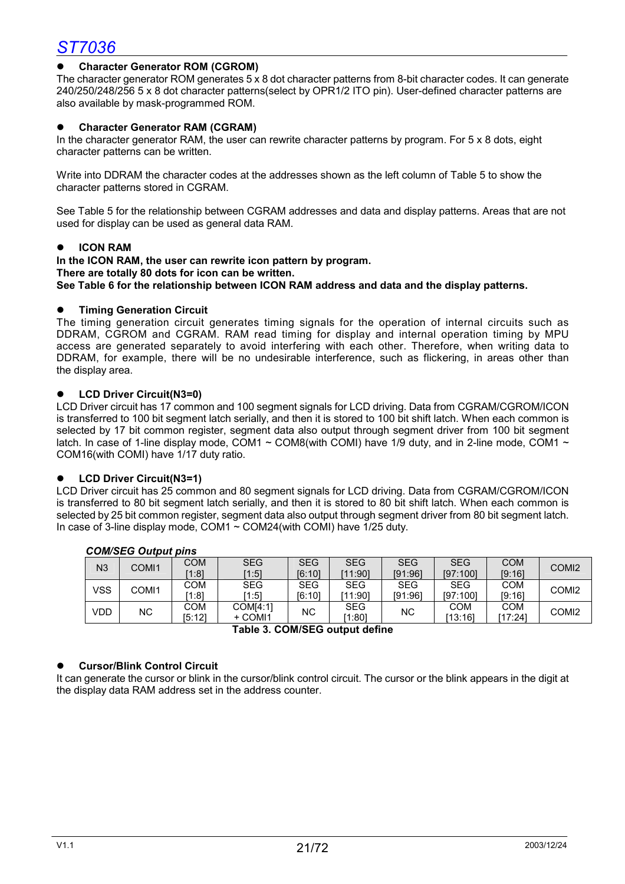- **Character Generator ROM (CGROM)**

The character generator ROM generates 5 x 8 dot character patterns from 8-bit character codes. It can generate 240/250/248/256 5 x 8 dot character patterns(select by OPR1/2 ITO pin). User-defined character patterns are also available by mask-programmed ROM.

- **Character Generator RAM (CGRAM)**

In the character generator RAM, the user can rewrite character patterns by program. For 5 x 8 dots, eight character patterns can be written.

Write into DDRAM the character codes at the addresses shown as the left column of Table 5 to show the character patterns stored in CGRAM.

See Table 5 for the relationship between CGRAM addresses and data and display patterns. Areas that are not used for display can be used as general data RAM.

- **ICON RAM**

**In the ICON RAM, the user can rewrite icon pattern by program.**
**There are totally 80 dots for icon can be written.**
**See Table 6 for the relationship between ICON RAM address and data and the display patterns.**

- **Timing Generation Circuit**

The timing generation circuit generates timing signals for the operation of internal circuits such as DDRAM, CGROM and CGRAM. RAM read timing for display and internal operation timing by MPU access are generated separately to avoid interfering with each other. Therefore, when writing data to DDRAM, for example, there will be no undesirable interference, such as flickering, in areas other than the display area.

- **LCD Driver Circuit(N3=0)**

LCD Driver circuit has 17 common and 100 segment signals for LCD driving. Data from CGRAM/CGROM/ICON is transferred to 100 bit segment latch serially, and then it is stored to 100 bit shift latch. When each common is selected by 17 bit common register, segment data also output through segment driver from 100 bit segment latch. In case of 1-line display mode, COM1 ~ COM8(with COMI) have 1/9 duty, and in 2-line mode, COM1 ~ COM16(with COMI) have 1/17 duty ratio.

- **LCD Driver Circuit(N3=1)**

LCD Driver circuit has 25 common and 80 segment signals for LCD driving. Data from CGRAM/CGROM/ICON is transferred to 80 bit segment latch serially, and then it is stored to 80 bit shift latch. When each common is selected by 25 bit common register, segment data also output through segment driver from 80 bit segment latch. In case of 3-line display mode, COM1 ~ COM24(with COMI) have 1/25 duty.

***COM/SEG Output pins***

| N3 | COMI1 | COM [1:8] | SEG [1:5] | SEG [6:10] | SEG [11:90] | SEG [91:96] | SEG [97:100] | COM [9:16] | COMI2 |
|---|---|---|---|---|---|---|---|---|---|
| VSS | COMI1 | COM [1:8] | SEG [1:5] | SEG [6:10] | SEG [11:90] | SEG [91:96] | SEG [97:100] | COM [9:16] | COMI2 |
| VDD | NC | COM [5:12] | COM[4:1] + COMI1 | NC | SEG [1:80] | NC | COM [13:16] | COM [17:24] | COMI2 |

**Table 3. COM/SEG output define**

- **Cursor/Blink Control Circuit**

It can generate the cursor or blink in the cursor/blink control circuit. The cursor or the blink appears in the digit at the display data RAM address set in the address counter.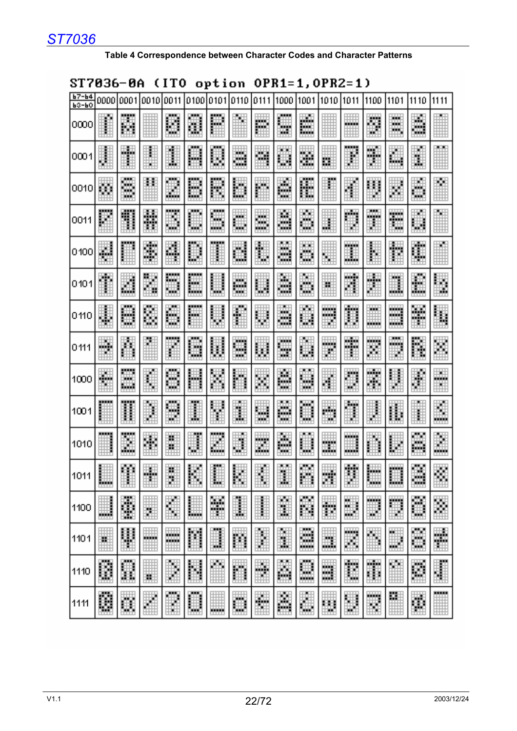**Table 4 Correspondence between Character Codes and Character Patterns**

ST7036-0A (ITO option OPR1=1,OPR2=1)

| b7-b4 / b3-b0 | 0000 | 0001 | 0010 | 0011 | 0100 | 0101 | 0110 | 0111 | 1000 | 1001 | 1010 | 1011 | 1100 | 1101 | 1110 | 1111 |
|---|---|---|---|---|---|---|---|---|---|---|---|---|---|---|---|---|
| 0000 | | | | | | | | | | | | | | | | |
| 0001 | | | | | | | | | | | | | | | | |
| 0010 | | | | | | | | | | | | | | | | |
| 0011 | | | | | | | | | | | | | | | | |
| 0100 | | | | | | | | | | | | | | | | |
| 0101 | | | | | | | | | | | | | | | | |
| 0110 | | | | | | | | | | | | | | | | |
| 0111 | | | | | | | | | | | | | | | | |
| 1000 | | | | | | | | | | | | | | | | |
| 1001 | | | | | | | | | | | | | | | | |
| 1010 | | | | | | | | | | | | | | | | |
| 1011 | | | | | | | | | | | | | | | | |
| 1100 | | | | | | | | | | | | | | | | |
| 1101 | | | | | | | | | | | | | | | | |
| 1110 | | | | | | | | | | | | | | | | |
| 1111 | | | | | | | | | | | | | | | | |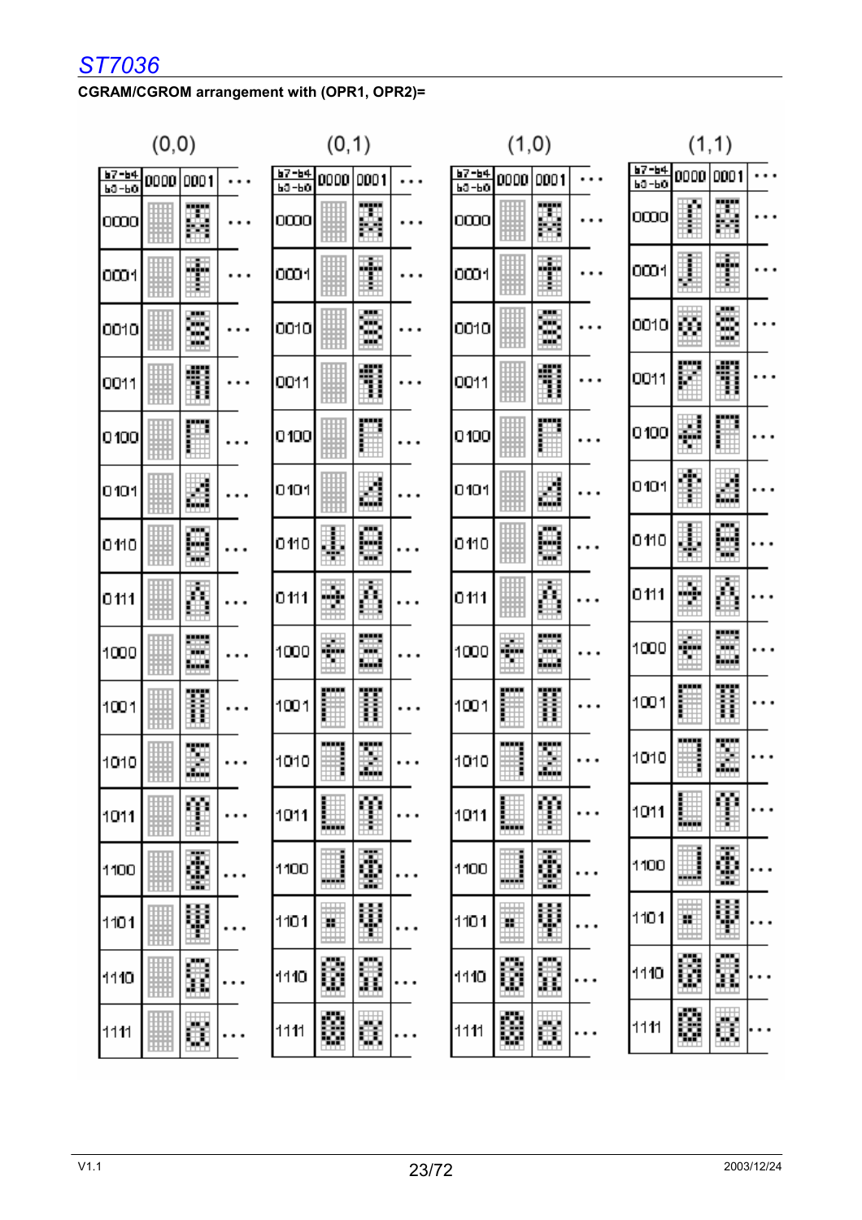**CGRAM/CGROM arrangement with (OPR1, OPR2)=**

(0,0)

(0,1)

(1,0)

(1,1)

b7-b4

b3-b0

0000

0001

...

0000

0001

0010

0011

0100

0101

0110

0111

1000

1001

1010

1011

1100

1101

1110

1111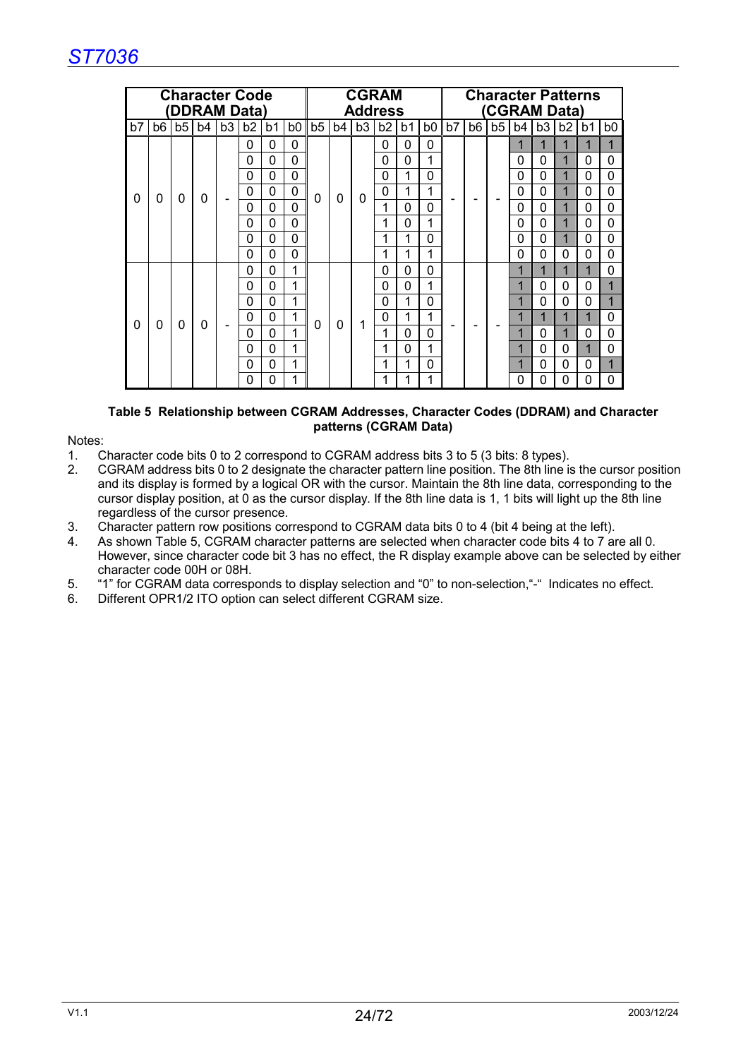| Character Code (DDRAM Data) | | | | | | | | CGRAM Address | | | | | | Character Patterns (CGRAM Data) | | | | | | | |
|---|---|---|---|---|---|---|---|---|---|---|---|---|---|---|---|---|---|---|---|---|---|
| b7 | b6 | b5 | b4 | b3 | b2 | b1 | b0 | b5 | b4 | b3 | b2 | b1 | b0 | b7 | b6 | b5 | b4 | b3 | b2 | b1 | b0 |
| 0 | 0 | 0 | 0 | - | 0 | 0 | 0 | 0 | 0 | 0 | 0 | 0 | 0 | - | - | - | 1 | 1 | 1 | 1 | 1 |
| | | | | | 0 | 0 | 0 | | | | 0 | 0 | 1 | | | | 0 | 0 | 1 | 0 | 0 |
| | | | | | 0 | 0 | 0 | | | | 0 | 1 | 0 | | | | 0 | 0 | 1 | 0 | 0 |
| | | | | | 0 | 0 | 0 | | | | 0 | 1 | 1 | | | | 0 | 0 | 1 | 0 | 0 |
| | | | | | 0 | 0 | 0 | | | | 1 | 0 | 0 | | | | 0 | 0 | 1 | 0 | 0 |
| | | | | | 0 | 0 | 0 | | | | 1 | 0 | 1 | | | | 0 | 0 | 1 | 0 | 0 |
| | | | | | 0 | 0 | 0 | | | | 1 | 1 | 0 | | | | 0 | 0 | 1 | 0 | 0 |
| | | | | | 0 | 0 | 0 | | | | 1 | 1 | 1 | | | | 0 | 0 | 0 | 0 | 0 |
| 0 | 0 | 0 | 0 | - | 0 | 0 | 1 | 0 | 0 | 1 | 0 | 0 | 0 | - | - | - | 1 | 1 | 1 | 1 | 0 |
| | | | | | 0 | 0 | 1 | | | | 0 | 0 | 1 | | | | 1 | 0 | 0 | 0 | 1 |
| | | | | | 0 | 0 | 1 | | | | 0 | 1 | 0 | | | | 1 | 0 | 0 | 0 | 1 |
| | | | | | 0 | 0 | 1 | | | | 0 | 1 | 1 | | | | 1 | 1 | 1 | 1 | 0 |
| | | | | | 0 | 0 | 1 | | | | 1 | 0 | 0 | | | | 1 | 0 | 1 | 0 | 0 |
| | | | | | 0 | 0 | 1 | | | | 1 | 0 | 1 | | | | 1 | 0 | 0 | 1 | 0 |
| | | | | | 0 | 0 | 1 | | | | 1 | 1 | 0 | | | | 1 | 0 | 0 | 0 | 1 |
| | | | | | 0 | 0 | 1 | | | | 1 | 1 | 1 | | | | 0 | 0 | 0 | 0 | 0 |

**Table 5 Relationship between CGRAM Addresses, Character Codes (DDRAM) and Character patterns (CGRAM Data)**

Notes:

1. Character code bits 0 to 2 correspond to CGRAM address bits 3 to 5 (3 bits: 8 types).
2. CGRAM address bits 0 to 2 designate the character pattern line position. The 8th line is the cursor position and its display is formed by a logical OR with the cursor. Maintain the 8th line data, corresponding to the cursor display position, at 0 as the cursor display. If the 8th line data is 1, 1 bits will light up the 8th line regardless of the cursor presence.
3. Character pattern row positions correspond to CGRAM data bits 0 to 4 (bit 4 being at the left).
4. As shown Table 5, CGRAM character patterns are selected when character code bits 4 to 7 are all 0. However, since character code bit 3 has no effect, the R display example above can be selected by either character code 00H or 08H.
5. "1" for CGRAM data corresponds to display selection and "0" to non-selection,"-" Indicates no effect.
6. Different OPR1/2 ITO option can select different CGRAM size.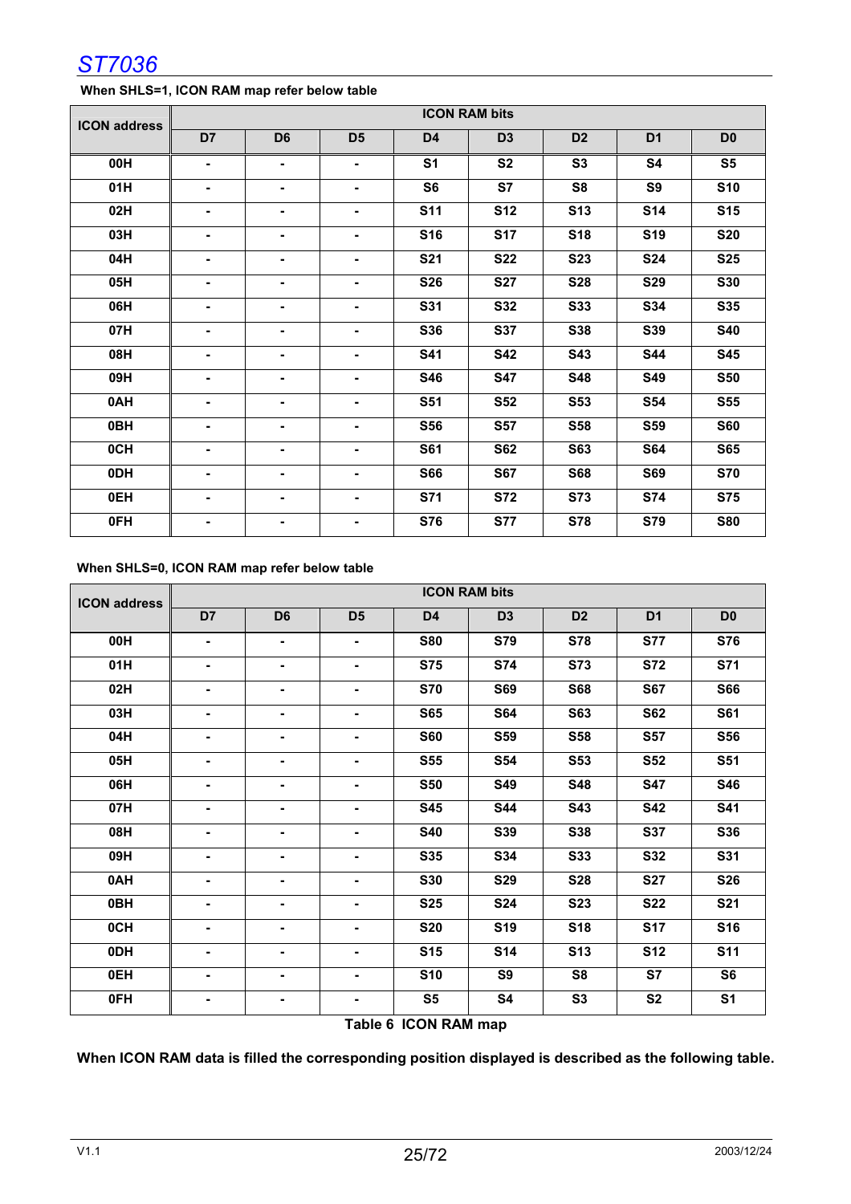**When SHLS=1, ICON RAM map refer below table**

| ICON address | ICON RAM bits | | | | | | | |
|---|---|---|---|---|---|---|---|---|
| | D7 | D6 | D5 | D4 | D3 | D2 | D1 | D0 |
| 00H | - | - | - | S1 | S2 | S3 | S4 | S5 |
| 01H | - | - | - | S6 | S7 | S8 | S9 | S10 |
| 02H | - | - | - | S11 | S12 | S13 | S14 | S15 |
| 03H | - | - | - | S16 | S17 | S18 | S19 | S20 |
| 04H | - | - | - | S21 | S22 | S23 | S24 | S25 |
| 05H | - | - | - | S26 | S27 | S28 | S29 | S30 |
| 06H | - | - | - | S31 | S32 | S33 | S34 | S35 |
| 07H | - | - | - | S36 | S37 | S38 | S39 | S40 |
| 08H | - | - | - | S41 | S42 | S43 | S44 | S45 |
| 09H | - | - | - | S46 | S47 | S48 | S49 | S50 |
| 0AH | - | - | - | S51 | S52 | S53 | S54 | S55 |
| 0BH | - | - | - | S56 | S57 | S58 | S59 | S60 |
| 0CH | - | - | - | S61 | S62 | S63 | S64 | S65 |
| 0DH | - | - | - | S66 | S67 | S68 | S69 | S70 |
| 0EH | - | - | - | S71 | S72 | S73 | S74 | S75 |
| 0FH | - | - | - | S76 | S77 | S78 | S79 | S80 |

**When SHLS=0, ICON RAM map refer below table**

| ICON address | ICON RAM bits | | | | | | | |
|---|---|---|---|---|---|---|---|---|
| | D7 | D6 | D5 | D4 | D3 | D2 | D1 | D0 |
| 00H | - | - | - | S80 | S79 | S78 | S77 | S76 |
| 01H | - | - | - | S75 | S74 | S73 | S72 | S71 |
| 02H | - | - | - | S70 | S69 | S68 | S67 | S66 |
| 03H | - | - | - | S65 | S64 | S63 | S62 | S61 |
| 04H | - | - | - | S60 | S59 | S58 | S57 | S56 |
| 05H | - | - | - | S55 | S54 | S53 | S52 | S51 |
| 06H | - | - | - | S50 | S49 | S48 | S47 | S46 |
| 07H | - | - | - | S45 | S44 | S43 | S42 | S41 |
| 08H | - | - | - | S40 | S39 | S38 | S37 | S36 |
| 09H | - | - | - | S35 | S34 | S33 | S32 | S31 |
| 0AH | - | - | - | S30 | S29 | S28 | S27 | S26 |
| 0BH | - | - | - | S25 | S24 | S23 | S22 | S21 |
| 0CH | - | - | - | S20 | S19 | S18 | S17 | S16 |
| 0DH | - | - | - | S15 | S14 | S13 | S12 | S11 |
| 0EH | - | - | - | S10 | S9 | S8 | S7 | S6 |
| 0FH | - | - | - | S5 | S4 | S3 | S2 | S1 |

**Table 6 ICON RAM map**

**When ICON RAM data is filled the corresponding position displayed is described as the following table.**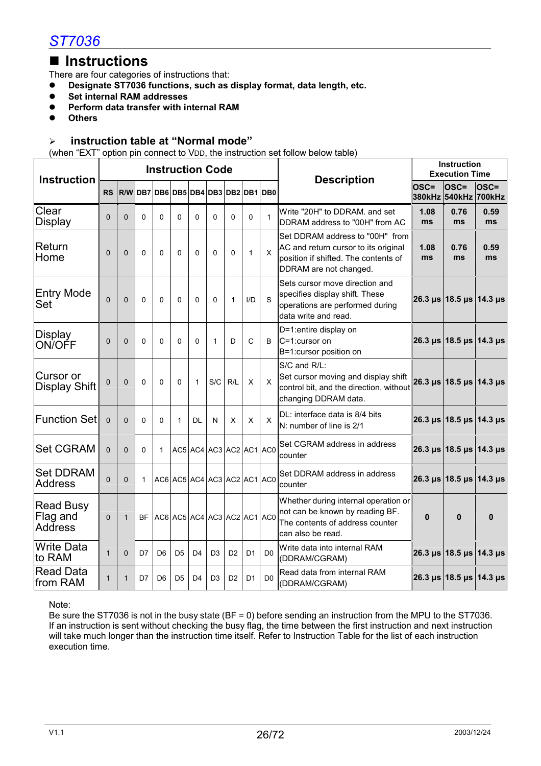## ■ Instructions

There are four categories of instructions that:

- **Designate ST7036 functions, such as display format, data length, etc.**
- **Set internal RAM addresses**
- **Perform data transfer with internal RAM**
- **Others**

### ➢ instruction table at "Normal mode"

(when "EXT" option pin connect to VDD, the instruction set follow below table)

| Instruction | Instruction Code | | | | | | | | | | Description | Instruction Execution Time | | |
|---|---|---|---|---|---|---|---|---|---|---|---|---|---|---|
| | RS | R/W | DB7 | DB6 | DB5 | DB4 | DB3 | DB2 | DB1 | DB0 | | OSC= 380kHz | OSC= 540kHz | OSC= 700kHz |
| Clear Display | 0 | 0 | 0 | 0 | 0 | 0 | 0 | 0 | 0 | 1 | Write "20H" to DDRAM. and set DDRAM address to "00H" from AC | 1.08 ms | 0.76 ms | 0.59 ms |
| Return Home | 0 | 0 | 0 | 0 | 0 | 0 | 0 | 0 | 1 | X | Set DDRAM address to "00H" from AC and return cursor to its original position if shifted. The contents of DDRAM are not changed. | 1.08 ms | 0.76 ms | 0.59 ms |
| Entry Mode Set | 0 | 0 | 0 | 0 | 0 | 0 | 0 | 1 | I/D | S | Sets cursor move direction and specifies display shift. These operations are performed during data write and read. | 26.3 μs | 18.5 μs | 14.3 μs |
| Display ON/OFF | 0 | 0 | 0 | 0 | 0 | 0 | 1 | D | C | B | D=1:entire display on<br>C=1:cursor on<br>B=1:cursor position on | 26.3 μs | 18.5 μs | 14.3 μs |
| Cursor or Display Shift | 0 | 0 | 0 | 0 | 0 | 1 | S/C | R/L | X | X | S/C and R/L:<br>Set cursor moving and display shift control bit, and the direction, without changing DDRAM data. | 26.3 μs | 18.5 μs | 14.3 μs |
| Function Set | 0 | 0 | 0 | 0 | 1 | DL | N | X | X | X | DL: interface data is 8/4 bits<br>N: number of line is 2/1 | 26.3 μs | 18.5 μs | 14.3 μs |
| Set CGRAM | 0 | 0 | 0 | 1 | AC5 | AC4 | AC3 | AC2 | AC1 | AC0 | Set CGRAM address in address counter | 26.3 μs | 18.5 μs | 14.3 μs |
| Set DDRAM Address | 0 | 0 | 1 | AC6 | AC5 | AC4 | AC3 | AC2 | AC1 | AC0 | Set DDRAM address in address counter | 26.3 μs | 18.5 μs | 14.3 μs |
| Read Busy Flag and Address | 0 | 1 | BF | AC6 | AC5 | AC4 | AC3 | AC2 | AC1 | AC0 | Whether during internal operation or not can be known by reading BF. The contents of address counter can also be read. | 0 | 0 | 0 |
| Write Data to RAM | 1 | 0 | D7 | D6 | D5 | D4 | D3 | D2 | D1 | D0 | Write data into internal RAM (DDRAM/CGRAM) | 26.3 μs | 18.5 μs | 14.3 μs |
| Read Data from RAM | 1 | 1 | D7 | D6 | D5 | D4 | D3 | D2 | D1 | D0 | Read data from internal RAM (DDRAM/CGRAM) | 26.3 μs | 18.5 μs | 14.3 μs |

Note:
Be sure the ST7036 is not in the busy state (BF = 0) before sending an instruction from the MPU to the ST7036. If an instruction is sent without checking the busy flag, the time between the first instruction and next instruction will take much longer than the instruction time itself. Refer to Instruction Table for the list of each instruction execution time.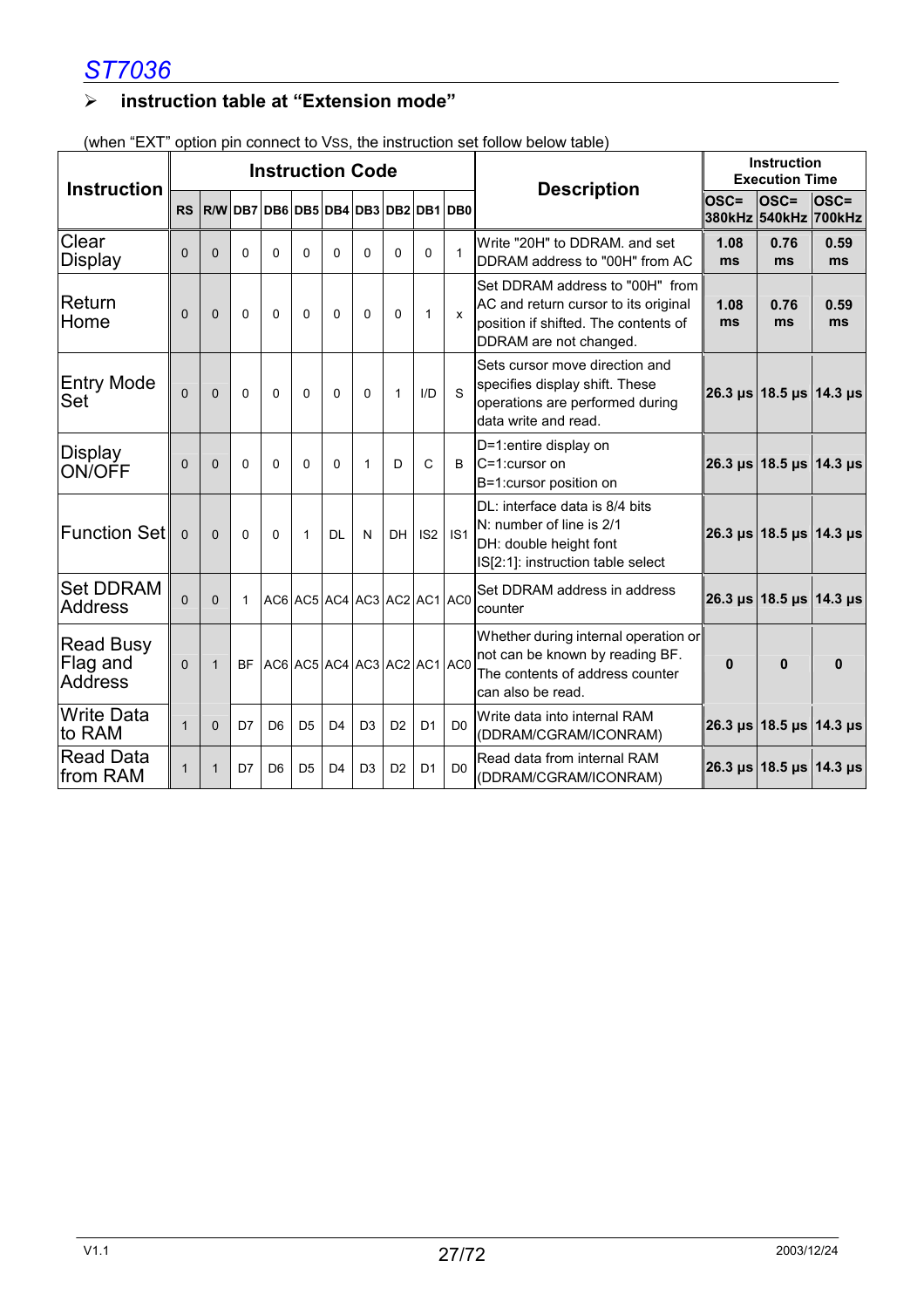## ➢ instruction table at "Extension mode"

(when "EXT" option pin connect to Vss, the instruction set follow below table)

| Instruction | Instruction Code | | | | | | | | | | Description | Instruction Execution Time | | |
|---|---|---|---|---|---|---|---|---|---|---|---|---|---|---|
| | RS | R/W | DB7 | DB6 | DB5 | DB4 | DB3 | DB2 | DB1 | DB0 | | OSC= 380kHz | OSC= 540kHz | OSC= 700kHz |
| Clear Display | 0 | 0 | 0 | 0 | 0 | 0 | 0 | 0 | 0 | 1 | Write "20H" to DDRAM. and set DDRAM address to "00H" from AC | 1.08 ms | 0.76 ms | 0.59 ms |
| Return Home | 0 | 0 | 0 | 0 | 0 | 0 | 0 | 0 | 1 | x | Set DDRAM address to "00H" from AC and return cursor to its original position if shifted. The contents of DDRAM are not changed. | 1.08 ms | 0.76 ms | 0.59 ms |
| Entry Mode Set | 0 | 0 | 0 | 0 | 0 | 0 | 0 | 1 | I/D | S | Sets cursor move direction and specifies display shift. These operations are performed during data write and read. | 26.3 μs | 18.5 μs | 14.3 μs |
| Display ON/OFF | 0 | 0 | 0 | 0 | 0 | 0 | 1 | D | C | B | D=1:entire display on<br>C=1:cursor on<br>B=1:cursor position on | 26.3 μs | 18.5 μs | 14.3 μs |
| Function Set | 0 | 0 | 0 | 0 | 1 | DL | N | DH | IS2 | IS1 | DL: interface data is 8/4 bits<br>N: number of line is 2/1<br>DH: double height font<br>IS[2:1]: instruction table select | 26.3 μs | 18.5 μs | 14.3 μs |
| Set DDRAM Address | 0 | 0 | 1 | AC6 | AC5 | AC4 | AC3 | AC2 | AC1 | AC0 | Set DDRAM address in address counter | 26.3 μs | 18.5 μs | 14.3 μs |
| Read Busy Flag and Address | 0 | 1 | BF | AC6 | AC5 | AC4 | AC3 | AC2 | AC1 | AC0 | Whether during internal operation or not can be known by reading BF. The contents of address counter can also be read. | 0 | 0 | 0 |
| Write Data to RAM | 1 | 0 | D7 | D6 | D5 | D4 | D3 | D2 | D1 | D0 | Write data into internal RAM (DDRAM/CGRAM/ICONRAM) | 26.3 μs | 18.5 μs | 14.3 μs |
| Read Data from RAM | 1 | 1 | D7 | D6 | D5 | D4 | D3 | D2 | D1 | D0 | Read data from internal RAM (DDRAM/CGRAM/ICONRAM) | 26.3 μs | 18.5 μs | 14.3 μs |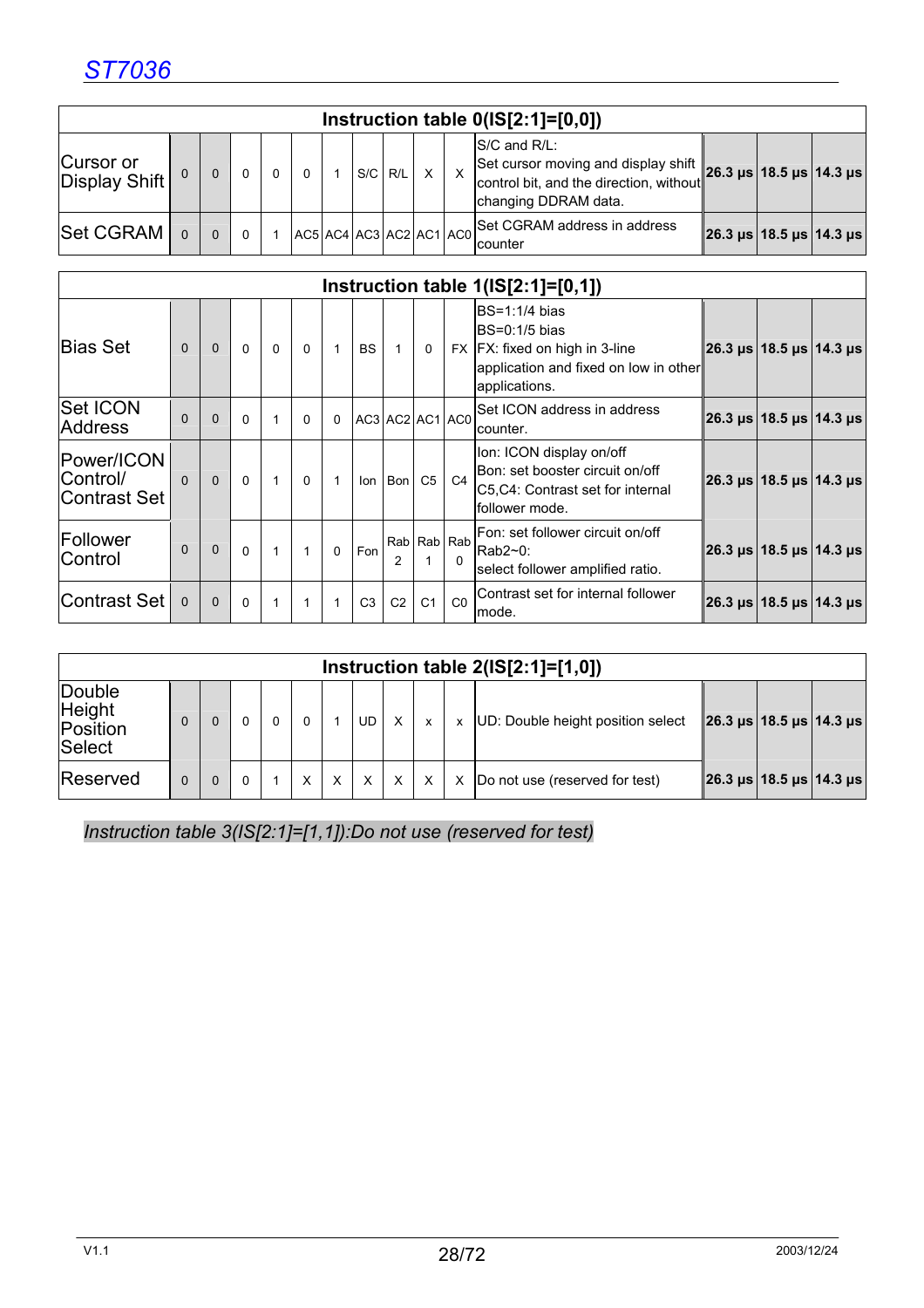| Instruction table 0(IS[2:1]=[0,0]) | | | | | | | | | | | | | | |
|---|---|---|---|---|---|---|---|---|---|---|---|---|---|---|
| Cursor or Display Shift | 0 | 0 | 0 | 0 | 0 | 1 | S/C | R/L | X | X | S/C and R/L: Set cursor moving and display shift control bit, and the direction, without changing DDRAM data. | 26.3 µs | 18.5 µs | 14.3 µs |
| Set CGRAM | 0 | 0 | 0 | 1 | AC5 | AC4 | AC3 | AC2 | AC1 | AC0 | Set CGRAM address in address counter | 26.3 µs | 18.5 µs | 14.3 µs |

| Instruction table 1(IS[2:1]=[0,1]) | | | | | | | | | | | | | | |
|---|---|---|---|---|---|---|---|---|---|---|---|---|---|---|
| Bias Set | 0 | 0 | 0 | 0 | 0 | 1 | BS | 1 | 0 | FX | BS=1:1/4 bias BS=0:1/5 bias FX: fixed on high in 3-line application and fixed on low in other applications. | 26.3 µs | 18.5 µs | 14.3 µs |
| Set ICON Address | 0 | 0 | 0 | 1 | 0 | 0 | AC3 | AC2 | AC1 | AC0 | Set ICON address in address counter. | 26.3 µs | 18.5 µs | 14.3 µs |
| Power/ICON Control/ Contrast Set | 0 | 0 | 0 | 1 | 0 | 1 | Ion | Bon | C5 | C4 | Ion: ICON display on/off Bon: set booster circuit on/off C5,C4: Contrast set for internal follower mode. | 26.3 µs | 18.5 µs | 14.3 µs |
| Follower Control | 0 | 0 | 0 | 1 | 1 | 0 | Fon | Rab 2 | Rab 1 | Rab 0 | Fon: set follower circuit on/off Rab2~0: select follower amplified ratio. | 26.3 µs | 18.5 µs | 14.3 µs |
| Contrast Set | 0 | 0 | 0 | 1 | 1 | 1 | C3 | C2 | C1 | C0 | Contrast set for internal follower mode. | 26.3 µs | 18.5 µs | 14.3 µs |

| Instruction table 2(IS[2:1]=[1,0]) | | | | | | | | | | | | | | |
|---|---|---|---|---|---|---|---|---|---|---|---|---|---|---|
| Double Height Position Select | 0 | 0 | 0 | 0 | 0 | 1 | UD | X | x | x | UD: Double height position select | 26.3 µs | 18.5 µs | 14.3 µs |
| Reserved | 0 | 0 | 0 | 1 | X | X | X | X | X | X | Do not use (reserved for test) | 26.3 µs | 18.5 µs | 14.3 µs |

*Instruction table 3(IS[2:1]=[1,1]):Do not use (reserved for test)*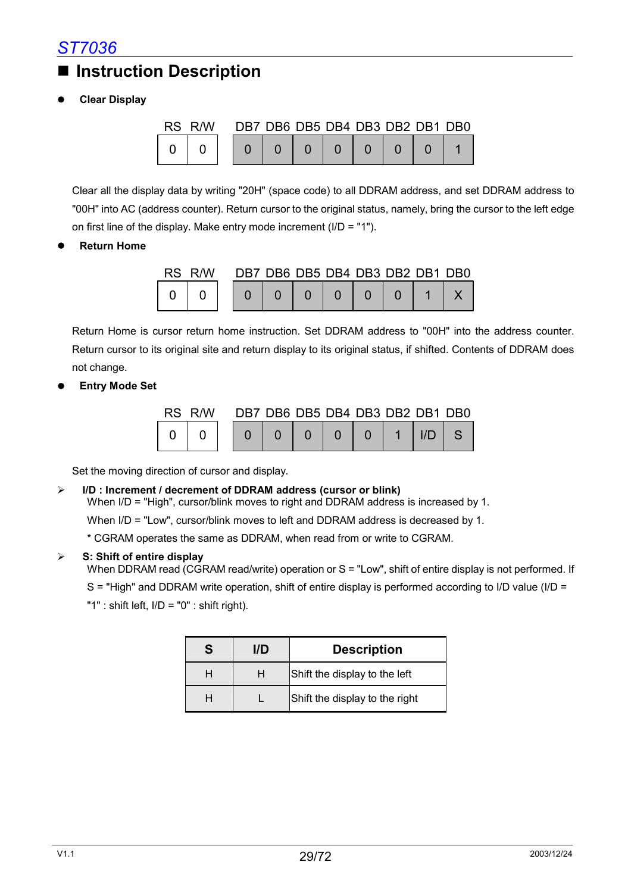## Instruction Description

- **Clear Display**

| RS | R/W | DB7 | DB6 | DB5 | DB4 | DB3 | DB2 | DB1 | DB0 |
|---|---|---|---|---|---|---|---|---|---|
| 0 | 0 | 0 | 0 | 0 | 0 | 0 | 0 | 0 | 1 |

Clear all the display data by writing "20H" (space code) to all DDRAM address, and set DDRAM address to "00H" into AC (address counter). Return cursor to the original status, namely, bring the cursor to the left edge on first line of the display. Make entry mode increment (I/D = "1").

- **Return Home**

| RS | R/W | DB7 | DB6 | DB5 | DB4 | DB3 | DB2 | DB1 | DB0 |
|---|---|---|---|---|---|---|---|---|---|
| 0 | 0 | 0 | 0 | 0 | 0 | 0 | 0 | 1 | X |

Return Home is cursor return home instruction. Set DDRAM address to "00H" into the address counter. Return cursor to its original site and return display to its original status, if shifted. Contents of DDRAM does not change.

- **Entry Mode Set**

| RS | R/W | DB7 | DB6 | DB5 | DB4 | DB3 | DB2 | DB1 | DB0 |
|---|---|---|---|---|---|---|---|---|---|
| 0 | 0 | 0 | 0 | 0 | 0 | 0 | 1 | I/D | S |

Set the moving direction of cursor and display.

- **I/D : Increment / decrement of DDRAM address (cursor or blink)**

  When I/D = "High", cursor/blink moves to right and DDRAM address is increased by 1.

  When I/D = "Low", cursor/blink moves to left and DDRAM address is decreased by 1.

  * CGRAM operates the same as DDRAM, when read from or write to CGRAM.

- **S: Shift of entire display**

  When DDRAM read (CGRAM read/write) operation or S = "Low", shift of entire display is not performed. If S = "High" and DDRAM write operation, shift of entire display is performed according to I/D value (I/D = "1" : shift left, I/D = "0" : shift right).

| S | I/D | Description |
|---|---|---|
| H | H | Shift the display to the left |
| H | L | Shift the display to the right |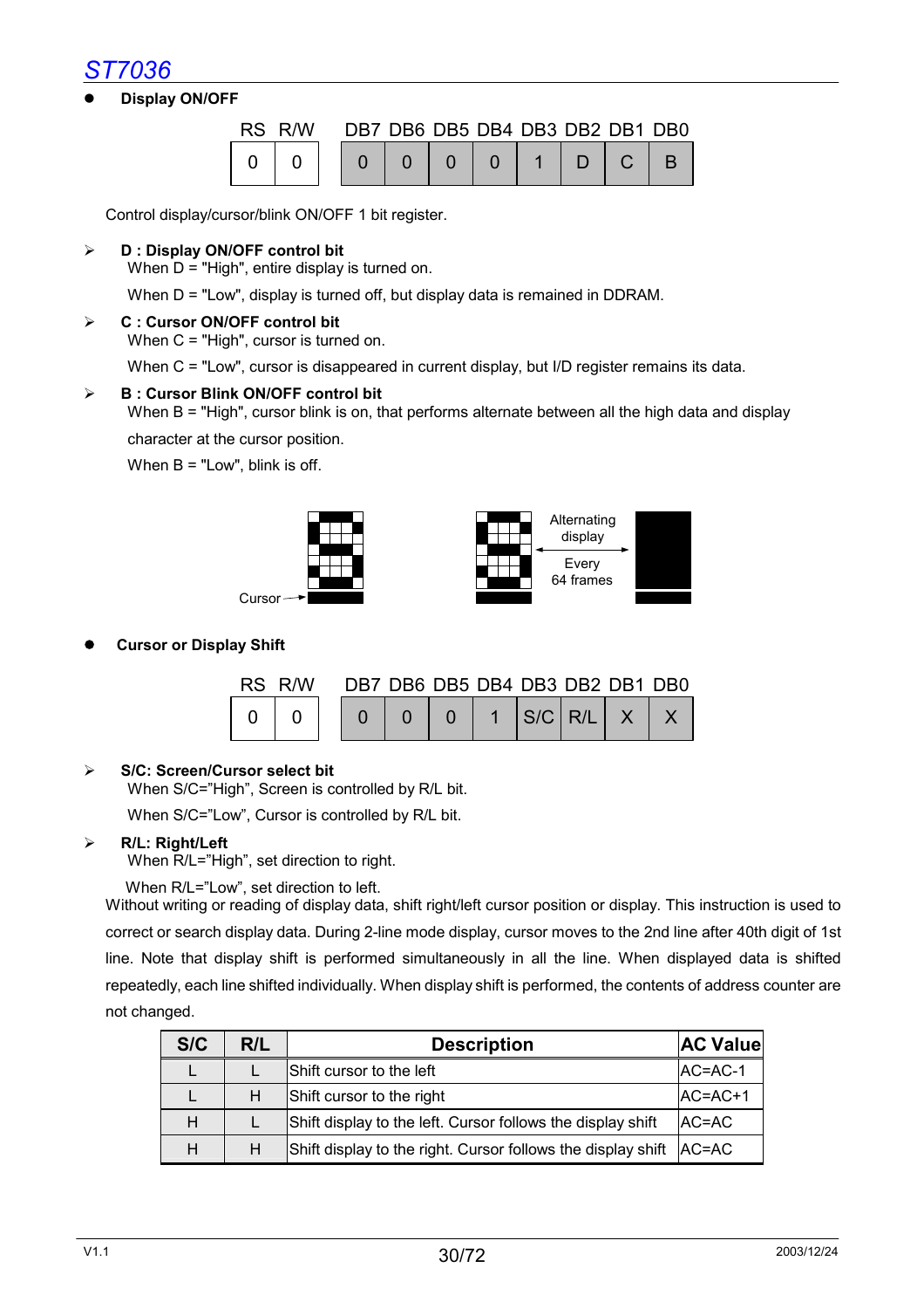- **Display ON/OFF**

| RS | R/W | DB7 | DB6 | DB5 | DB4 | DB3 | DB2 | DB1 | DB0 |
|---|---|---|---|---|---|---|---|---|---|
| 0 | 0 | 0 | 0 | 0 | 0 | 1 | D | C | B |

Control display/cursor/blink ON/OFF 1 bit register.

- **D : Display ON/OFF control bit**
  When D = "High", entire display is turned on.
  When D = "Low", display is turned off, but display data is remained in DDRAM.
- **C : Cursor ON/OFF control bit**
  When C = "High", cursor is turned on.
  When C = "Low", cursor is disappeared in current display, but I/D register remains its data.
- **B : Cursor Blink ON/OFF control bit**
  When B = "High", cursor blink is on, that performs alternate between all the high data and display character at the cursor position.
  When B = "Low", blink is off.

Cursor

Alternating display

Every 64 frames

- **Cursor or Display Shift**

| RS | R/W | DB7 | DB6 | DB5 | DB4 | DB3 | DB2 | DB1 | DB0 |
|---|---|---|---|---|---|---|---|---|---|
| 0 | 0 | 0 | 0 | 0 | 1 | S/C | R/L | X | X |

- **S/C: Screen/Cursor select bit**
  When S/C="High", Screen is controlled by R/L bit.
  When S/C="Low", Cursor is controlled by R/L bit.
- **R/L: Right/Left**
  When R/L="High", set direction to right.
  When R/L="Low", set direction to left.

Without writing or reading of display data, shift right/left cursor position or display. This instruction is used to correct or search display data. During 2-line mode display, cursor moves to the 2nd line after 40th digit of 1st line. Note that display shift is performed simultaneously in all the line. When displayed data is shifted repeatedly, each line shifted individually. When display shift is performed, the contents of address counter are not changed.

| S/C | R/L | Description | AC Value |
|---|---|---|---|
| L | L | Shift cursor to the left | AC=AC-1 |
| L | H | Shift cursor to the right | AC=AC+1 |
| H | L | Shift display to the left. Cursor follows the display shift | AC=AC |
| H | H | Shift display to the right. Cursor follows the display shift | AC=AC |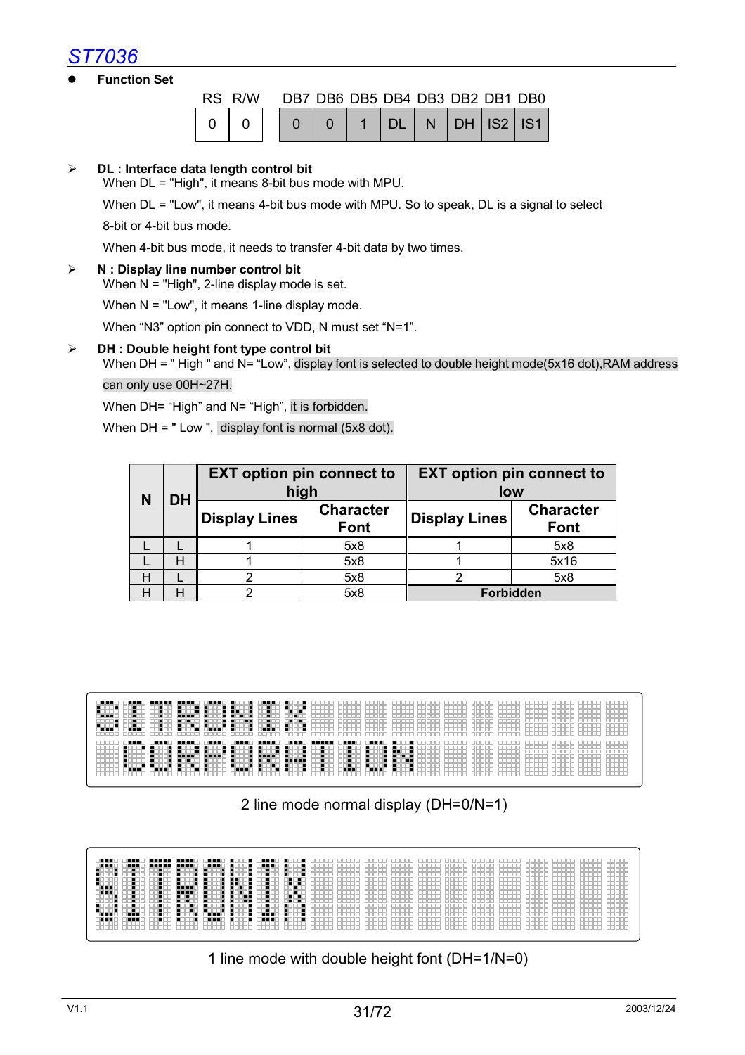- **Function Set**

| RS | R/W | DB7 | DB6 | DB5 | DB4 | DB3 | DB2 | DB1 | DB0 |
|---|---|---|---|---|---|---|---|---|---|
| 0 | 0 | 0 | 0 | 1 | DL | N | DH | IS2 | IS1 |

- **DL : Interface data length control bit**

  When DL = "High", it means 8-bit bus mode with MPU.

  When DL = "Low", it means 4-bit bus mode with MPU. So to speak, DL is a signal to select 8-bit or 4-bit bus mode.

  When 4-bit bus mode, it needs to transfer 4-bit data by two times.

- **N : Display line number control bit**

  When N = "High", 2-line display mode is set.

  When N = "Low", it means 1-line display mode.

  When "N3" option pin connect to VDD, N must set "N=1".

- **DH : Double height font type control bit**

  When DH = " High " and N= "Low", display font is selected to double height mode(5x16 dot),RAM address can only use 00H~27H.

  When DH= "High" and N= "High", it is forbidden.

  When DH = " Low ", display font is normal (5x8 dot).

| N | DH | EXT option pin connect to high | | EXT option pin connect to low | |
|---|---|---|---|---|---|
| | | Display Lines | Character Font | Display Lines | Character Font |
| L | L | 1 | 5x8 | 1 | 5x8 |
| L | H | 1 | 5x8 | 1 | 5x16 |
| H | L | 2 | 5x8 | 2 | 5x8 |
| H | H | 2 | 5x8 | Forbidden | |

2 line mode normal display (DH=0/N=1)

1 line mode with double height font (DH=1/N=0)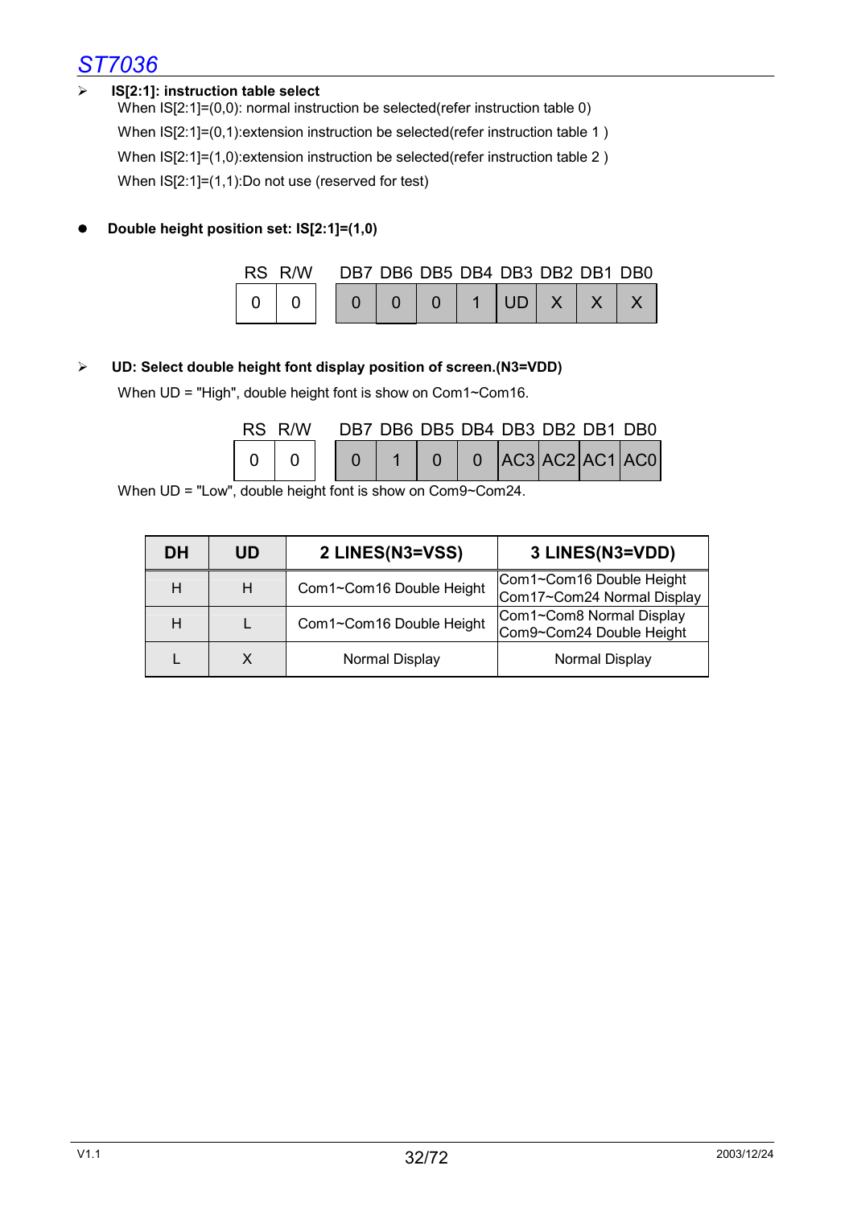- **IS[2:1]: instruction table select**
  When IS[2:1]=(0,0): normal instruction be selected(refer instruction table 0)
  When IS[2:1]=(0,1):extension instruction be selected(refer instruction table 1 )
  When IS[2:1]=(1,0):extension instruction be selected(refer instruction table 2 )
  When IS[2:1]=(1,1):Do not use (reserved for test)

- **Double height position set: IS[2:1]=(1,0)**

| RS | R/W | DB7 | DB6 | DB5 | DB4 | DB3 | DB2 | DB1 | DB0 |
|---|---|---|---|---|---|---|---|---|---|
| 0 | 0 | 0 | 0 | 0 | 1 | UD | X | X | X |

- **UD: Select double height font display position of screen.(N3=VDD)**
  When UD = "High", double height font is show on Com1~Com16.

| RS | R/W | DB7 | DB6 | DB5 | DB4 | DB3 | DB2 | DB1 | DB0 |
|---|---|---|---|---|---|---|---|---|---|
| 0 | 0 | 0 | 1 | 0 | 0 | AC3 | AC2 | AC1 | AC0 |

When UD = "Low", double height font is show on Com9~Com24.

| DH | UD | 2 LINES(N3=VSS) | 3 LINES(N3=VDD) |
|---|---|---|---|
| H | H | Com1~Com16 Double Height | Com1~Com16 Double Height<br>Com17~Com24 Normal Display |
| H | L | Com1~Com16 Double Height | Com1~Com8 Normal Display<br>Com9~Com24 Double Height |
| L | X | Normal Display | Normal Display |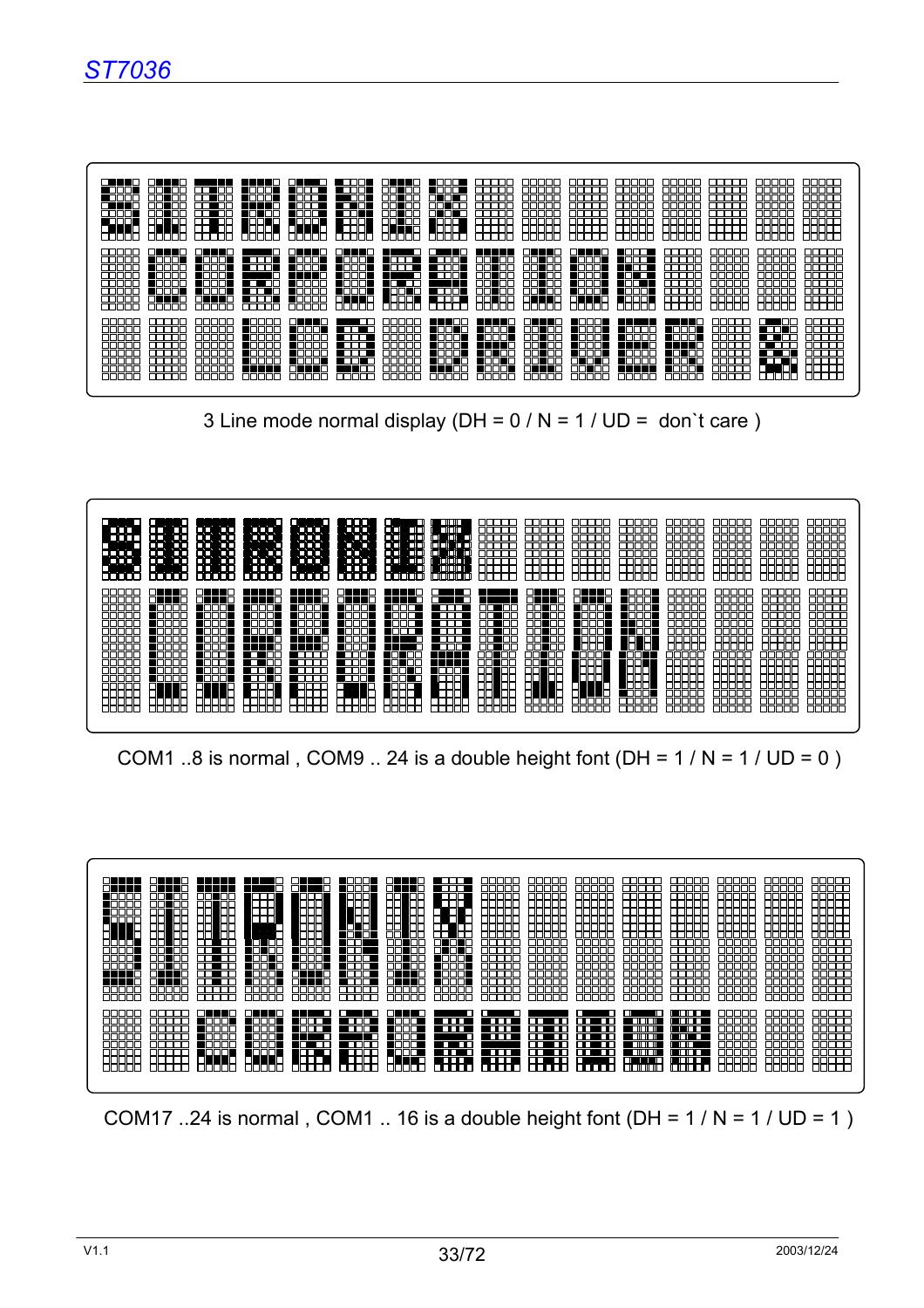3 Line mode normal display (DH = 0 / N = 1 / UD =  don`t care )

COM1 ..8 is normal , COM9 .. 24 is a double height font (DH = 1 / N = 1 / UD = 0 )

COM17 ..24 is normal , COM1 .. 16 is a double height font (DH = 1 / N = 1 / UD = 1 )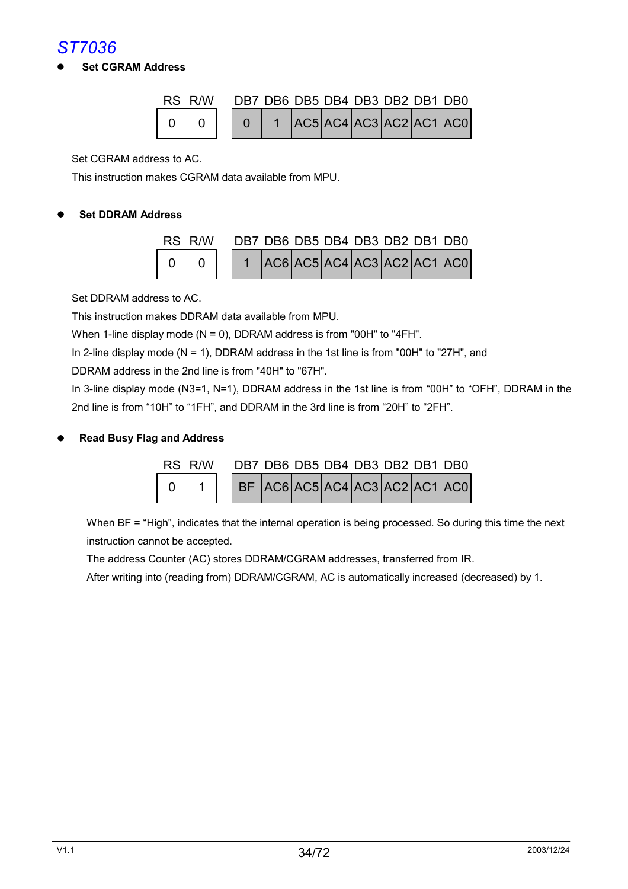- **Set CGRAM Address**

| RS | R/W | DB7 | DB6 | DB5 | DB4 | DB3 | DB2 | DB1 | DB0 |
|---|---|---|---|---|---|---|---|---|---|
| 0 | 0 | 0 | 1 | AC5 | AC4 | AC3 | AC2 | AC1 | AC0 |

Set CGRAM address to AC.

This instruction makes CGRAM data available from MPU.

- **Set DDRAM Address**

| RS | R/W | DB7 | DB6 | DB5 | DB4 | DB3 | DB2 | DB1 | DB0 |
|---|---|---|---|---|---|---|---|---|---|
| 0 | 0 | 1 | AC6 | AC5 | AC4 | AC3 | AC2 | AC1 | AC0 |

Set DDRAM address to AC.

This instruction makes DDRAM data available from MPU.

When 1-line display mode (N = 0), DDRAM address is from "00H" to "4FH".

In 2-line display mode (N = 1), DDRAM address in the 1st line is from "00H" to "27H", and DDRAM address in the 2nd line is from "40H" to "67H".

In 3-line display mode (N3=1, N=1), DDRAM address in the 1st line is from “00H” to “OFH”, DDRAM in the 2nd line is from “10H” to “1FH”, and DDRAM in the 3rd line is from “20H” to “2FH”.

- **Read Busy Flag and Address**

| RS | R/W | DB7 | DB6 | DB5 | DB4 | DB3 | DB2 | DB1 | DB0 |
|---|---|---|---|---|---|---|---|---|---|
| 0 | 1 | BF | AC6 | AC5 | AC4 | AC3 | AC2 | AC1 | AC0 |

When BF = “High”, indicates that the internal operation is being processed. So during this time the next instruction cannot be accepted.

The address Counter (AC) stores DDRAM/CGRAM addresses, transferred from IR.

After writing into (reading from) DDRAM/CGRAM, AC is automatically increased (decreased) by 1.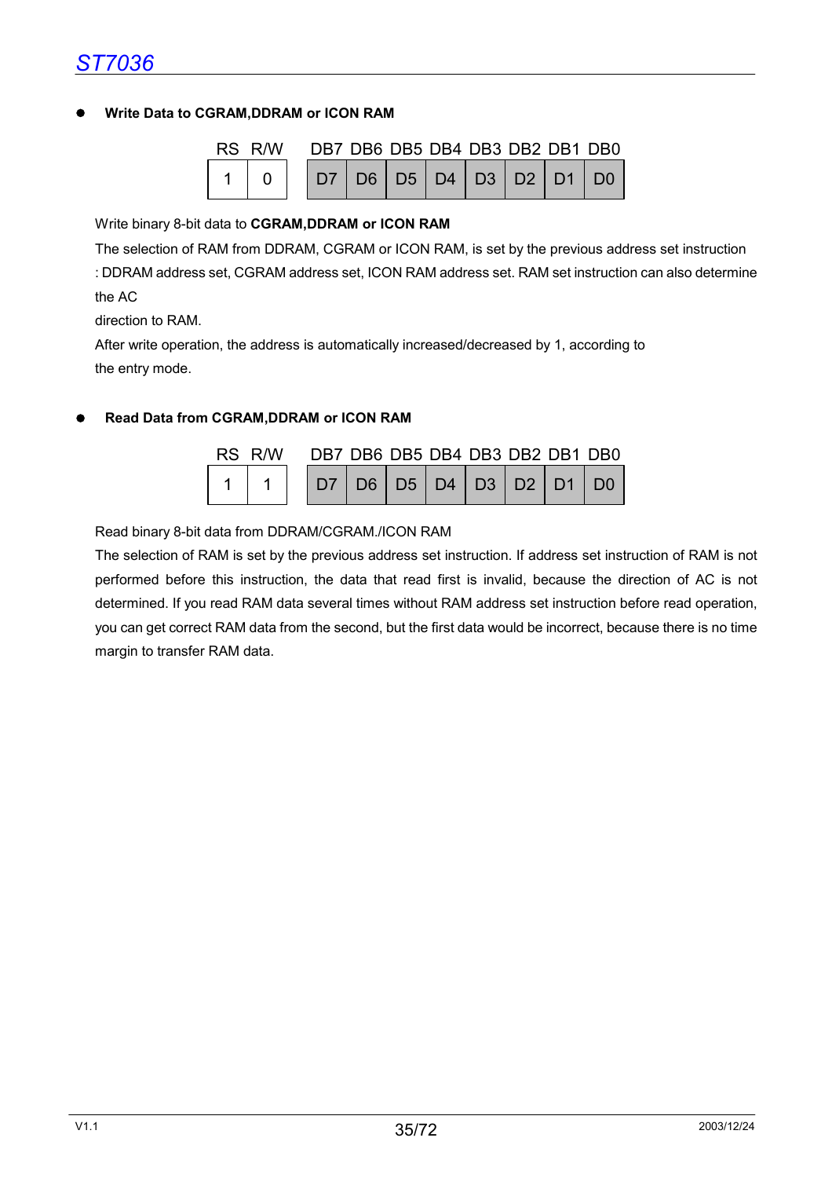- **Write Data to CGRAM,DDRAM or ICON RAM**

| RS | R/W | DB7 | DB6 | DB5 | DB4 | DB3 | DB2 | DB1 | DB0 |
|---|---|---|---|---|---|---|---|---|---|
| 1 | 0 | D7 | D6 | D5 | D4 | D3 | D2 | D1 | D0 |

Write binary 8-bit data to **CGRAM,DDRAM or ICON RAM**

The selection of RAM from DDRAM, CGRAM or ICON RAM, is set by the previous address set instruction : DDRAM address set, CGRAM address set, ICON RAM address set. RAM set instruction can also determine the AC

direction to RAM.

After write operation, the address is automatically increased/decreased by 1, according to the entry mode.

- **Read Data from CGRAM,DDRAM or ICON RAM**

| RS | R/W | DB7 | DB6 | DB5 | DB4 | DB3 | DB2 | DB1 | DB0 |
|---|---|---|---|---|---|---|---|---|---|
| 1 | 1 | D7 | D6 | D5 | D4 | D3 | D2 | D1 | D0 |

Read binary 8-bit data from DDRAM/CGRAM./ICON RAM

The selection of RAM is set by the previous address set instruction. If address set instruction of RAM is not performed before this instruction, the data that read first is invalid, because the direction of AC is not determined. If you read RAM data several times without RAM address set instruction before read operation, you can get correct RAM data from the second, but the first data would be incorrect, because there is no time margin to transfer RAM data.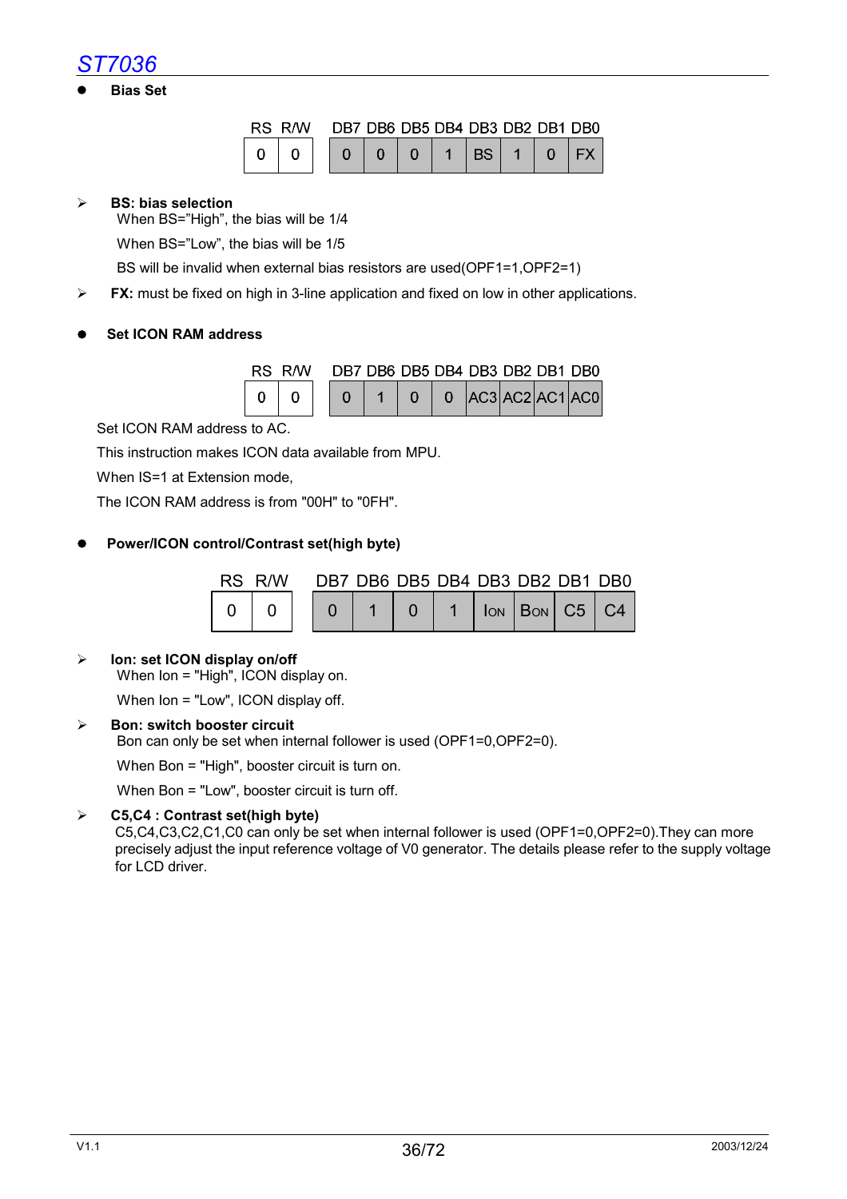- **Bias Set**

| RS | R/W | DB7 | DB6 | DB5 | DB4 | DB3 | DB2 | DB1 | DB0 |
|---|---|---|---|---|---|---|---|---|---|
| 0 | 0 | 0 | 0 | 0 | 1 | BS | 1 | 0 | FX |

- **BS: bias selection**
  When BS="High", the bias will be 1/4
  When BS="Low", the bias will be 1/5
  BS will be invalid when external bias resistors are used(OPF1=1,OPF2=1)
- **FX:** must be fixed on high in 3-line application and fixed on low in other applications.

- **Set ICON RAM address**

| RS | R/W | DB7 | DB6 | DB5 | DB4 | DB3 | DB2 | DB1 | DB0 |
|---|---|---|---|---|---|---|---|---|---|
| 0 | 0 | 0 | 1 | 0 | 0 | AC3 | AC2 | AC1 | AC0 |

Set ICON RAM address to AC.

This instruction makes ICON data available from MPU.

When IS=1 at Extension mode,

The ICON RAM address is from "00H" to "0FH".

- **Power/ICON control/Contrast set(high byte)**

| RS | R/W | DB7 | DB6 | DB5 | DB4 | DB3 | DB2 | DB1 | DB0 |
|---|---|---|---|---|---|---|---|---|---|
| 0 | 0 | 0 | 1 | 0 | 1 | Ion | Bon | C5 | C4 |

- **Ion: set ICON display on/off**
  When Ion = "High", ICON display on.
  When Ion = "Low", ICON display off.
- **Bon: switch booster circuit**
  Bon can only be set when internal follower is used (OPF1=0,OPF2=0).
  When Bon = "High", booster circuit is turn on.
  When Bon = "Low", booster circuit is turn off.
- **C5,C4 : Contrast set(high byte)**
  C5,C4,C3,C2,C1,C0 can only be set when internal follower is used (OPF1=0,OPF2=0).They can more precisely adjust the input reference voltage of V0 generator. The details please refer to the supply voltage for LCD driver.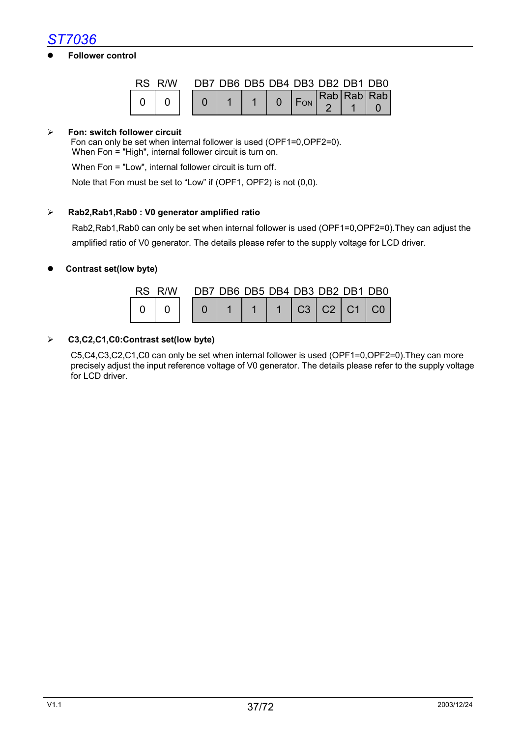- **Follower control**

| RS | R/W | DB7 | DB6 | DB5 | DB4 | DB3 | DB2 | DB1 | DB0 |
|---|---|---|---|---|---|---|---|---|---|
| 0 | 0 | 0 | 1 | 1 | 0 | FON | Rab 2 | Rab 1 | Rab 0 |

> **Fon: switch follower circuit**

Fon can only be set when internal follower is used (OPF1=0,OPF2=0).
When Fon = "High", internal follower circuit is turn on.

When Fon = "Low", internal follower circuit is turn off.

Note that Fon must be set to “Low” if (OPF1, OPF2) is not (0,0).

> **Rab2,Rab1,Rab0 : V0 generator amplified ratio**

Rab2,Rab1,Rab0 can only be set when internal follower is used (OPF1=0,OPF2=0).They can adjust the amplified ratio of V0 generator. The details please refer to the supply voltage for LCD driver.

- **Contrast set(low byte)**

| RS | R/W | DB7 | DB6 | DB5 | DB4 | DB3 | DB2 | DB1 | DB0 |
|---|---|---|---|---|---|---|---|---|---|
| 0 | 0 | 0 | 1 | 1 | 1 | C3 | C2 | C1 | C0 |

> **C3,C2,C1,C0:Contrast set(low byte)**

C5,C4,C3,C2,C1,C0 can only be set when internal follower is used (OPF1=0,OPF2=0).They can more precisely adjust the input reference voltage of V0 generator. The details please refer to the supply voltage for LCD driver.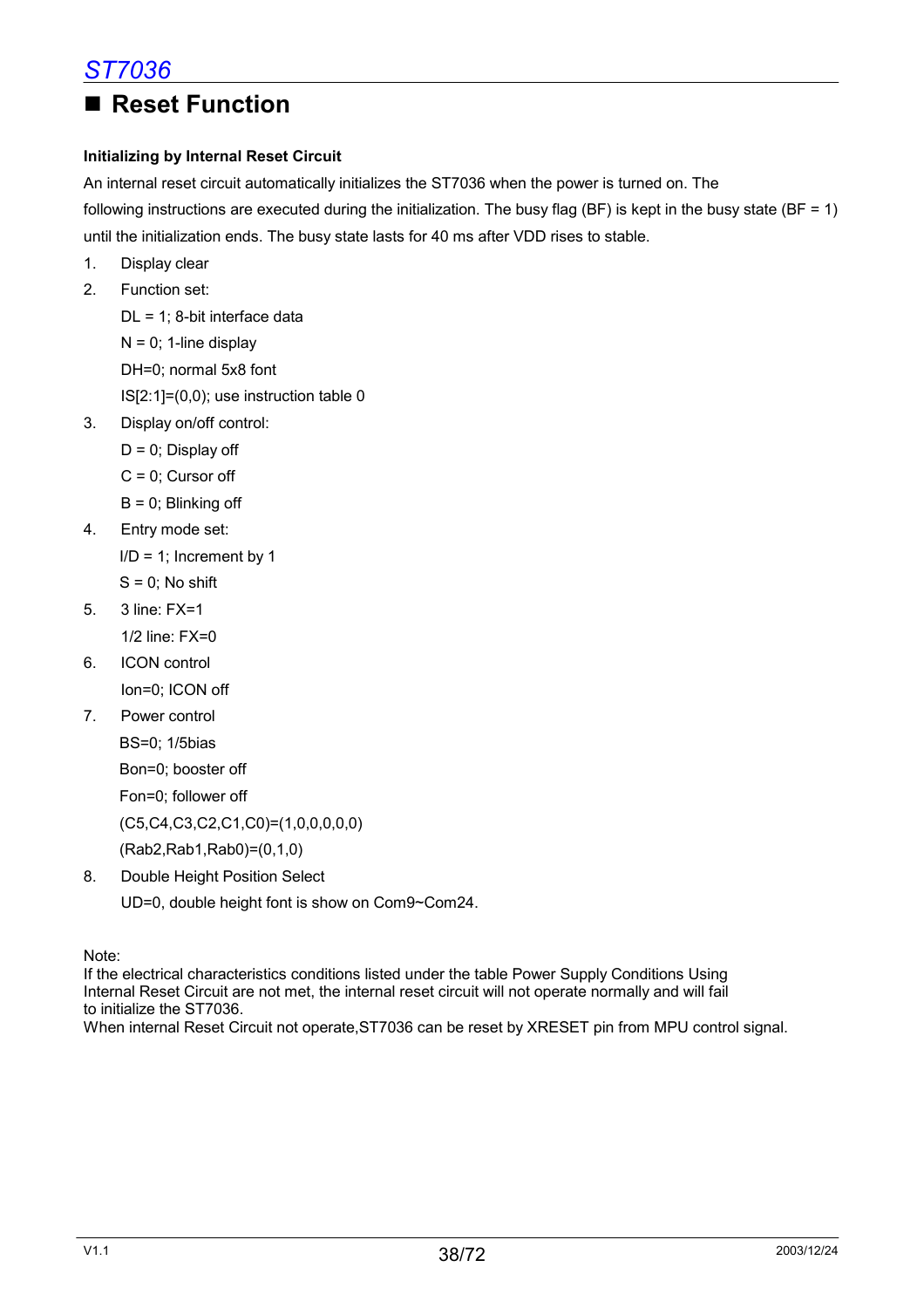## ■ Reset Function

**Initializing by Internal Reset Circuit**

An internal reset circuit automatically initializes the ST7036 when the power is turned on. The following instructions are executed during the initialization. The busy flag (BF) is kept in the busy state (BF = 1) until the initialization ends. The busy state lasts for 40 ms after VDD rises to stable.

1. Display clear
2. Function set:
   DL = 1; 8-bit interface data
   N = 0; 1-line display
   DH=0; normal 5x8 font
   IS[2:1]=(0,0); use instruction table 0
3. Display on/off control:
   D = 0; Display off
   C = 0; Cursor off
   B = 0; Blinking off
4. Entry mode set:
   I/D = 1; Increment by 1
   S = 0; No shift
5. 3 line: FX=1
   1/2 line: FX=0
6. ICON control
   Ion=0; ICON off
7. Power control
   BS=0; 1/5bias
   Bon=0; booster off
   Fon=0; follower off
   (C5,C4,C3,C2,C1,C0)=(1,0,0,0,0,0)
   (Rab2,Rab1,Rab0)=(0,1,0)
8. Double Height Position Select
   UD=0, double height font is show on Com9~Com24.

Note:
If the electrical characteristics conditions listed under the table Power Supply Conditions Using Internal Reset Circuit are not met, the internal reset circuit will not operate normally and will fail to initialize the ST7036.
When internal Reset Circuit not operate,ST7036 can be reset by XRESET pin from MPU control signal.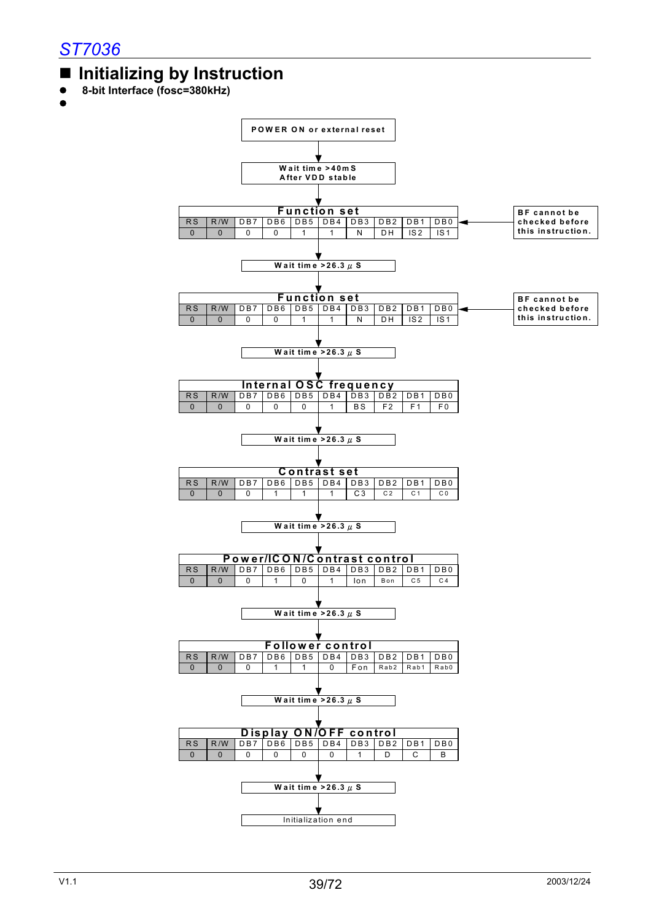## Initializing by Instruction

- **8-bit Interface (fosc=380kHz)**
- 

POWER ON or external reset

↓

Wait time >40mS
After VDD stable

↓

**Function set**

| RS | R/W | DB7 | DB6 | DB5 | DB4 | DB3 | DB2 | DB1 | DB0 |
|---|---|---|---|---|---|---|---|---|---|
| 0 | 0 | 0 | 0 | 1 | 1 | N | DH | IS2 | IS1 |

← BF cannot be checked before this instruction.

↓

Wait time >26.3 μS

↓

**Function set**

| RS | R/W | DB7 | DB6 | DB5 | DB4 | DB3 | DB2 | DB1 | DB0 |
|---|---|---|---|---|---|---|---|---|---|
| 0 | 0 | 0 | 0 | 1 | 1 | N | DH | IS2 | IS1 |

← BF cannot be checked before this instruction.

↓

Wait time >26.3 μS

↓

**Internal OSC frequency**

| RS | R/W | DB7 | DB6 | DB5 | DB4 | DB3 | DB2 | DB1 | DB0 |
|---|---|---|---|---|---|---|---|---|---|
| 0 | 0 | 0 | 0 | 0 | 1 | BS | F2 | F1 | F0 |

↓

Wait time >26.3 μS

↓

**Contrast set**

| RS | R/W | DB7 | DB6 | DB5 | DB4 | DB3 | DB2 | DB1 | DB0 |
|---|---|---|---|---|---|---|---|---|---|
| 0 | 0 | 0 | 1 | 1 | 1 | C3 | C2 | C1 | C0 |

↓

Wait time >26.3 μS

↓

**Power/ICON/Contrast control**

| RS | R/W | DB7 | DB6 | DB5 | DB4 | DB3 | DB2 | DB1 | DB0 |
|---|---|---|---|---|---|---|---|---|---|
| 0 | 0 | 0 | 1 | 0 | 1 | Ion | Bon | C5 | C4 |

↓

Wait time >26.3 μS

↓

**Follower control**

| RS | R/W | DB7 | DB6 | DB5 | DB4 | DB3 | DB2 | DB1 | DB0 |
|---|---|---|---|---|---|---|---|---|---|
| 0 | 0 | 0 | 1 | 1 | 0 | Fon | Rab2 | Rab1 | Rab0 |

↓

Wait time >26.3 μS

↓

**Display ON/OFF control**

| RS | R/W | DB7 | DB6 | DB5 | DB4 | DB3 | DB2 | DB1 | DB0 |
|---|---|---|---|---|---|---|---|---|---|
| 0 | 0 | 0 | 0 | 0 | 0 | 1 | D | C | B |

↓

Wait time >26.3 μS

↓

Initialization end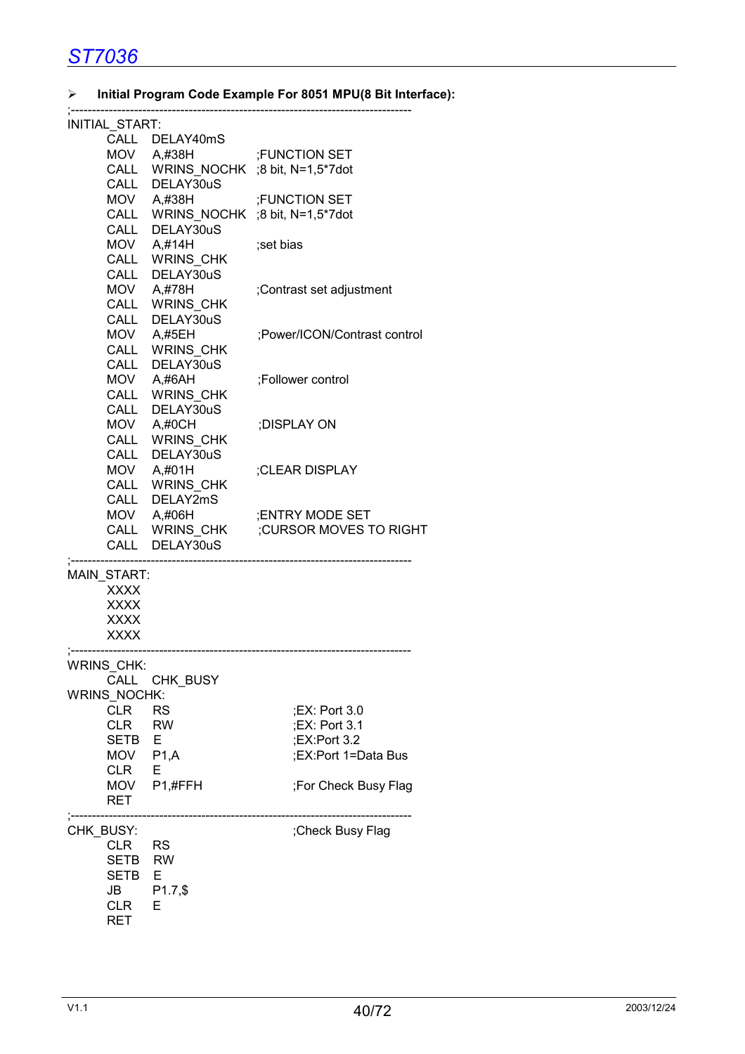- **Initial Program Code Example For 8051 MPU(8 Bit Interface):**

```
;------------------------------------------------------------------------------
INITIAL_START:
        CALL   DELAY40mS
        MOV    A,#38H        ;FUNCTION SET
        CALL   WRINS_NOCHK   ;8 bit, N=1,5*7dot
        CALL   DELAY30uS
        MOV    A,#38H        ;FUNCTION SET
        CALL   WRINS_NOCHK   ;8 bit, N=1,5*7dot
        CALL   DELAY30uS
        MOV    A,#14H        ;set bias
        CALL   WRINS_CHK
        CALL   DELAY30uS
        MOV    A,#78H        ;Contrast set adjustment
        CALL   WRINS_CHK
        CALL   DELAY30uS
        MOV    A,#5EH        ;Power/ICON/Contrast control
        CALL   WRINS_CHK
        CALL   DELAY30uS
        MOV    A,#6AH        ;Follower control
        CALL   WRINS_CHK
        CALL   DELAY30uS
        MOV    A,#0CH        ;DISPLAY ON
        CALL   WRINS_CHK
        CALL   DELAY30uS
        MOV    A,#01H        ;CLEAR DISPLAY
        CALL   WRINS_CHK
        CALL   DELAY2mS
        MOV    A,#06H        ;ENTRY MODE SET
        CALL   WRINS_CHK     ;CURSOR MOVES TO RIGHT
        CALL   DELAY30uS
;------------------------------------------------------------------------------
MAIN_START:
        XXXX
        XXXX
        XXXX
        XXXX
;------------------------------------------------------------------------------
WRINS_CHK:
        CALL   CHK_BUSY
WRINS_NOCHK:
        CLR    RS                   ;EX: Port 3.0
        CLR    RW                   ;EX: Port 3.1
        SETB   E                    ;EX:Port 3.2
        MOV    P1,A                 ;EX:Port 1=Data Bus
        CLR    E
        MOV    P1,#FFH              ;For Check Busy Flag
        RET
;------------------------------------------------------------------------------
CHK_BUSY:                           ;Check Busy Flag
        CLR    RS
        SETB   RW
        SETB   E
        JB     P1.7,$
        CLR    E
        RET
```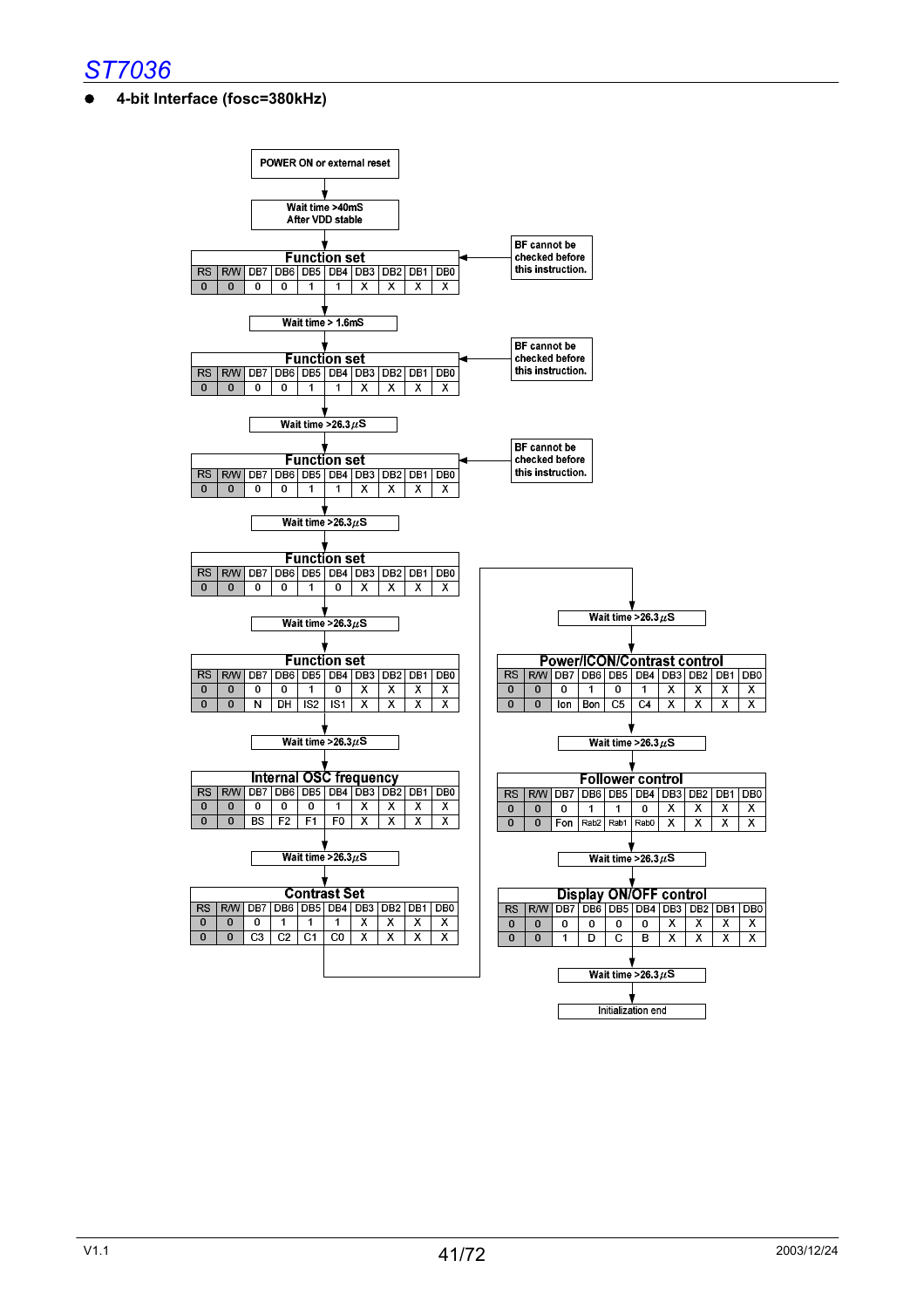- **4-bit Interface (fosc=380kHz)**

POWER ON or external reset

Wait time >40mS
After VDD stable

**Function set**

| RS | R/W | DB7 | DB6 | DB5 | DB4 | DB3 | DB2 | DB1 | DB0 |
|---|---|---|---|---|---|---|---|---|---|
| 0 | 0 | 0 | 0 | 1 | 1 | X | X | X | X |

BF cannot be checked before this instruction.

Wait time > 1.6mS

**Function set**

| RS | R/W | DB7 | DB6 | DB5 | DB4 | DB3 | DB2 | DB1 | DB0 |
|---|---|---|---|---|---|---|---|---|---|
| 0 | 0 | 0 | 0 | 1 | 1 | X | X | X | X |

BF cannot be checked before this instruction.

Wait time >26.3μS

**Function set**

| RS | R/W | DB7 | DB6 | DB5 | DB4 | DB3 | DB2 | DB1 | DB0 |
|---|---|---|---|---|---|---|---|---|---|
| 0 | 0 | 0 | 0 | 1 | 1 | X | X | X | X |

BF cannot be checked before this instruction.

Wait time >26.3μS

**Function set**

| RS | R/W | DB7 | DB6 | DB5 | DB4 | DB3 | DB2 | DB1 | DB0 |
|---|---|---|---|---|---|---|---|---|---|
| 0 | 0 | 0 | 0 | 1 | 0 | X | X | X | X |

Wait time >26.3μS

**Function set**

| RS | R/W | DB7 | DB6 | DB5 | DB4 | DB3 | DB2 | DB1 | DB0 |
|---|---|---|---|---|---|---|---|---|---|
| 0 | 0 | 0 | 0 | 1 | 0 | X | X | X | X |
| 0 | 0 | N | DH | IS2 | IS1 | X | X | X | X |

Wait time >26.3μS

**Internal OSC frequency**

| RS | R/W | DB7 | DB6 | DB5 | DB4 | DB3 | DB2 | DB1 | DB0 |
|---|---|---|---|---|---|---|---|---|---|
| 0 | 0 | 0 | 0 | 0 | 1 | X | X | X | X |
| 0 | 0 | BS | F2 | F1 | F0 | X | X | X | X |

Wait time >26.3μS

**Contrast Set**

| RS | R/W | DB7 | DB6 | DB5 | DB4 | DB3 | DB2 | DB1 | DB0 |
|---|---|---|---|---|---|---|---|---|---|
| 0 | 0 | 0 | 1 | 1 | 1 | X | X | X | X |
| 0 | 0 | C3 | C2 | C1 | C0 | X | X | X | X |

Wait time >26.3μS

**Power/ICON/Contrast control**

| RS | R/W | DB7 | DB6 | DB5 | DB4 | DB3 | DB2 | DB1 | DB0 |
|---|---|---|---|---|---|---|---|---|---|
| 0 | 0 | 0 | 1 | 0 | 1 | X | X | X | X |
| 0 | 0 | Ion | Bon | C5 | C4 | X | X | X | X |

Wait time >26.3μS

**Follower control**

| RS | R/W | DB7 | DB6 | DB5 | DB4 | DB3 | DB2 | DB1 | DB0 |
|---|---|---|---|---|---|---|---|---|---|
| 0 | 0 | 0 | 1 | 1 | 0 | X | X | X | X |
| 0 | 0 | Fon | Rab2 | Rab1 | Rab0 | X | X | X | X |

Wait time >26.3μS

**Display ON/OFF control**

| RS | R/W | DB7 | DB6 | DB5 | DB4 | DB3 | DB2 | DB1 | DB0 |
|---|---|---|---|---|---|---|---|---|---|
| 0 | 0 | 0 | 0 | 0 | 0 | X | X | X | X |
| 0 | 0 | 1 | D | C | B | X | X | X | X |

Wait time >26.3μS

Initialization end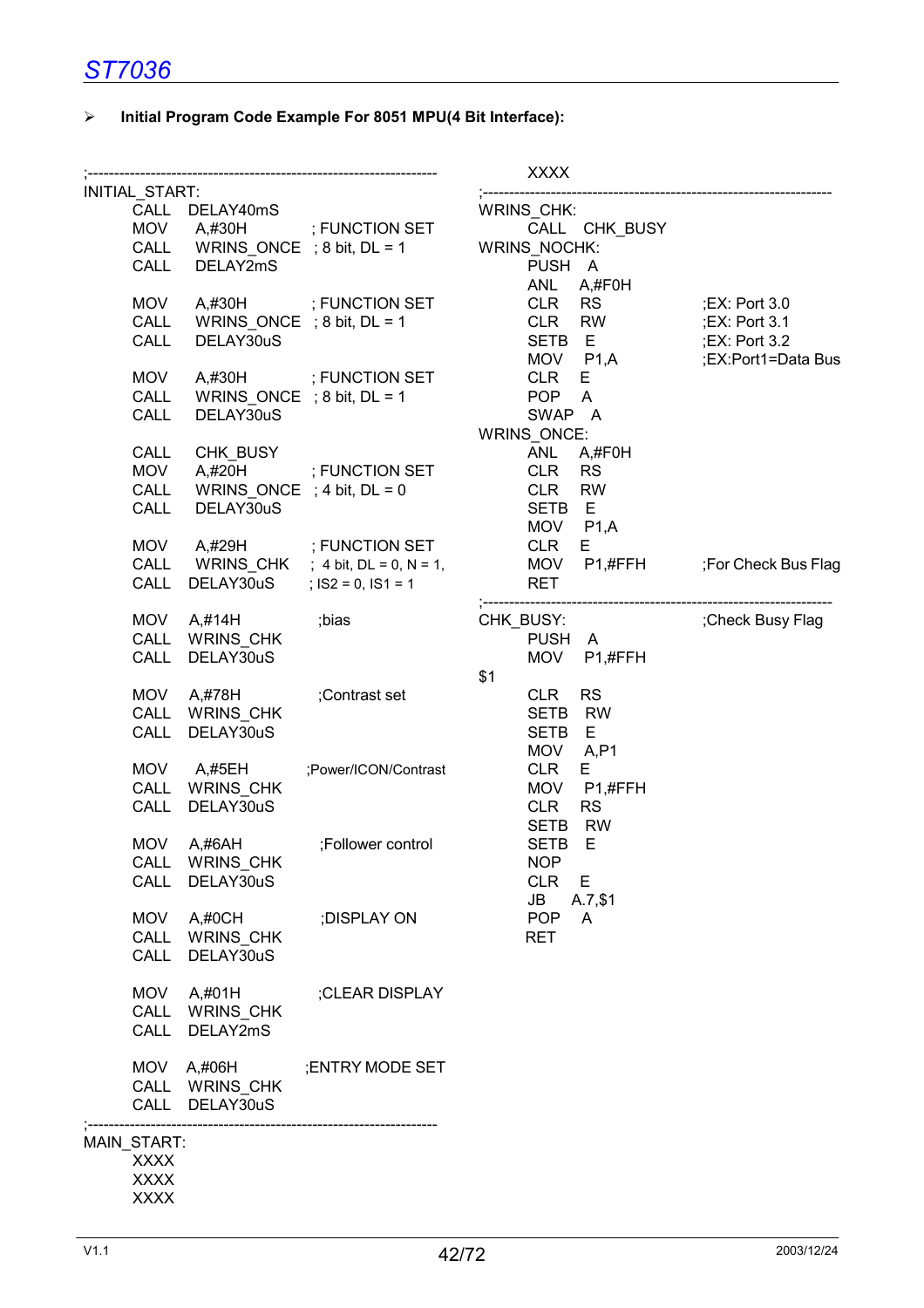- **Initial Program Code Example For 8051 MPU(4 Bit Interface):**

```
;------------------------------------------------------------------
INITIAL_START:
        CALL    DELAY40mS
        MOV     A,#30H          ; FUNCTION SET
        CALL    WRINS_ONCE      ; 8 bit, DL = 1
        CALL    DELAY2mS

        MOV     A,#30H          ; FUNCTION SET
        CALL    WRINS_ONCE      ; 8 bit, DL = 1
        CALL    DELAY30uS

        MOV     A,#30H          ; FUNCTION SET
        CALL    WRINS_ONCE      ; 8 bit, DL = 1
        CALL    DELAY30uS

        CALL    CHK_BUSY
        MOV     A,#20H          ; FUNCTION SET
        CALL    WRINS_ONCE      ; 4 bit, DL = 0
        CALL    DELAY30uS

        MOV     A,#29H          ; FUNCTION SET
        CALL    WRINS_CHK       ; 4 bit, DL = 0, N = 1,
        CALL    DELAY30uS       ; IS2 = 0, IS1 = 1

        MOV     A,#14H          ;bias
        CALL    WRINS_CHK
        CALL    DELAY30uS

        MOV     A,#78H          ;Contrast set
        CALL    WRINS_CHK
        CALL    DELAY30uS

        MOV     A,#5EH          ;Power/ICON/Contrast
        CALL    WRINS_CHK
        CALL    DELAY30uS

        MOV     A,#6AH          ;Follower control
        CALL    WRINS_CHK
        CALL    DELAY30uS

        MOV     A,#0CH          ;DISPLAY ON
        CALL    WRINS_CHK
        CALL    DELAY30uS

        MOV     A,#01H          ;CLEAR DISPLAY
        CALL    WRINS_CHK
        CALL    DELAY2mS

        MOV     A,#06H          ;ENTRY MODE SET
        CALL    WRINS_CHK
        CALL    DELAY30uS
;------------------------------------------------------------------
MAIN_START:
        XXXX
        XXXX
        XXXX
        XXXX
;------------------------------------------------------------------
WRINS_CHK:
        CALL    CHK_BUSY
WRINS_NOCHK:
        PUSH    A
        ANL     A,#F0H
        CLR     RS              ;EX: Port 3.0
        CLR     RW              ;EX: Port 3.1
        SETB    E               ;EX: Port 3.2
        MOV     P1,A            ;EX:Port1=Data Bus
        CLR     E
        POP     A
        SWAP    A
WRINS_ONCE:
        ANL     A,#F0H
        CLR     RS
        CLR     RW
        SETB    E
        MOV     P1,A
        CLR     E
        MOV     P1,#FFH         ;For Check Bus Flag
        RET
;------------------------------------------------------------------
CHK_BUSY:                       ;Check Busy Flag
        PUSH    A
        MOV     P1,#FFH
$1
        CLR     RS
        SETB    RW
        SETB    E
        MOV     A,P1
        CLR     E
        MOV     P1,#FFH
        CLR     RS
        SETB    RW
        SETB    E
        NOP
        CLR     E
        JB      A.7,$1
        POP     A
        RET
```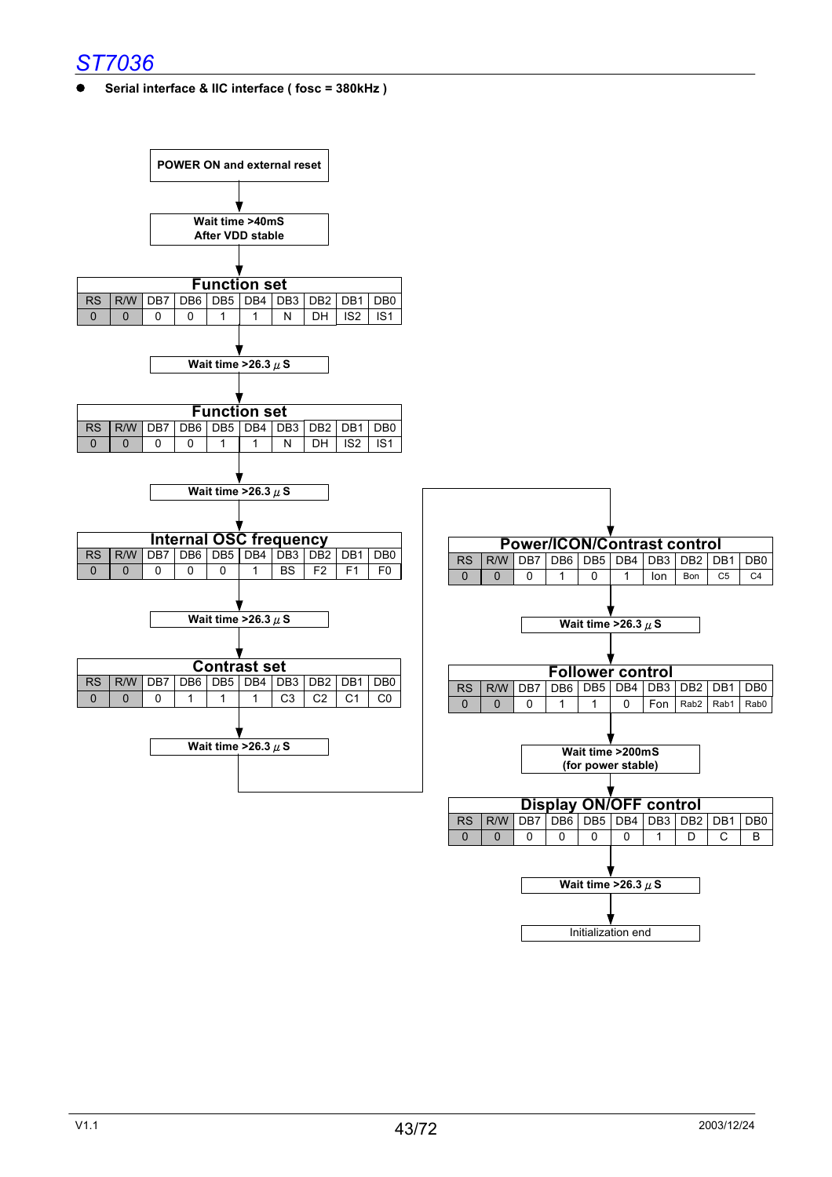- **Serial interface & IIC interface ( fosc = 380kHz )**

POWER ON and external reset

Wait time >40mS
After VDD stable

**Function set**

| RS | R/W | DB7 | DB6 | DB5 | DB4 | DB3 | DB2 | DB1 | DB0 |
|---|---|---|---|---|---|---|---|---|---|
| 0 | 0 | 0 | 0 | 1 | 1 | N | DH | IS2 | IS1 |

Wait time >26.3 $\mu$ S

**Function set**

| RS | R/W | DB7 | DB6 | DB5 | DB4 | DB3 | DB2 | DB1 | DB0 |
|---|---|---|---|---|---|---|---|---|---|
| 0 | 0 | 0 | 0 | 1 | 1 | N | DH | IS2 | IS1 |

Wait time >26.3 $\mu$ S

**Internal OSC frequency**

| RS | R/W | DB7 | DB6 | DB5 | DB4 | DB3 | DB2 | DB1 | DB0 |
|---|---|---|---|---|---|---|---|---|---|
| 0 | 0 | 0 | 0 | 0 | 1 | BS | F2 | F1 | F0 |

Wait time >26.3 $\mu$ S

**Contrast set**

| RS | R/W | DB7 | DB6 | DB5 | DB4 | DB3 | DB2 | DB1 | DB0 |
|---|---|---|---|---|---|---|---|---|---|
| 0 | 0 | 0 | 1 | 1 | 1 | C3 | C2 | C1 | C0 |

Wait time >26.3 $\mu$ S

**Power/ICON/Contrast control**

| RS | R/W | DB7 | DB6 | DB5 | DB4 | DB3 | DB2 | DB1 | DB0 |
|---|---|---|---|---|---|---|---|---|---|
| 0 | 0 | 0 | 1 | 0 | 1 | Ion | Bon | C5 | C4 |

Wait time >26.3 $\mu$ S

**Follower control**

| RS | R/W | DB7 | DB6 | DB5 | DB4 | DB3 | DB2 | DB1 | DB0 |
|---|---|---|---|---|---|---|---|---|---|
| 0 | 0 | 0 | 1 | 1 | 0 | Fon | Rab2 | Rab1 | Rab0 |

Wait time >200mS
(for power stable)

**Display ON/OFF control**

| RS | R/W | DB7 | DB6 | DB5 | DB4 | DB3 | DB2 | DB1 | DB0 |
|---|---|---|---|---|---|---|---|---|---|
| 0 | 0 | 0 | 0 | 0 | 0 | 1 | D | C | B |

Wait time >26.3 $\mu$ S

Initialization end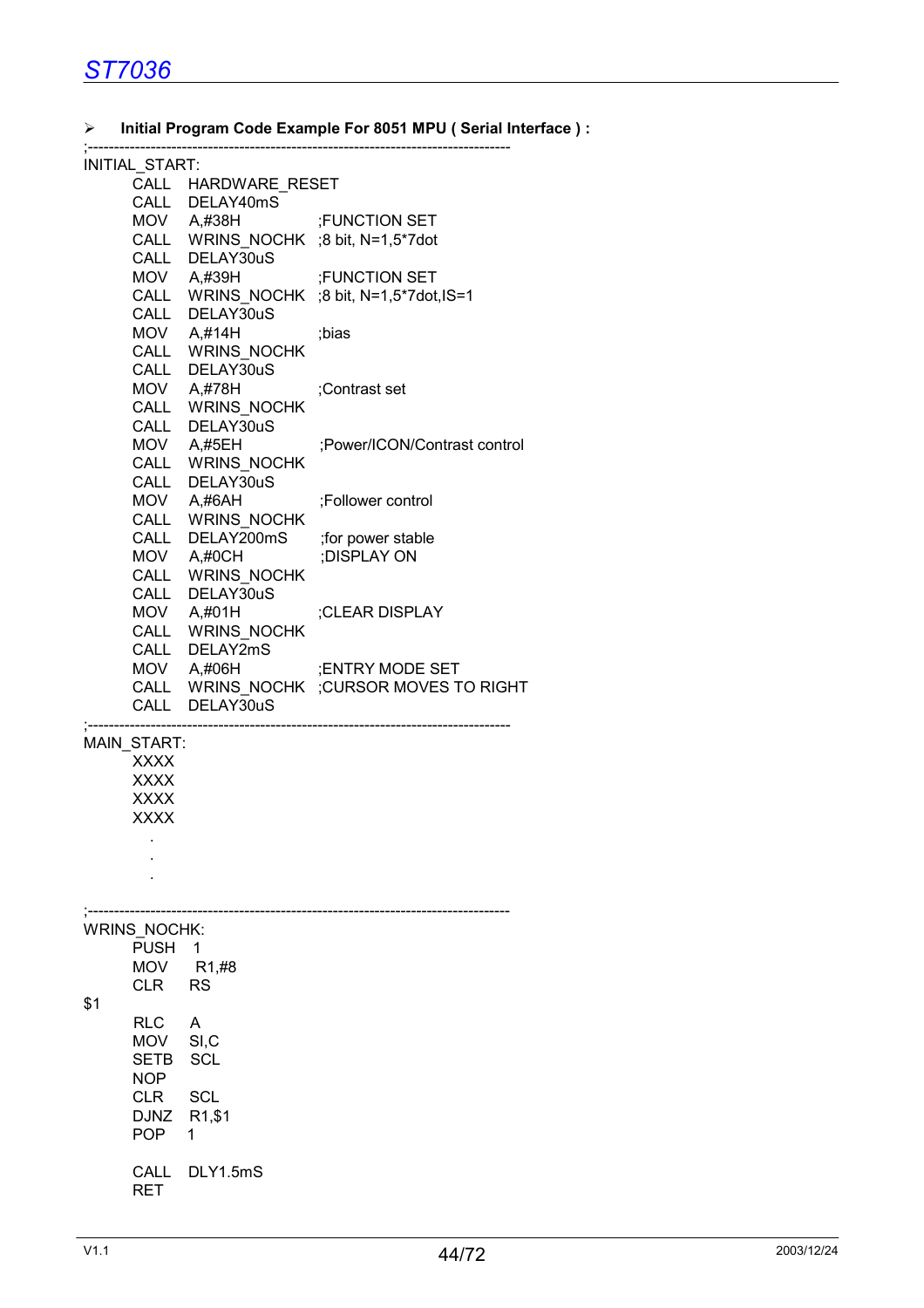- **Initial Program Code Example For 8051 MPU ( Serial Interface ) :**

```
;------------------------------------------------------------------------------
INITIAL_START:
        CALL   HARDWARE_RESET
        CALL   DELAY40mS
        MOV    A,#38H          ;FUNCTION SET
        CALL   WRINS_NOCHK     ;8 bit, N=1,5*7dot
        CALL   DELAY30uS
        MOV    A,#39H          ;FUNCTION SET
        CALL   WRINS_NOCHK     ;8 bit, N=1,5*7dot,IS=1
        CALL   DELAY30uS
        MOV    A,#14H          ;bias
        CALL   WRINS_NOCHK
        CALL   DELAY30uS
        MOV    A,#78H          ;Contrast set
        CALL   WRINS_NOCHK
        CALL   DELAY30uS
        MOV    A,#5EH          ;Power/ICON/Contrast control
        CALL   WRINS_NOCHK
        CALL   DELAY30uS
        MOV    A,#6AH          ;Follower control
        CALL   WRINS_NOCHK
        CALL   DELAY200mS      ;for power stable
        MOV    A,#0CH          ;DISPLAY ON
        CALL   WRINS_NOCHK
        CALL   DELAY30uS
        MOV    A,#01H          ;CLEAR DISPLAY
        CALL   WRINS_NOCHK
        CALL   DELAY2mS
        MOV    A,#06H          ;ENTRY MODE SET
        CALL   WRINS_NOCHK     ;CURSOR MOVES TO RIGHT
        CALL   DELAY30uS
;------------------------------------------------------------------------------
MAIN_START:
        XXXX
        XXXX
        XXXX
        XXXX
          .
          .
          .

;------------------------------------------------------------------------------
WRINS_NOCHK:
        PUSH   1
        MOV     R1,#8
        CLR    RS
$1
        RLC    A
        MOV    SI,C
        SETB   SCL
        NOP
        CLR    SCL
        DJNZ   R1,$1
        POP    1

        CALL   DLY1.5mS
        RET
```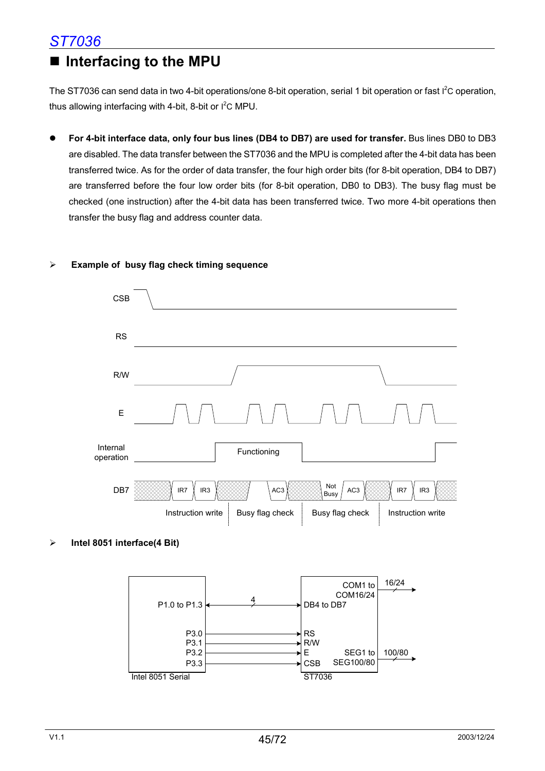## ■ Interfacing to the MPU

The ST7036 can send data in two 4-bit operations/one 8-bit operation, serial 1 bit operation or fast I²C operation, thus allowing interfacing with 4-bit, 8-bit or I²C MPU.

- **For 4-bit interface data, only four bus lines (DB4 to DB7) are used for transfer.** Bus lines DB0 to DB3 are disabled. The data transfer between the ST7036 and the MPU is completed after the 4-bit data has been transferred twice. As for the order of data transfer, the four high order bits (for 8-bit operation, DB4 to DB7) are transferred before the four low order bits (for 8-bit operation, DB0 to DB3). The busy flag must be checked (one instruction) after the 4-bit data has been transferred twice. Two more 4-bit operations then transfer the busy flag and address counter data.

➢ **Example of busy flag check timing sequence**

CSB
RS
R/W
E
Internal operation
Functioning
DB7
IR7
IR3
AC3
Not Busy
AC3
IR7
IR3
Instruction write
Busy flag check
Busy flag check
Instruction write

➢ **Intel 8051 interface(4 Bit)**

P1.0 to P1.3
4
DB4 to DB7
COM1 to COM16/24
16/24
P3.0
P3.1
P3.2
P3.3
RS
R/W
E
CSB
SEG1 to SEG100/80
100/80
Intel 8051 Serial
ST7036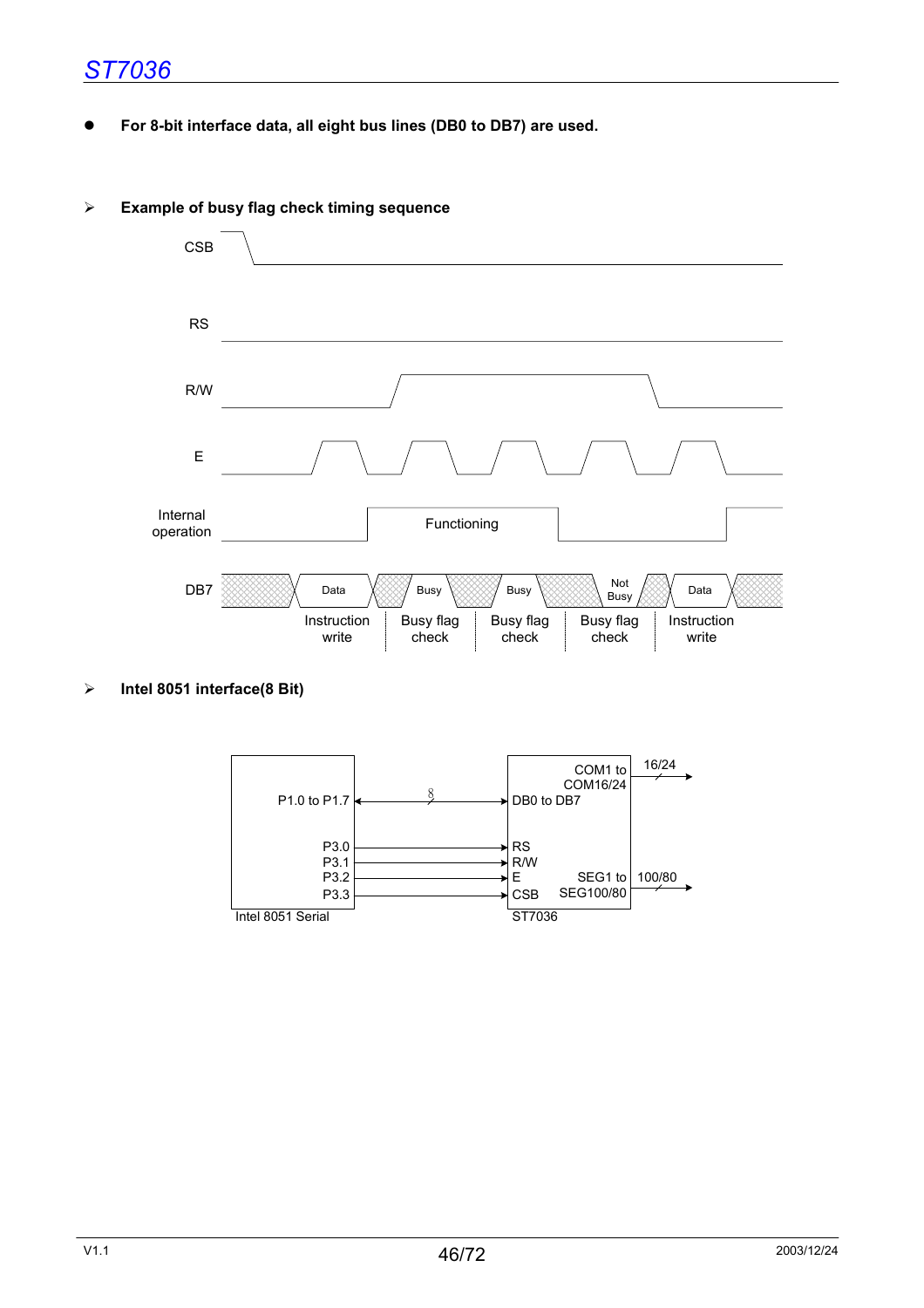- **For 8-bit interface data, all eight bus lines (DB0 to DB7) are used.**

➢ **Example of busy flag check timing sequence**

CSB

RS

R/W

E

Internal operation

Functioning

DB7

Data

Busy

Busy

Not Busy

Data

Instruction write

Busy flag check

Busy flag check

Busy flag check

Instruction write

➢ **Intel 8051 interface(8 Bit)**

P1.0 to P1.7

8

DB0 to DB7

COM1 to COM16/24

16/24

P3.0

P3.1

P3.2

P3.3

RS

R/W

E

CSB

SEG1 to SEG100/80

100/80

Intel 8051 Serial

ST7036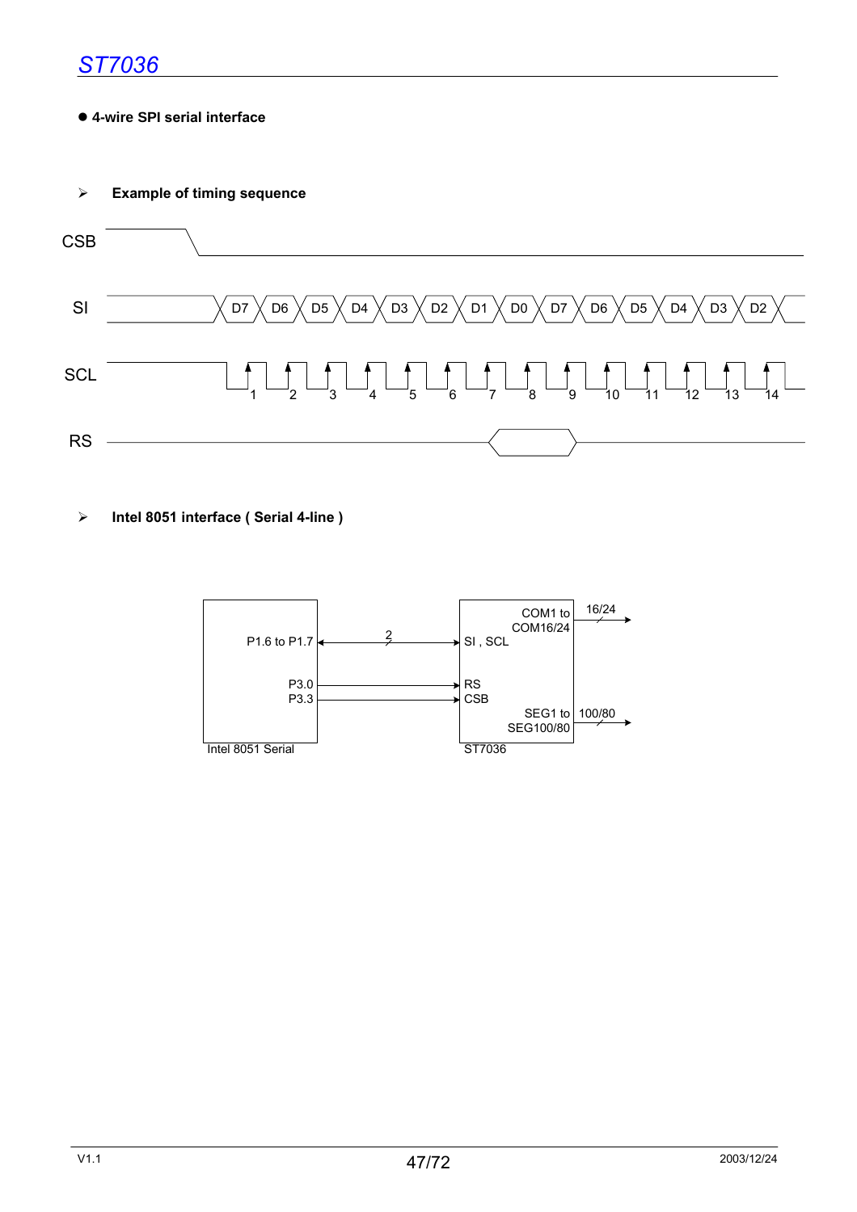- **4-wire SPI serial interface**

> **Example of timing sequence**

CSB

SI D7 D6 D5 D4 D3 D2 D1 D0 D7 D6 D5 D4 D3 D2

SCL 1 2 3 4 5 6 7 8 9 10 11 12 13 14

RS

> **Intel 8051 interface ( Serial 4-line )**

P1.6 to P1.7 — 2 — SI , SCL

P3.0 — RS

P3.3 — CSB

COM1 to COM16/24 — 16/24

SEG1 to SEG100/80 — 100/80

Intel 8051 Serial

ST7036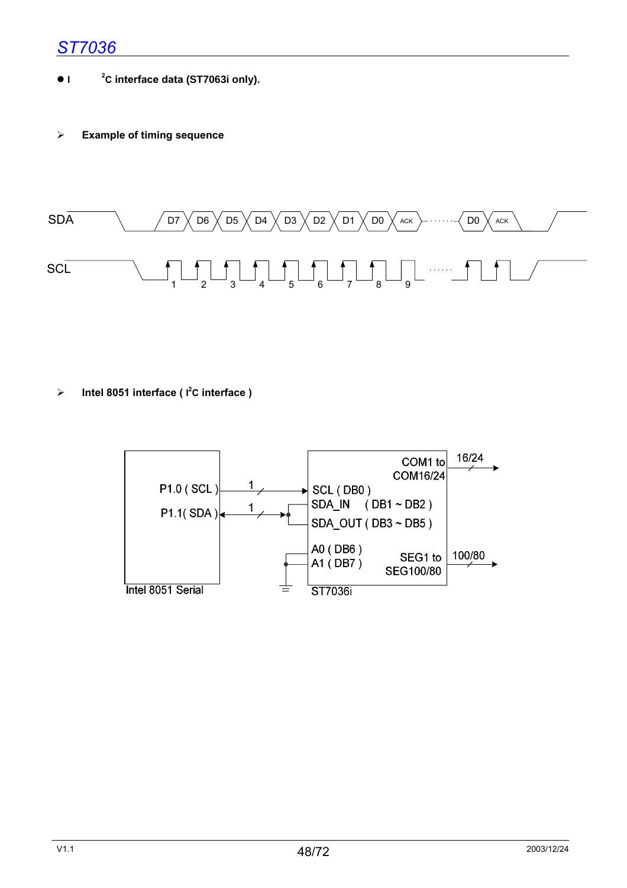- I²C interface data (ST7063i only).

➢ **Example of timing sequence**

SDA
D7 D6 D5 D4 D3 D2 D1 D0 ACK ....... D0 ACK

SCL
1 2 3 4 5 6 7 8 9 .......

➢ **Intel 8051 interface ( I²C interface )**

Intel 8051 Serial
P1.0 ( SCL )
P1.1( SDA )
1
1

ST7036i
SCL ( DB0 )
SDA_IN ( DB1 ~ DB2 )
SDA_OUT ( DB3 ~ DB5 )
A0 ( DB6 )
A1 ( DB7 )
COM1 to COM16/24
16/24
SEG1 to SEG100/80
100/80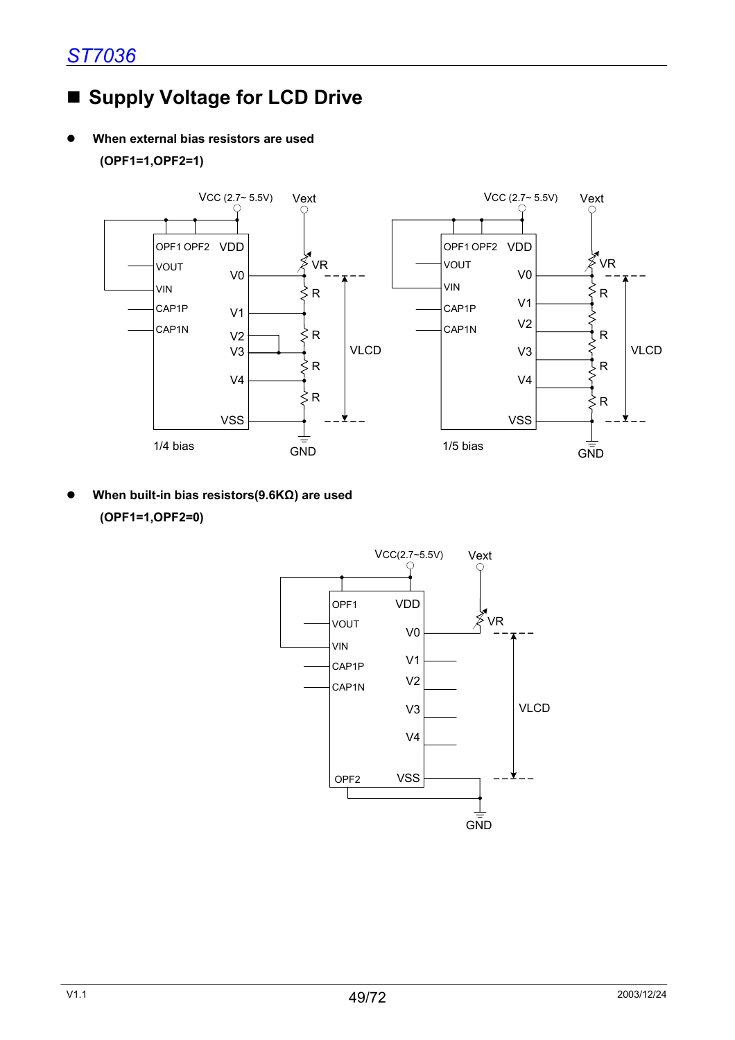## ■ Supply Voltage for LCD Drive

- **When external bias resistors are used**

  **(OPF1=1,OPF2=1)**

VCC (2.7~ 5.5V)
Vext
OPF1 OPF2 VDD
VOUT
V0
VR
VIN
R
CAP1P
V1
CAP1N
V2
R
V3
VLCD
R
V4
R
VSS
1/4 bias
GND

VCC (2.7~ 5.5V)
Vext
OPF1 OPF2 VDD
VOUT
V0
VR
VIN
R
CAP1P
V1
CAP1N
V2
R
V3
VLCD
R
V4
R
VSS
1/5 bias
GND

- **When built-in bias resistors(9.6KΩ) are used**

  **(OPF1=1,OPF2=0)**

VCC(2.7~5.5V)
Vext
OPF1
VDD
VOUT
V0
VR
VIN
V1
CAP1P
V2
CAP1N
V3
VLCD
V4
OPF2
VSS
GND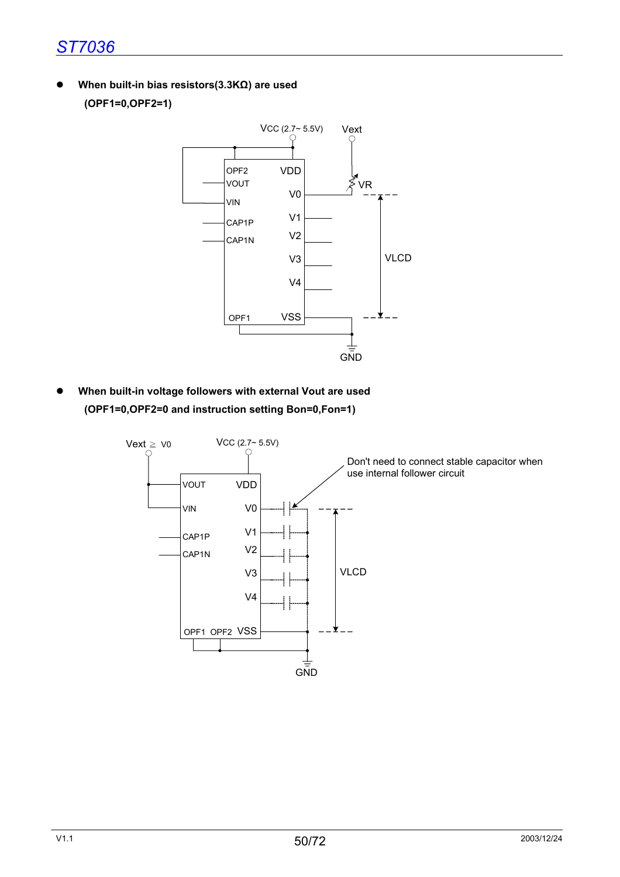- **When built-in bias resistors(3.3KΩ) are used**
  **(OPF1=0,OPF2=1)**

VCC (2.7~ 5.5V)
Vext
OPF2
VDD
VOUT
VR
V0
VIN
CAP1P
V1
V2
CAP1N
V3
VLCD
V4
OPF1
VSS
GND

- **When built-in voltage followers with external Vout are used**
  **(OPF1=0,OPF2=0 and instruction setting Bon=0,Fon=1)**

Vext ≧ V0
VCC (2.7~ 5.5V)
Don't need to connect stable capacitor when use internal follower circuit
VOUT
VDD
VIN
V0
V1
CAP1P
V2
CAP1N
VLCD
V3
V4
OPF1
OPF2
VSS
GND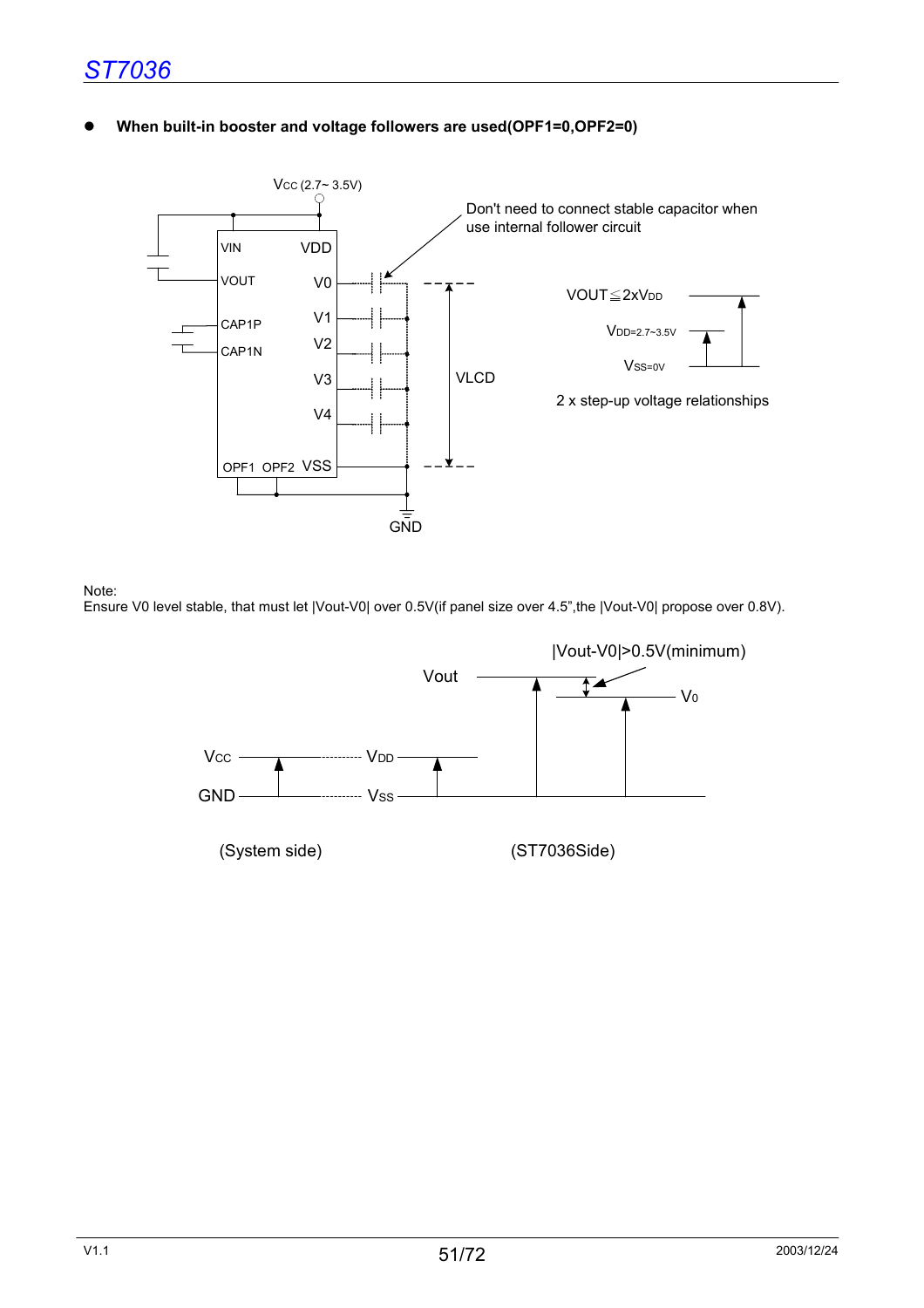- **When built-in booster and voltage followers are used(OPF1=0,OPF2=0)**

Vcc (2.7~ 3.5V)

VIN VDD

VOUT V0

CAP1P V1

CAP1N V2

V3

V4

OPF1 OPF2 VSS

GND

Don't need to connect stable capacitor when use internal follower circuit

VLCD

VOUT ≦ 2xVDD

VDD=2.7~3.5V

VSS=0V

2 x step-up voltage relationships

Note:
Ensure V0 level stable, that must let |Vout-V0| over 0.5V(if panel size over 4.5",the |Vout-V0| propose over 0.8V).

|Vout-V0|>0.5V(minimum)

Vout

V0

Vcc VDD

GND VSS

(System side)

(ST7036Side)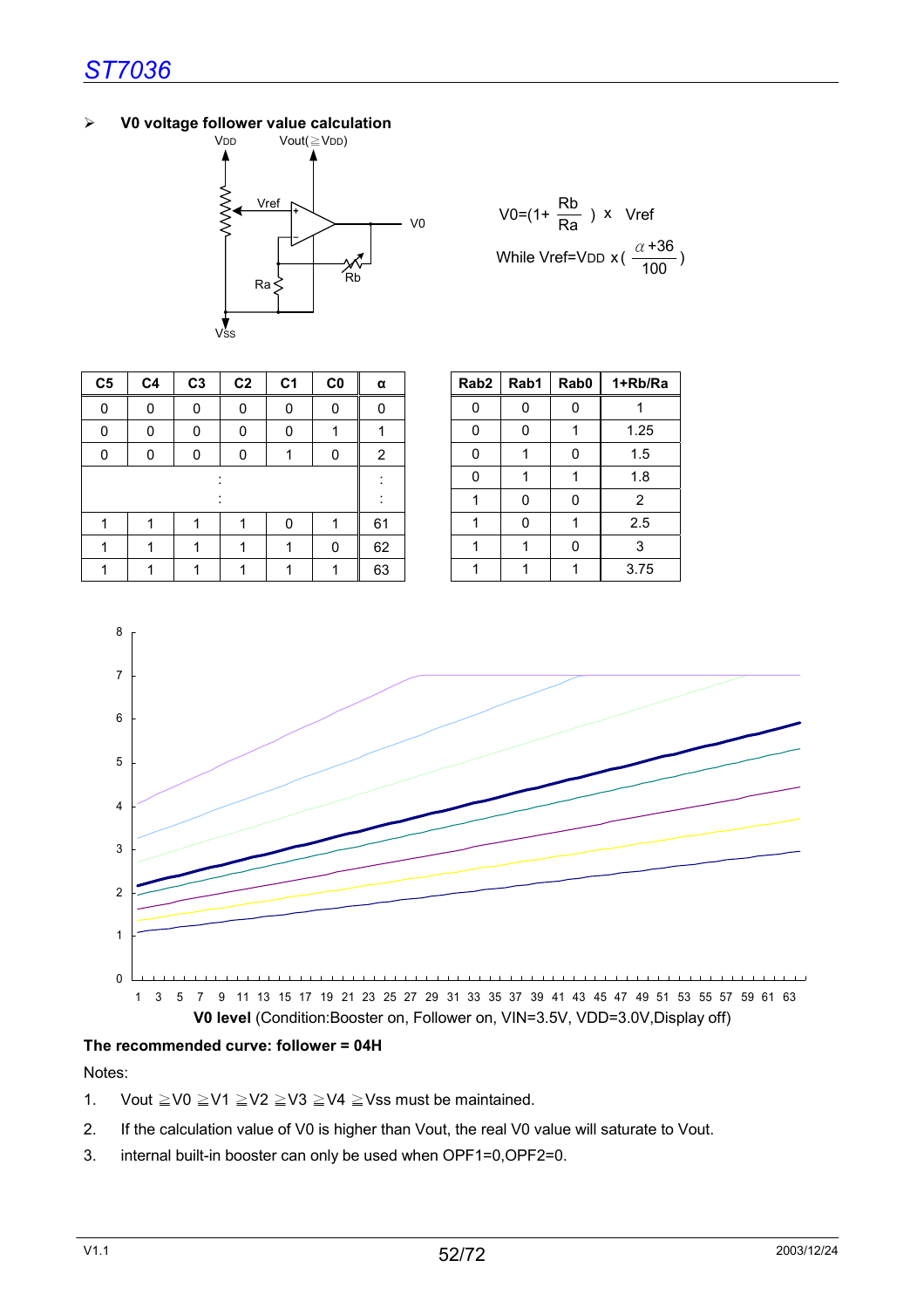- **V0 voltage follower value calculation**

VDD Vout(≧VDD)

Vref

V0

Ra

Rb

Vss

$$V0=(1+\frac{Rb}{Ra}) \times Vref$$

$$\text{While } Vref=V_{DD} \times (\frac{\alpha+36}{100})$$

| C5 | C4 | C3 | C2 | C1 | C0 | α |
|---|---|---|---|---|---|---|
| 0 | 0 | 0 | 0 | 0 | 0 | 0 |
| 0 | 0 | 0 | 0 | 0 | 1 | 1 |
| 0 | 0 | 0 | 0 | 1 | 0 | 2 |
| : | | | | | | : |
| : | | | | | | : |
| 1 | 1 | 1 | 1 | 0 | 1 | 61 |
| 1 | 1 | 1 | 1 | 1 | 0 | 62 |
| 1 | 1 | 1 | 1 | 1 | 1 | 63 |

| Rab2 | Rab1 | Rab0 | 1+Rb/Ra |
|---|---|---|---|
| 0 | 0 | 0 | 1 |
| 0 | 0 | 1 | 1.25 |
| 0 | 1 | 0 | 1.5 |
| 0 | 1 | 1 | 1.8 |
| 1 | 0 | 0 | 2 |
| 1 | 0 | 1 | 2.5 |
| 1 | 1 | 0 | 3 |
| 1 | 1 | 1 | 3.75 |

8
7
6
5
4
3
2
1
0

1 3 5 7 9 11 13 15 17 19 21 23 25 27 29 31 33 35 37 39 41 43 45 47 49 51 53 55 57 59 61 63

**V0 level** (Condition:Booster on, Follower on, VIN=3.5V, VDD=3.0V,Display off)

**The recommended curve: follower = 04H**

Notes:

1. Vout ≧V0 ≧V1 ≧V2 ≧V3 ≧V4 ≧Vss must be maintained.
2. If the calculation value of V0 is higher than Vout, the real V0 value will saturate to Vout.
3. internal built-in booster can only be used when OPF1=0,OPF2=0.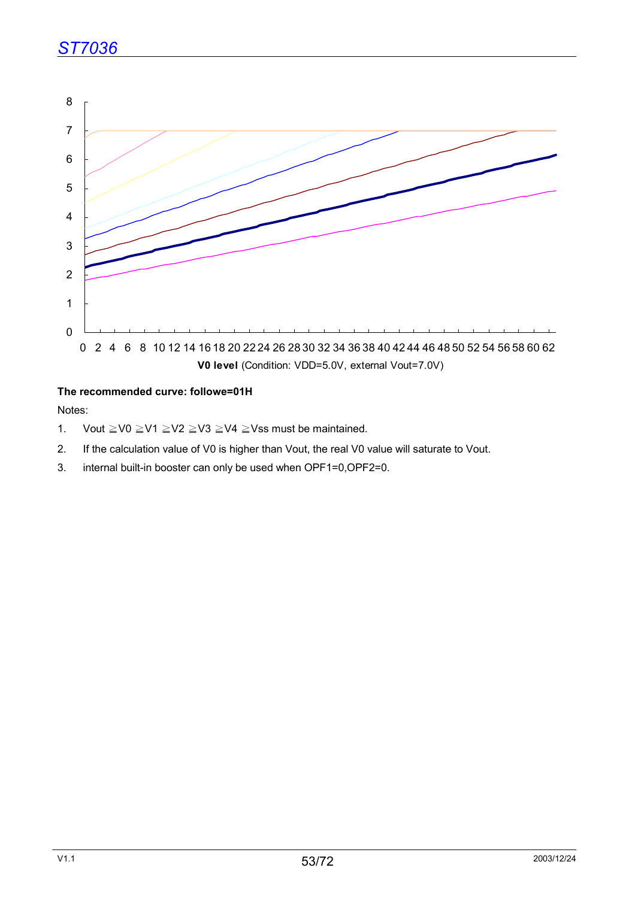8
7
6
5
4
3
2
1
0

0 2 4 6 8 10 12 14 16 18 20 22 24 26 28 30 32 34 36 38 40 42 44 46 48 50 52 54 56 58 60 62

**V0 level** (Condition: VDD=5.0V, external Vout=7.0V)

**The recommended curve: followe=01H**

Notes:

1. Vout ≧V0 ≧V1 ≧V2 ≧V3 ≧V4 ≧Vss must be maintained.
2. If the calculation value of V0 is higher than Vout, the real V0 value will saturate to Vout.
3. internal built-in booster can only be used when OPF1=0,OPF2=0.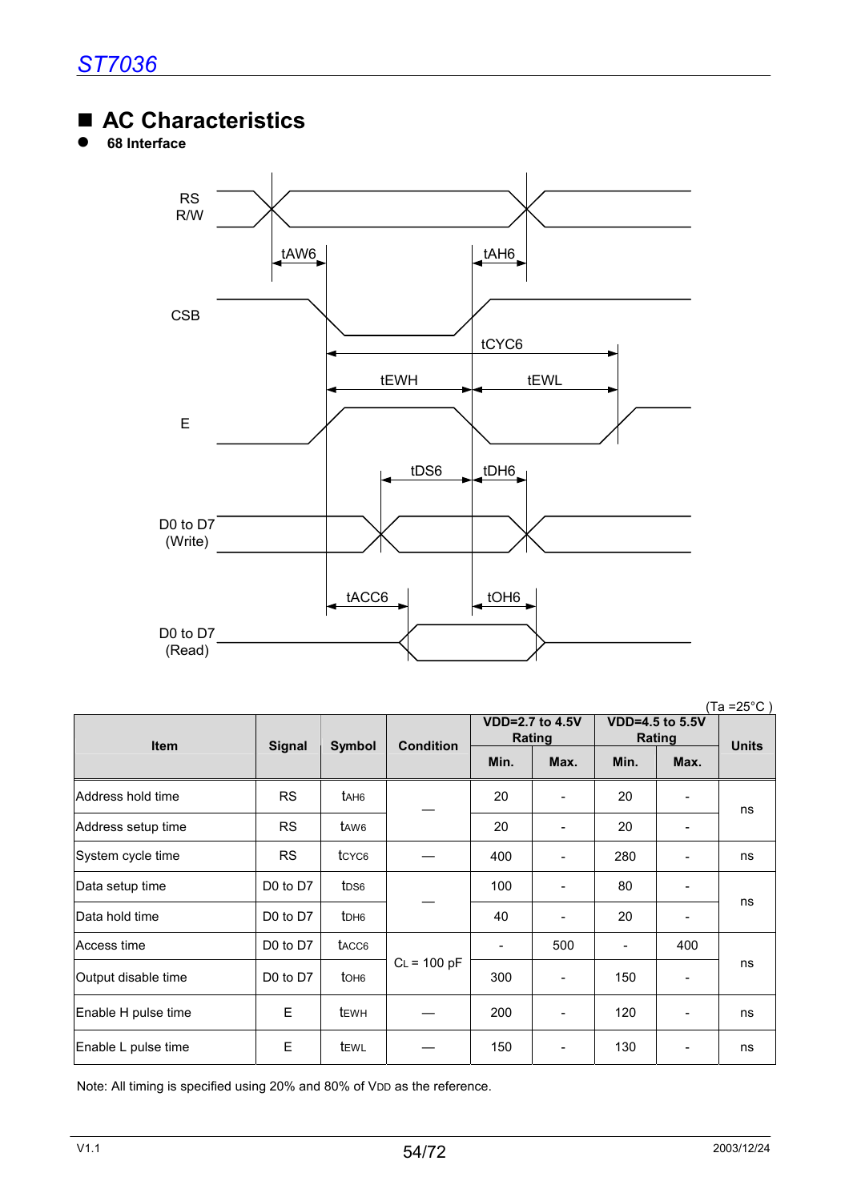## ■ AC Characteristics

- **68 Interface**

RS
R/W
tAW6
tAH6
CSB
tCYC6
tEWH
tEWL
E
tDS6
tDH6
D0 to D7
(Write)
tACC6
tOH6
D0 to D7
(Read)

(Ta =25°C )

| Item | Signal | Symbol | Condition | VDD=2.7 to 4.5V Rating | | VDD=4.5 to 5.5V Rating | | Units |
|---|---|---|---|---|---|---|---|---|
| | | | | Min. | Max. | Min. | Max. | |
| Address hold time | RS | $t_{AH6}$ | — | 20 | - | 20 | - | ns |
| Address setup time | RS | $t_{AW6}$ | | 20 | - | 20 | - | |
| System cycle time | RS | $t_{CYC6}$ | — | 400 | - | 280 | - | ns |
| Data setup time | D0 to D7 | $t_{DS6}$ | — | 100 | - | 80 | - | ns |
| Data hold time | D0 to D7 | $t_{DH6}$ | | 40 | - | 20 | - | |
| Access time | D0 to D7 | $t_{ACC6}$ | $C_L$ = 100 pF | - | 500 | - | 400 | ns |
| Output disable time | D0 to D7 | $t_{OH6}$ | | 300 | - | 150 | - | |
| Enable H pulse time | E | $t_{EWH}$ | — | 200 | - | 120 | - | ns |
| Enable L pulse time | E | $t_{EWL}$ | — | 150 | - | 130 | - | ns |

Note: All timing is specified using 20% and 80% of $V_{DD}$ as the reference.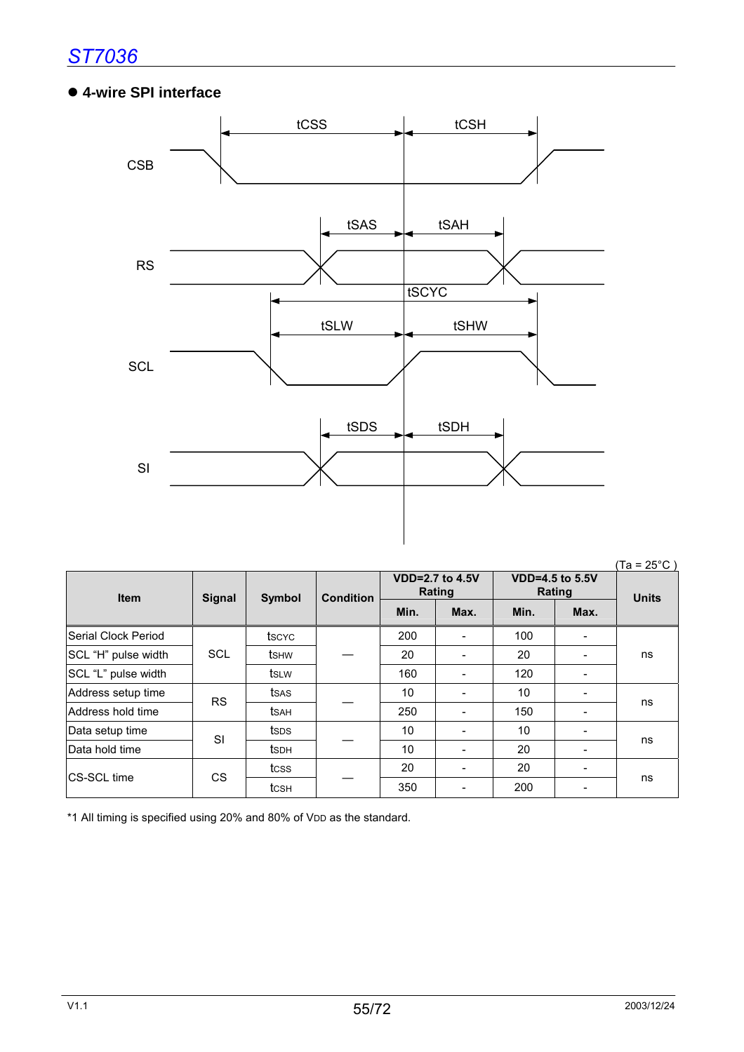- **4-wire SPI interface**

tCSS
tCSH
CSB
tSAS
tSAH
RS
tSCYC
tSLW
tSHW
SCL
tSDS
tSDH
SI

(Ta = 25°C )

| Item | Signal | Symbol | Condition | VDD=2.7 to 4.5V Rating | | VDD=4.5 to 5.5V Rating | | Units |
|---|---|---|---|---|---|---|---|---|
| | | | | Min. | Max. | Min. | Max. | |
| Serial Clock Period | SCL | $t_{SCYC}$ | — | 200 | - | 100 | - | ns |
| SCL "H" pulse width | | $t_{SHW}$ | | 20 | - | 20 | - | |
| SCL "L" pulse width | | $t_{SLW}$ | | 160 | - | 120 | - | |
| Address setup time | RS | $t_{SAS}$ | — | 10 | - | 10 | - | ns |
| Address hold time | | $t_{SAH}$ | | 250 | - | 150 | - | |
| Data setup time | SI | $t_{SDS}$ | — | 10 | - | 10 | - | ns |
| Data hold time | | $t_{SDH}$ | | 10 | - | 20 | - | |
| CS-SCL time | CS | $t_{CSS}$ | — | 20 | - | 20 | - | ns |
| | | $t_{CSH}$ | | 350 | - | 200 | - | |

*1 All timing is specified using 20% and 80% of $V_{DD}$ as the standard.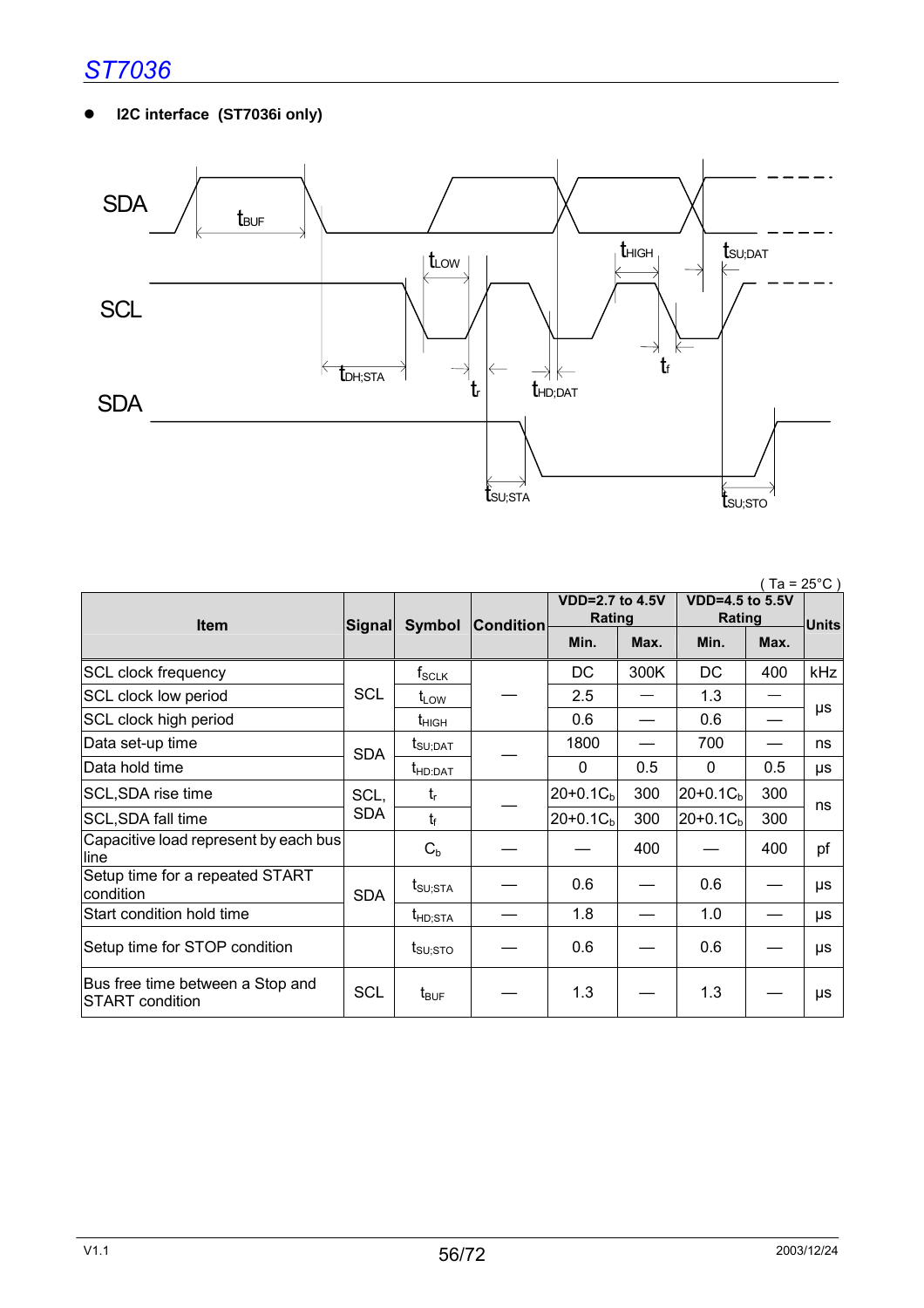- **I2C interface (ST7036i only)**

SDA

$t_{BUF}$

$t_{LOW}$

$t_{HIGH}$

$t_{SU;DAT}$

SCL

$t_{DH;STA}$

$t_r$

$t_{HD;DAT}$

$t_f$

SDA

$t_{SU;STA}$

$t_{SU;STO}$

( Ta = 25°C )

| Item | Signal | Symbol | Condition | VDD=2.7 to 4.5V Rating | | VDD=4.5 to 5.5V Rating | | Units |
|---|---|---|---|---|---|---|---|---|
| | | | | Min. | Max. | Min. | Max. | |
| SCL clock frequency | SCL | $f_{SCLK}$ | — | DC | 300K | DC | 400 | kHz |
| SCL clock low period | SCL | $t_{LOW}$ | — | 2.5 | — | 1.3 | — | μs |
| SCL clock high period | SCL | $t_{HIGH}$ | — | 0.6 | — | 0.6 | — | μs |
| Data set-up time | SDA | $t_{SU;DAT}$ | — | 1800 | — | 700 | — | ns |
| Data hold time | SDA | $t_{HD:DAT}$ | — | 0 | 0.5 | 0 | 0.5 | μs |
| SCL,SDA rise time | SCL, SDA | $t_r$ | — | 20+0.1$C_b$ | 300 | 20+0.1$C_b$ | 300 | ns |
| SCL,SDA fall time | SCL, SDA | $t_f$ | — | 20+0.1$C_b$ | 300 | 20+0.1$C_b$ | 300 | ns |
| Capacitive load represent by each bus line | | $C_b$ | — | — | 400 | — | 400 | pf |
| Setup time for a repeated START condition | SDA | $t_{SU;STA}$ | — | 0.6 | — | 0.6 | — | μs |
| Start condition hold time | SDA | $t_{HD;STA}$ | — | 1.8 | — | 1.0 | — | μs |
| Setup time for STOP condition | | $t_{SU;STO}$ | — | 0.6 | — | 0.6 | — | μs |
| Bus free time between a Stop and START condition | SCL | $t_{BUF}$ | — | 1.3 | — | 1.3 | — | μs |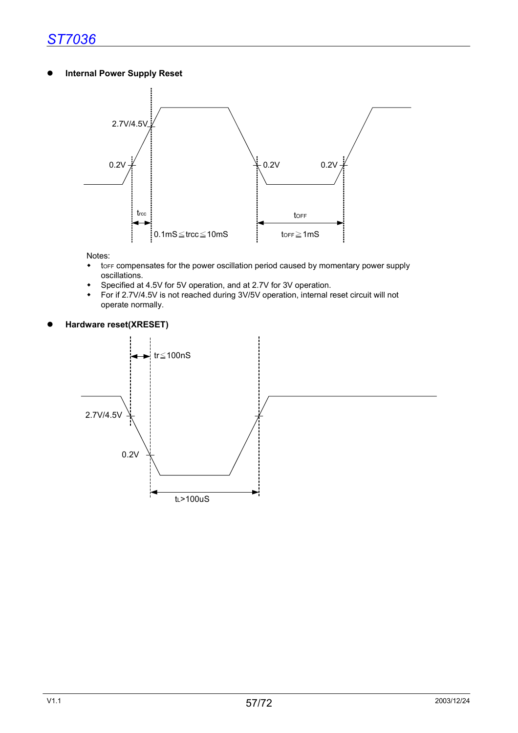- **Internal Power Supply Reset**

2.7V/4.5V

0.2V

0.2V

0.2V

$t_{rcc}$

$t_{OFF}$

0.1mS≦trcc≦10mS

$t_{OFF}$≧1mS

Notes:

- $t_{OFF}$ compensates for the power oscillation period caused by momentary power supply oscillations.
- Specified at 4.5V for 5V operation, and at 2.7V for 3V operation.
- For if 2.7V/4.5V is not reached during 3V/5V operation, internal reset circuit will not operate normally.

- **Hardware reset(XRESET)**

tr≦100nS

2.7V/4.5V

0.2V

$t_L$>100uS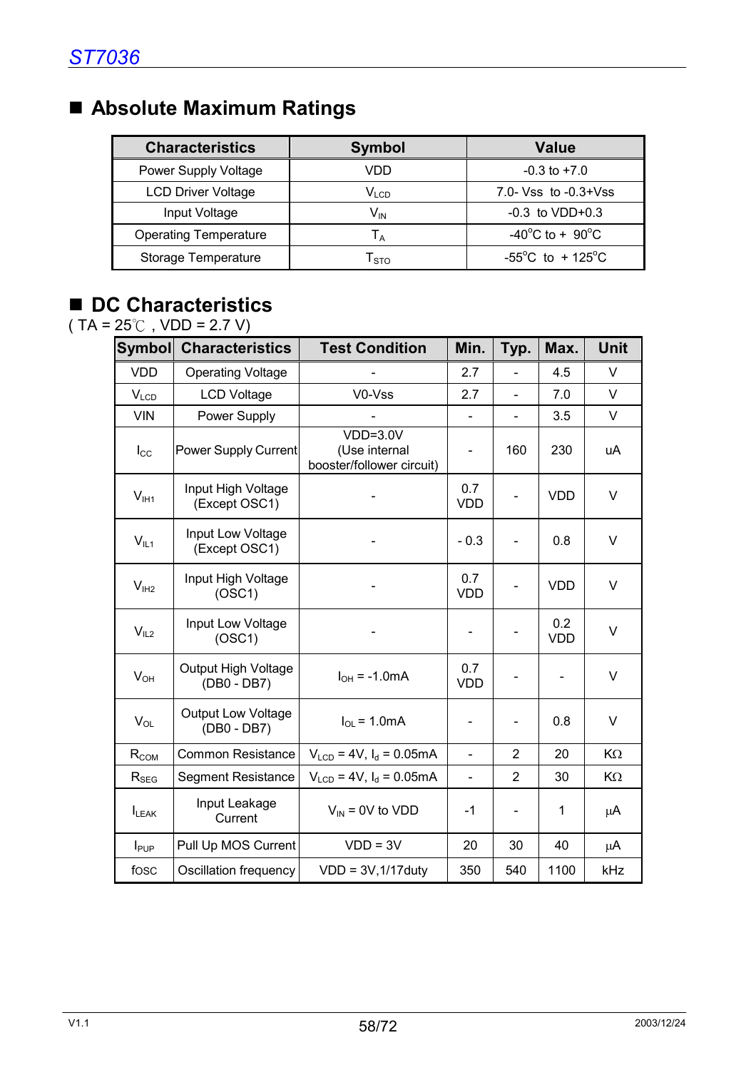## ■ Absolute Maximum Ratings

| Characteristics | Symbol | Value |
|---|---|---|
| Power Supply Voltage | VDD | -0.3 to +7.0 |
| LCD Driver Voltage | $V_{LCD}$ | 7.0- Vss to -0.3+Vss |
| Input Voltage | $V_{IN}$ | -0.3 to VDD+0.3 |
| Operating Temperature | $T_A$ | -40°C to + 90°C |
| Storage Temperature | $T_{STO}$ | -55°C to + 125°C |

## ■ DC Characteristics

( TA = 25℃ , VDD = 2.7 V)

| Symbol | Characteristics | Test Condition | Min. | Typ. | Max. | Unit |
|---|---|---|---|---|---|---|
| VDD | Operating Voltage | - | 2.7 | - | 4.5 | V |
| $V_{LCD}$ | LCD Voltage | V0-Vss | 2.7 | - | 7.0 | V |
| VIN | Power Supply | - | - | - | 3.5 | V |
| $I_{CC}$ | Power Supply Current | VDD=3.0V (Use internal booster/follower circuit) | - | 160 | 230 | uA |
| $V_{IH1}$ | Input High Voltage (Except OSC1) | - | 0.7 VDD | - | VDD | V |
| $V_{IL1}$ | Input Low Voltage (Except OSC1) | - | - 0.3 | - | 0.8 | V |
| $V_{IH2}$ | Input High Voltage (OSC1) | - | 0.7 VDD | - | VDD | V |
| $V_{IL2}$ | Input Low Voltage (OSC1) | - | - | - | 0.2 VDD | V |
| $V_{OH}$ | Output High Voltage (DB0 - DB7) | $I_{OH}$ = -1.0mA | 0.7 VDD | - | - | V |
| $V_{OL}$ | Output Low Voltage (DB0 - DB7) | $I_{OL}$ = 1.0mA | - | - | 0.8 | V |
| $R_{COM}$ | Common Resistance | $V_{LCD}$ = 4V, $I_d$ = 0.05mA | - | 2 | 20 | KΩ |
| $R_{SEG}$ | Segment Resistance | $V_{LCD}$ = 4V, $I_d$ = 0.05mA | - | 2 | 30 | KΩ |
| $I_{LEAK}$ | Input Leakage Current | $V_{IN}$ = 0V to VDD | -1 | - | 1 | μA |
| $I_{PUP}$ | Pull Up MOS Current | VDD = 3V | 20 | 30 | 40 | μA |
| fOSC | Oscillation frequency | VDD = 3V,1/17duty | 350 | 540 | 1100 | kHz |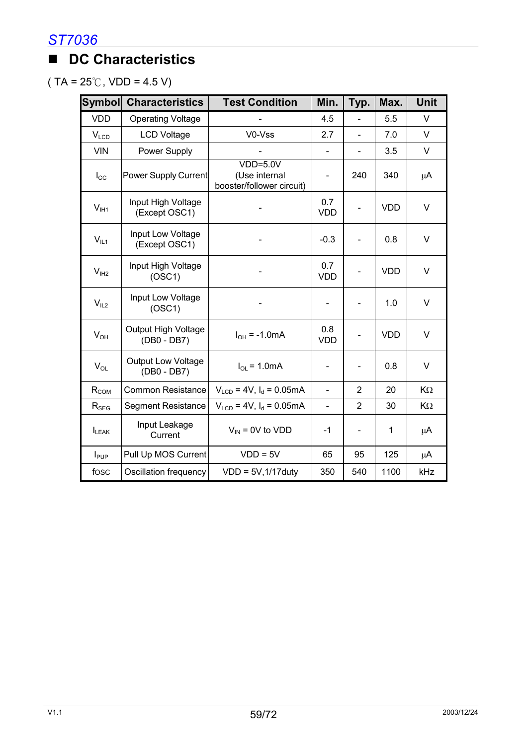## DC Characteristics

( TA = 25℃, VDD = 4.5 V)

| Symbol | Characteristics | Test Condition | Min. | Typ. | Max. | Unit |
|---|---|---|---|---|---|---|
| VDD | Operating Voltage | - | 4.5 | - | 5.5 | V |
| $V_{LCD}$ | LCD Voltage | V0-Vss | 2.7 | - | 7.0 | V |
| VIN | Power Supply | - | - | - | 3.5 | V |
| $I_{CC}$ | Power Supply Current | VDD=5.0V (Use internal booster/follower circuit) | - | 240 | 340 | µA |
| $V_{IH1}$ | Input High Voltage (Except OSC1) | - | 0.7 VDD | - | VDD | V |
| $V_{IL1}$ | Input Low Voltage (Except OSC1) | - | -0.3 | - | 0.8 | V |
| $V_{IH2}$ | Input High Voltage (OSC1) | - | 0.7 VDD | - | VDD | V |
| $V_{IL2}$ | Input Low Voltage (OSC1) | - | - | - | 1.0 | V |
| $V_{OH}$ | Output High Voltage (DB0 - DB7) | $I_{OH}$ = -1.0mA | 0.8 VDD | - | VDD | V |
| $V_{OL}$ | Output Low Voltage (DB0 - DB7) | $I_{OL}$ = 1.0mA | - | - | 0.8 | V |
| $R_{COM}$ | Common Resistance | $V_{LCD}$ = 4V, $I_d$ = 0.05mA | - | 2 | 20 | KΩ |
| $R_{SEG}$ | Segment Resistance | $V_{LCD}$ = 4V, $I_d$ = 0.05mA | - | 2 | 30 | KΩ |
| $I_{LEAK}$ | Input Leakage Current | $V_{IN}$ = 0V to VDD | -1 | - | 1 | µA |
| $I_{PUP}$ | Pull Up MOS Current | VDD = 5V | 65 | 95 | 125 | µA |
| fOSC | Oscillation frequency | VDD = 5V,1/17duty | 350 | 540 | 1100 | kHz |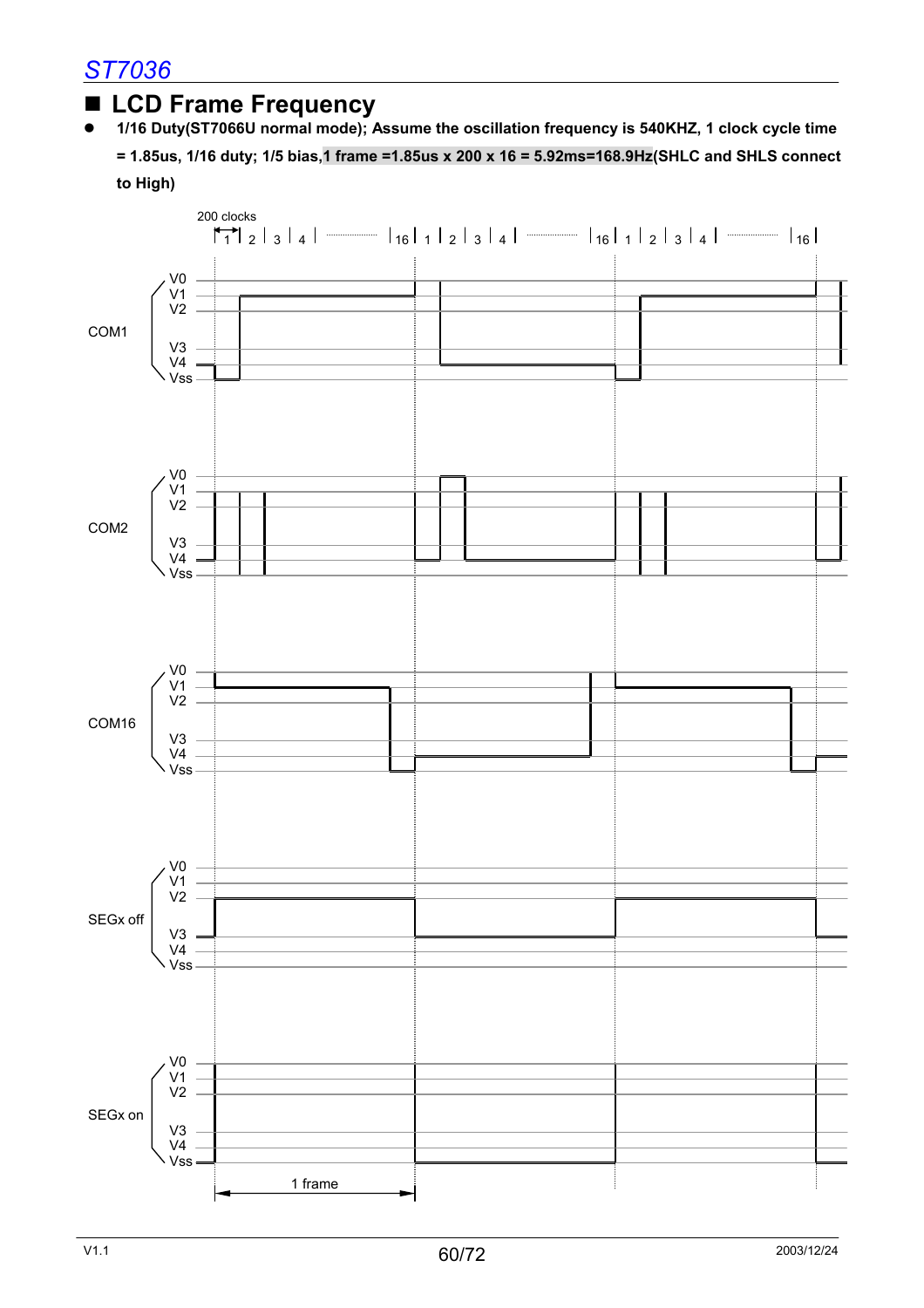## LCD Frame Frequency

- **1/16 Duty(ST7066U normal mode); Assume the oscillation frequency is 540KHZ, 1 clock cycle time = 1.85us, 1/16 duty; 1/5 bias,1 frame =1.85us x 200 x 16 = 5.92ms=168.9Hz(SHLC and SHLS connect to High)**

200 clocks

1 2 3 4 16 1 2 3 4 16 1 2 3 4 16

COM1
V0
V1
V2
V3
V4
Vss

COM2
V0
V1
V2
V3
V4
Vss

COM16
V0
V1
V2
V3
V4
Vss

SEGx off
V0
V1
V2
V3
V4
Vss

SEGx on
V0
V1
V2
V3
V4
Vss

1 frame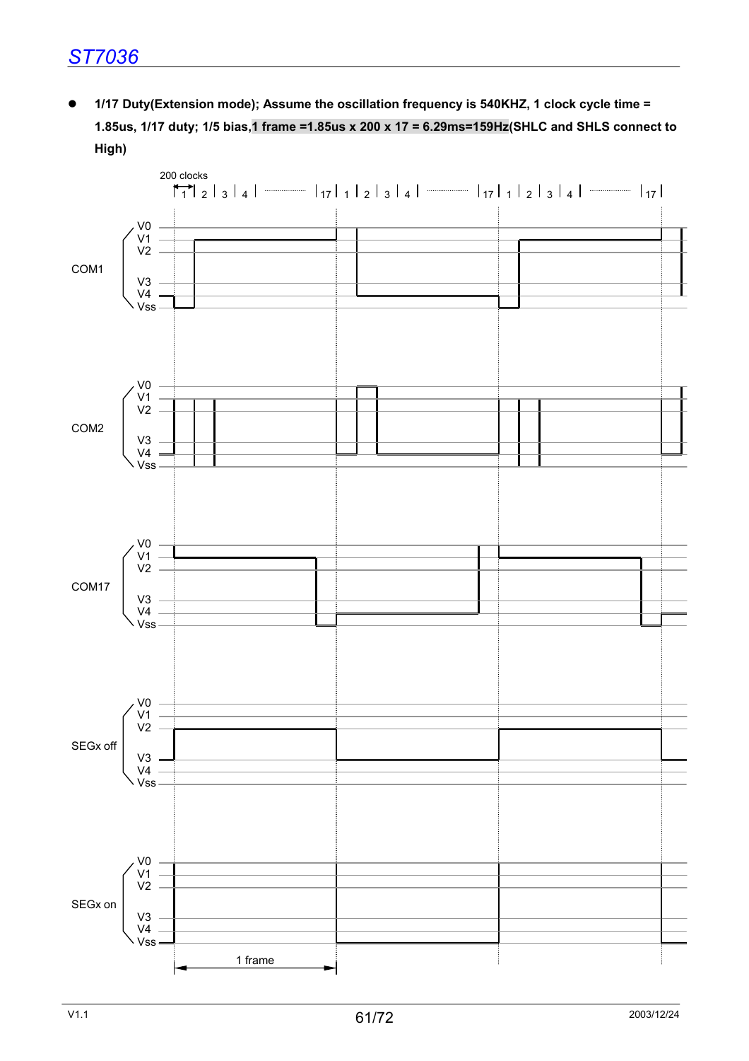- **1/17 Duty(Extension mode); Assume the oscillation frequency is 540KHZ, 1 clock cycle time = 1.85us, 1/17 duty; 1/5 bias,1 frame =1.85us x 200 x 17 = 6.29ms=159Hz(SHLC and SHLS connect to High)**

200 clocks

1 2 3 4 17 1 2 3 4 17 1 2 3 4 17

COM1
V0
V1
V2
V3
V4
Vss

COM2
V0
V1
V2
V3
V4
Vss

COM17
V0
V1
V2
V3
V4
Vss

SEGx off
V0
V1
V2
V3
V4
Vss

SEGx on
V0
V1
V2
V3
V4
Vss

1 frame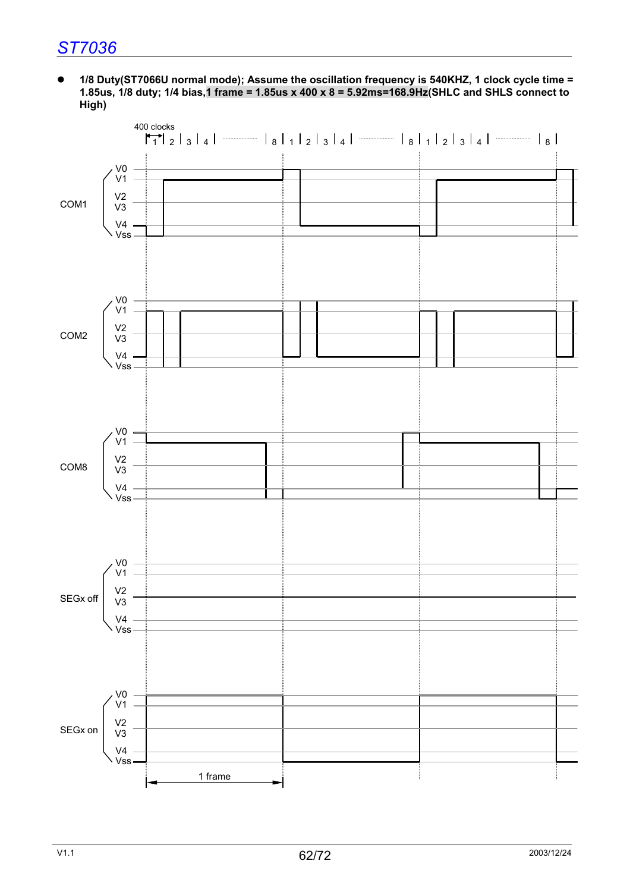- **1/8 Duty(ST7066U normal mode); Assume the oscillation frequency is 540KHZ, 1 clock cycle time = 1.85us, 1/8 duty; 1/4 bias,1 frame = 1.85us x 400 x 8 = 5.92ms=168.9Hz(SHLC and SHLS connect to High)**

400 clocks

1 2 3 4 ........ 8 1 2 3 4 ........ 8 1 2 3 4 ........ 8

COM1 — V0, V1, V2, V3, V4, Vss

COM2 — V0, V1, V2, V3, V4, Vss

COM8 — V0, V1, V2, V3, V4, Vss

SEGx off — V0, V1, V2, V3, V4, Vss

SEGx on — V0, V1, V2, V3, V4, Vss

1 frame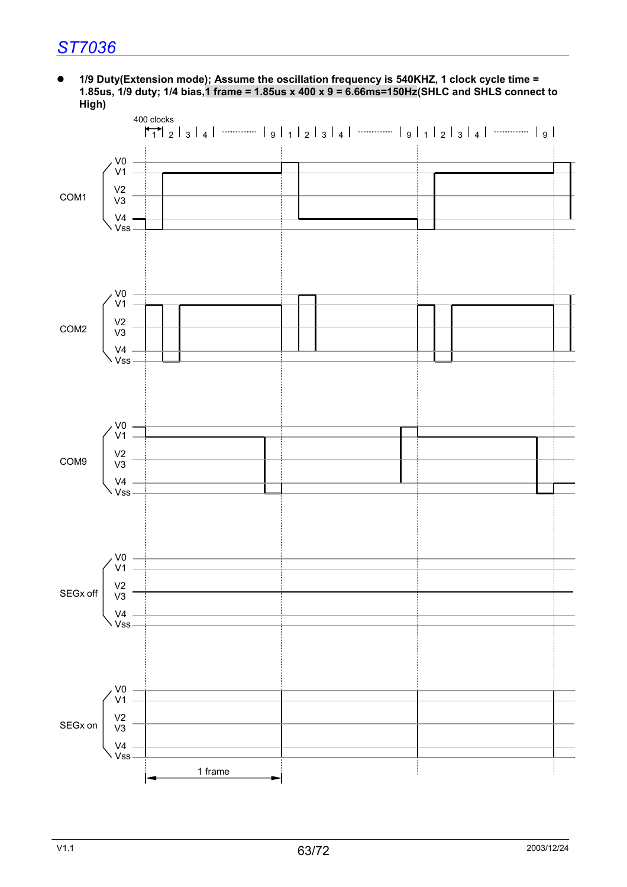- **1/9 Duty(Extension mode); Assume the oscillation frequency is 540KHZ, 1 clock cycle time = 1.85us, 1/9 duty; 1/4 bias,1 frame = 1.85us x 400 x 9 = 6.66ms=150Hz(SHLC and SHLS connect to High)**

400 clocks

1 2 3 4 ... 9 1 2 3 4 ... 9 1 2 3 4 ... 9

COM1
V0
V1
V2
V3
V4
Vss

COM2
V0
V1
V2
V3
V4
Vss

COM9
V0
V1
V2
V3
V4
Vss

SEGx off
V0
V1
V2
V3
V4
Vss

SEGx on
V0
V1
V2
V3
V4
Vss

1 frame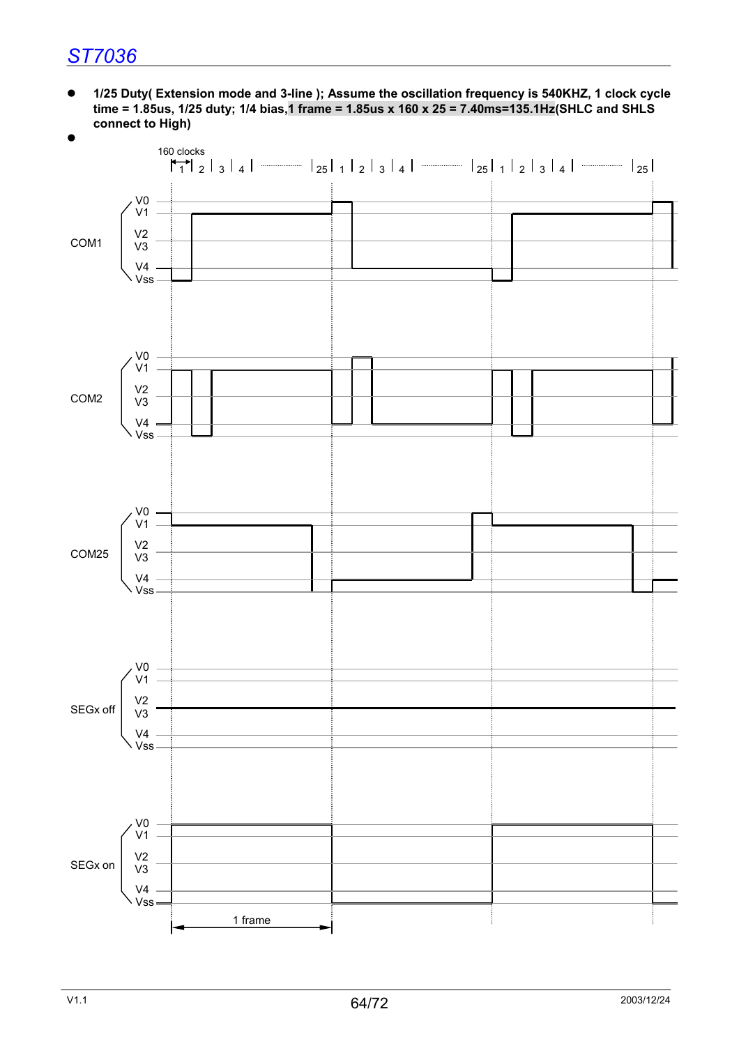- **1/25 Duty( Extension mode and 3-line ); Assume the oscillation frequency is 540KHZ, 1 clock cycle time = 1.85us, 1/25 duty; 1/4 bias,1 frame = 1.85us x 160 x 25 = 7.40ms=135.1Hz(SHLC and SHLS connect to High)**
- 

160 clocks

1 2 3 4 ........ 25 1 2 3 4 ........ 25 1 2 3 4 ........ 25

COM1
V0
V1
V2
V3
V4
Vss

COM2
V0
V1
V2
V3
V4
Vss

COM25
V0
V1
V2
V3
V4
Vss

SEGx off
V0
V1
V2
V3
V4
Vss

SEGx on
V0
V1
V2
V3
V4
Vss

1 frame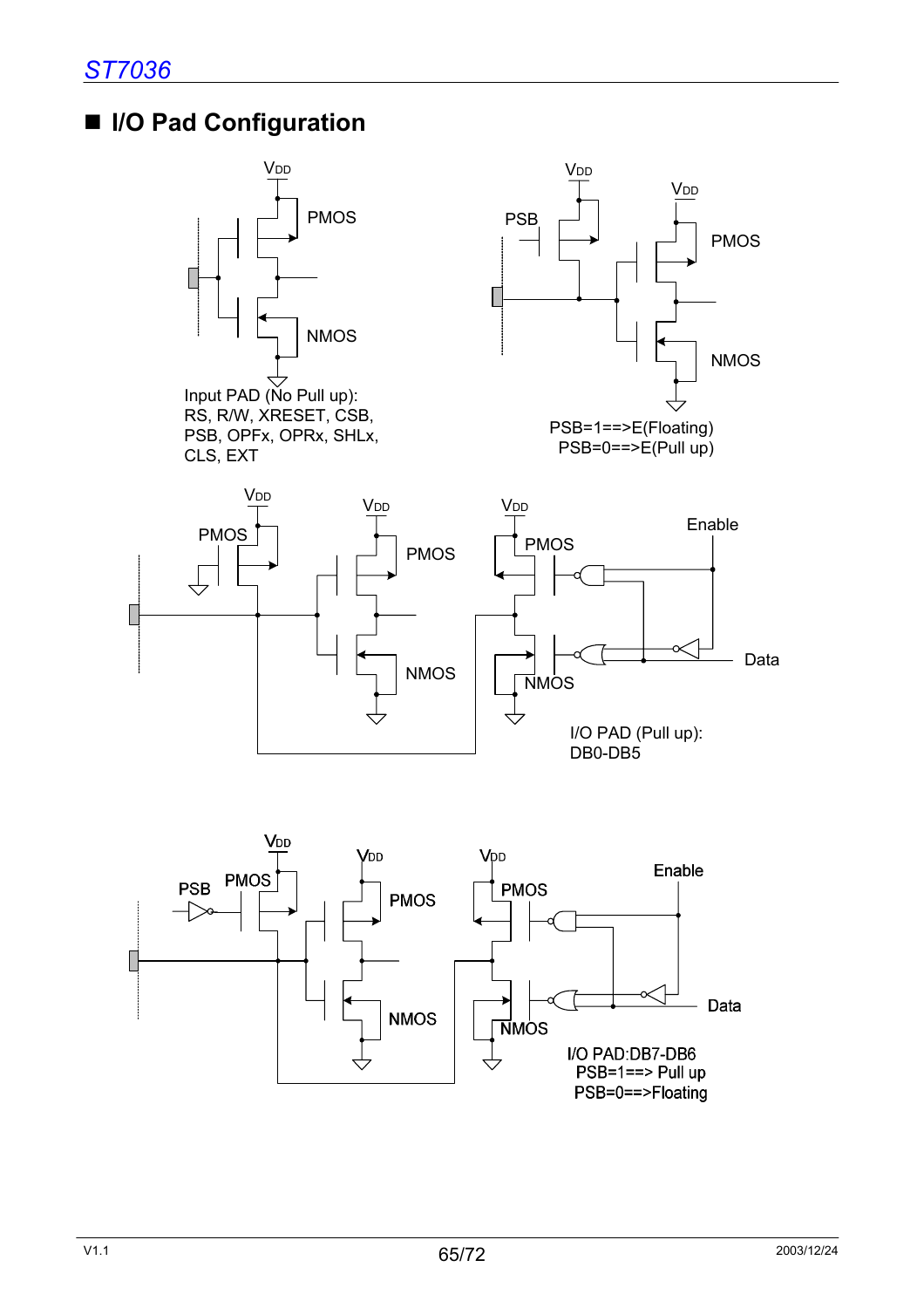## I/O Pad Configuration

VDD

PMOS

NMOS

Input PAD (No Pull up):
RS, R/W, XRESET, CSB,
PSB, OPFx, OPRx, SHLx,
CLS, EXT

VDD

PSB

VDD

PMOS

NMOS

PSB=1==>E(Floating)
PSB=0==>E(Pull up)

VDD

PMOS

VDD

PMOS

NMOS

VDD

PMOS

Enable

NMOS

Data

I/O PAD (Pull up):
DB0-DB5

VDD

PSB

PMOS

VDD

PMOS

NMOS

VDD

PMOS

Enable

NMOS

Data

I/O PAD:DB7-DB6
PSB=1==> Pull up
PSB=0==>Floating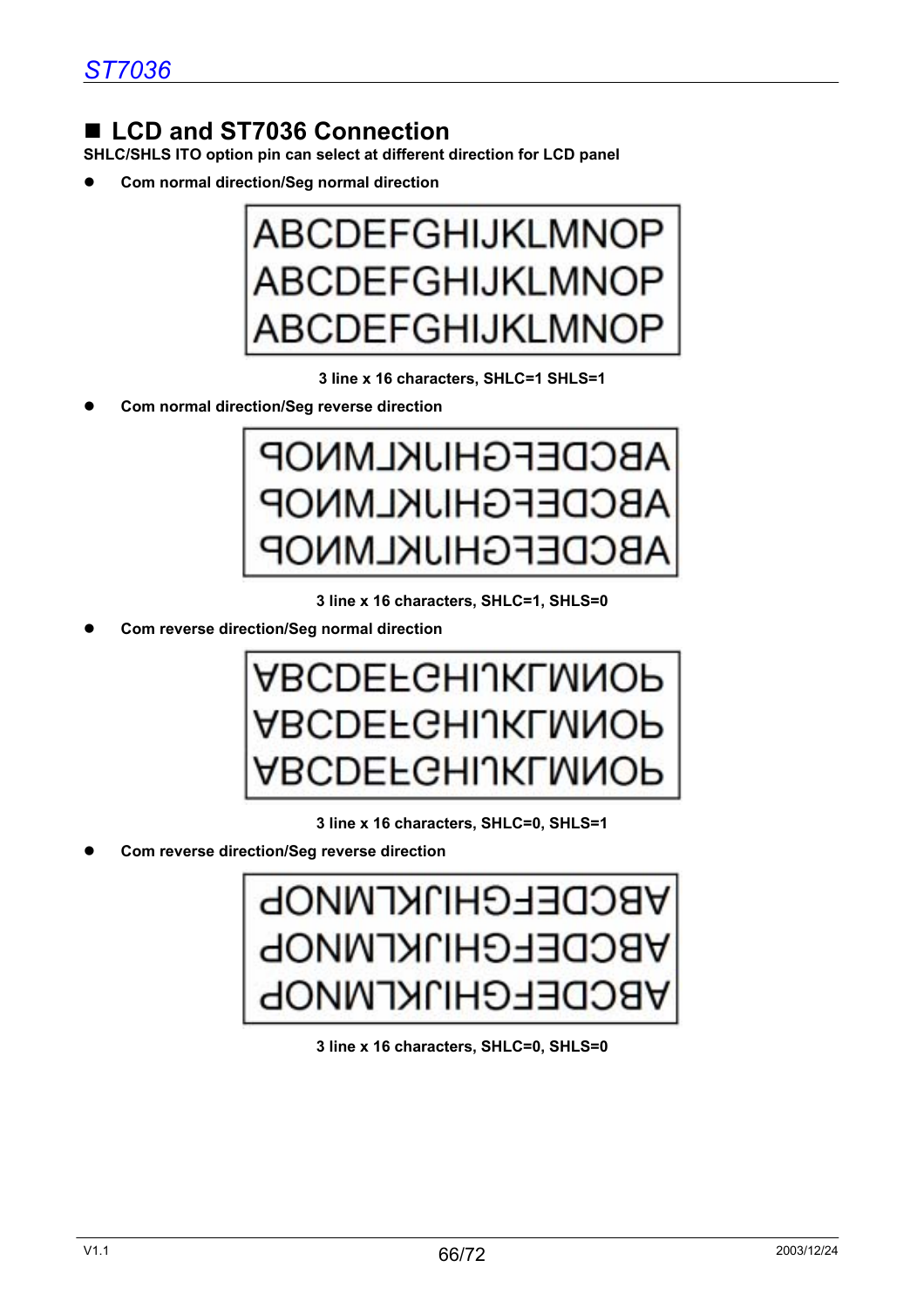## ■ LCD and ST7036 Connection

**SHLC/SHLS ITO option pin can select at different direction for LCD panel**

- **Com normal direction/Seg normal direction**

```
ABCDEFGHIJKLMNOP
ABCDEFGHIJKLMNOP
ABCDEFGHIJKLMNOP
```

**3 line x 16 characters, SHLC=1 SHLS=1**

- **Com normal direction/Seg reverse direction**

**3 line x 16 characters, SHLC=1, SHLS=0**

- **Com reverse direction/Seg normal direction**

**3 line x 16 characters, SHLC=0, SHLS=1**

- **Com reverse direction/Seg reverse direction**

**3 line x 16 characters, SHLC=0, SHLS=0**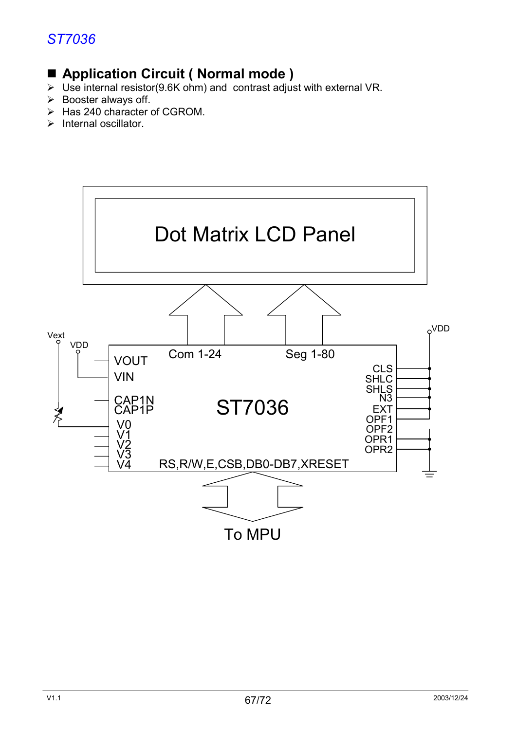## Application Circuit ( Normal mode )

- Use internal resistor(9.6K ohm) and contrast adjust with external VR.
- Booster always off.
- Has 240 character of CGROM.
- Internal oscillator.

Dot Matrix LCD Panel

Com 1-24

Seg 1-80

Vext

VDD

VOUT

VIN

CAP1N

CAP1P

V0

V1

V2

V3

V4

ST7036

VDD

CLS

SHLC

SHLS

N3

EXT

OPF1

OPF2

OPR1

OPR2

RS,R/W,E,CSB,DB0-DB7,XRESET

To MPU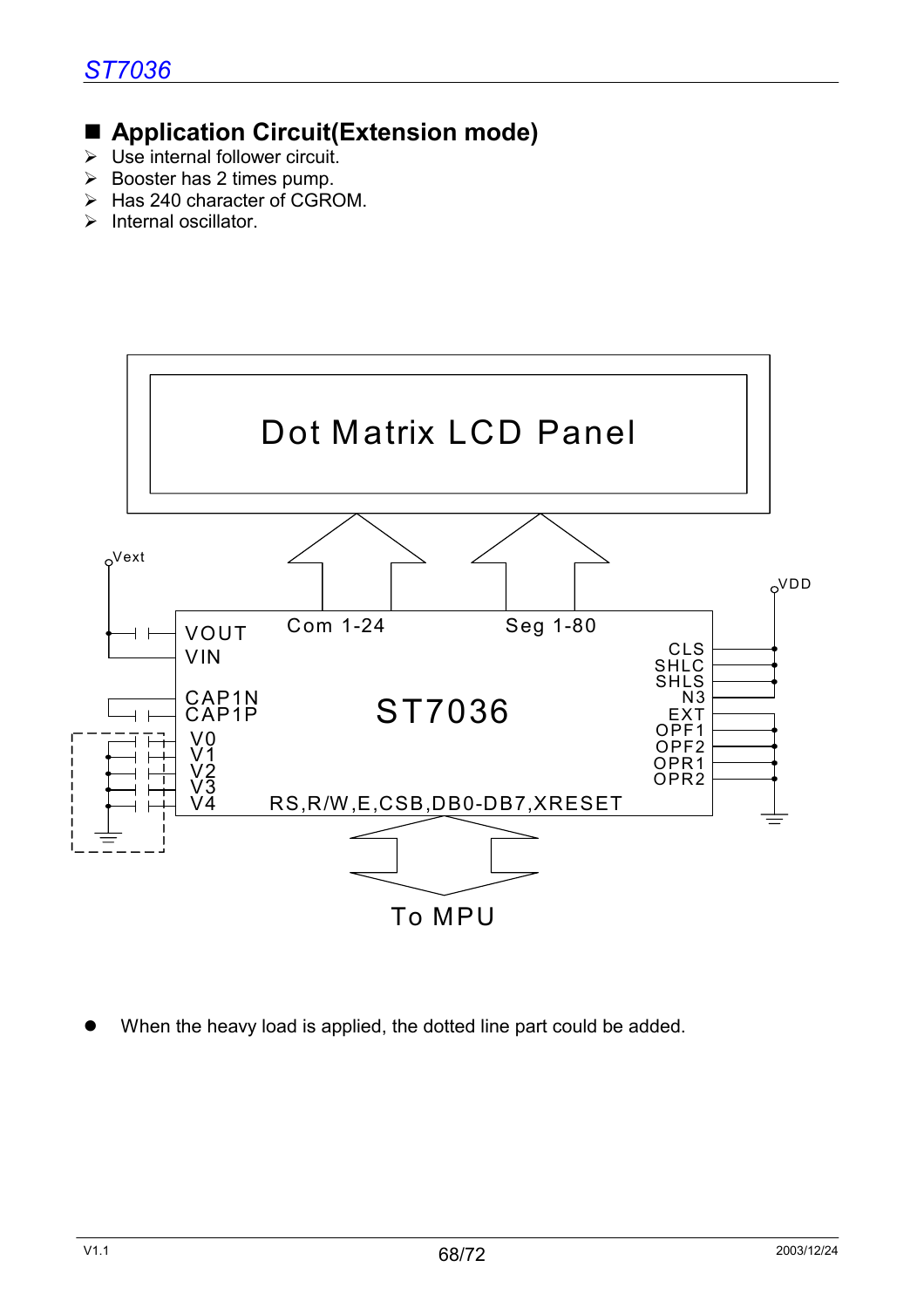## Application Circuit(Extension mode)

- Use internal follower circuit.
- Booster has 2 times pump.
- Has 240 character of CGROM.
- Internal oscillator.

Dot Matrix LCD Panel

Vext

VDD

VOUT
VIN
CAP1N
CAP1P
V0
V1
V2
V3
V4

Com 1-24

Seg 1-80

ST7036

CLS
SHLC
SHLS
N3
EXT
OPF1
OPF2
OPR1
OPR2

RS,R/W,E,CSB,DB0-DB7,XRESET

To MPU

- When the heavy load is applied, the dotted line part could be added.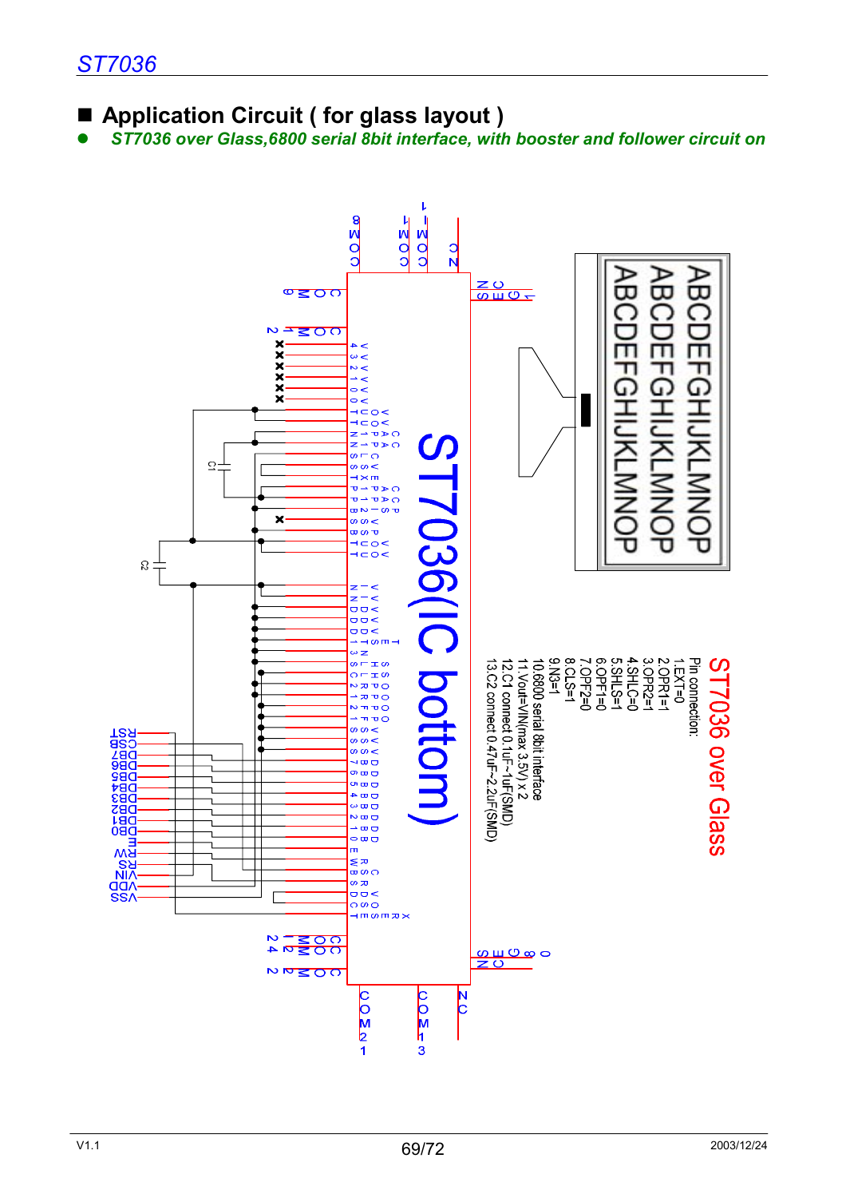## Application Circuit ( for glass layout )

- *ST7036 over Glass,6800 serial 8bit interface, with booster and follower circuit on*

ST7036(IC bottom)

ST7036 over Glass

Pin connection:
1.EXT=0
2.OPR1=1
3.OPR2=1
4.SHLC=0
5.SHLS=1
6.OPF1=0
7.OPF2=0
8.CLS=1
9.N3=1
10.6800 serial 8bit interface
11.Vout=VIN(max 3.5V) x 2
12.C1 connect 0.1uF~1uF(SMD)
13.C2 connect 0.47uF~2.2uF(SMD)

ABCDEFGHIJKLMNOP
ABCDEFGHIJKLMNOP
ABCDEFGHIJKLMNOP

C1

C2

RST
CSB
DB7
DB6
DB5
DB4
DB3
DB2
DB1
DB0
E
RW
RS
VIN
VDD
VSS

COM9
COM16
COM8
COM1
NC
SEG1
COM24
COM21
COM13
NC
SEG80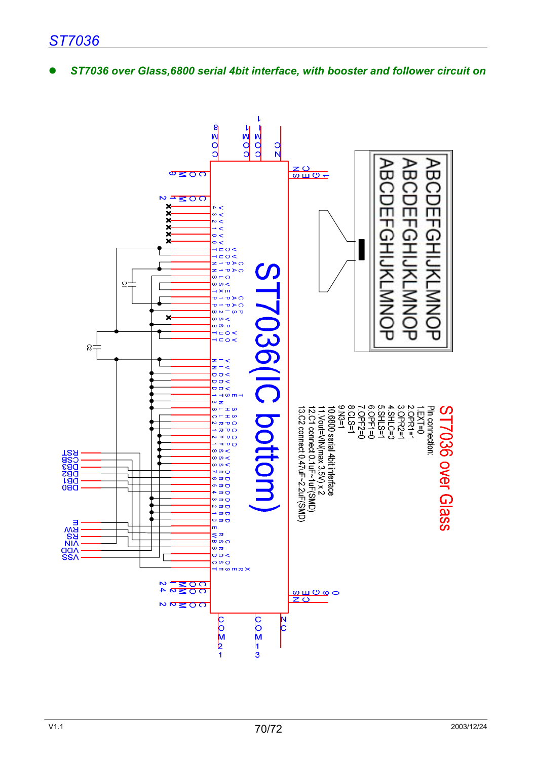- ***ST7036 over Glass,6800 serial 4bit interface, with booster and follower circuit on***

ST7036(IC bottom)

ST7036 over Glass

Pin connection:
1.EXT=0
2.OPR1=1
3.OPR2=1
4.SHLC=0
5.SHLS=1
6.OPF1=0
7.OPF2=0
8.CLS=1
9.N3=1
10.6800 serial 4bit interface
11.Vout=VIN(max 3.5V) x 2
12.C1 connect 0.1uF~1uF(SMD)
13.C2 connect 0.47uF~2.2uF(SMD)

ABCDEFGHIJKLMNOP
ABCDEFGHIJKLMNOP
ABCDEFGHIJKLMNOP

RST
CSB
DB3
DB2
DB1
DB0
E
RW
RS
VIN
VDD
VSS

C1
C2

COM8
COM1
COM1
NC
COM9
COM12
COM24
COM22
COM21
COM13
NC
SEG1
SEG80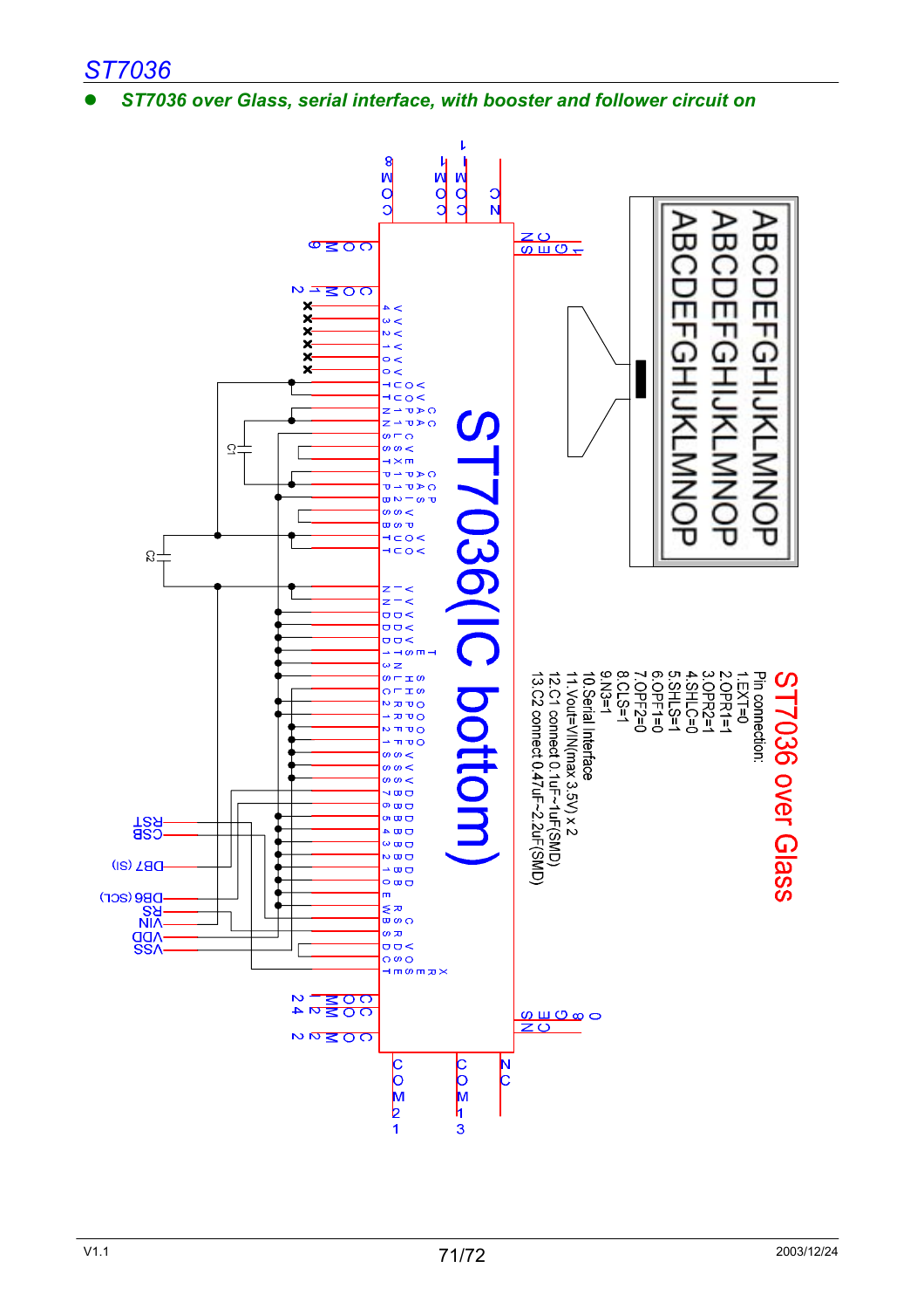- **ST7036 over Glass, serial interface, with booster and follower circuit on**

ST7036 over Glass

Pin connection:

1.EXT=0
2.OPR1=1
3.OPR2=1
4.SHLC=0
5.SHLS=1
6.OPF1=0
7.OPF2=0
8.CLS=1
9.N3=1
10.Serial Interface
11.Vout=VIN(max 3.5V) x 2
12.C1 connect 0.1uF~1uF(SMD)
13.C2 connect 0.47uF~2.2uF(SMD)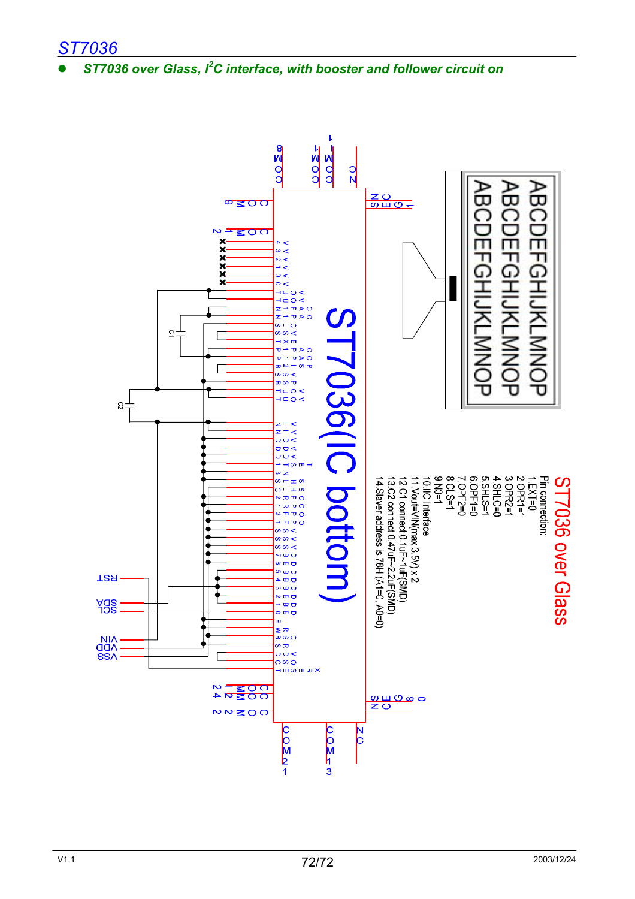- **ST7036 over Glass, I²C interface, with booster and follower circuit on**

ST7036 over Glass

Pin connection:
1.EXT=0
2.OPR1=1
3.OPR2=1
4.SHLC=0
5.SHLS=1
6.OPF1=0
7.OPF2=0
8.CLS=1
9.N3=1
10.IIC Interface
11.Vout=VIN(max 3.5V) x 2
12.C1 connect 0.1uF~1uF(SMD)
13.C2 connect 0.47uF~2.2uF(SMD)
14.Slaver address is 78H (A1=0, A0=0)

ST7036(IC bottom)

ABCDEFGHIJKLMNOP
ABCDEFGHIJKLMNOP
ABCDEFGHIJKLMNOP

C1
C2
RST
SDA
SCL
VIN
VDD
VSS
COM8
COM1
COM1
NC
COM9
COM12
COM21
COM22
COM24
COM13
NC
SEG1
SEG80